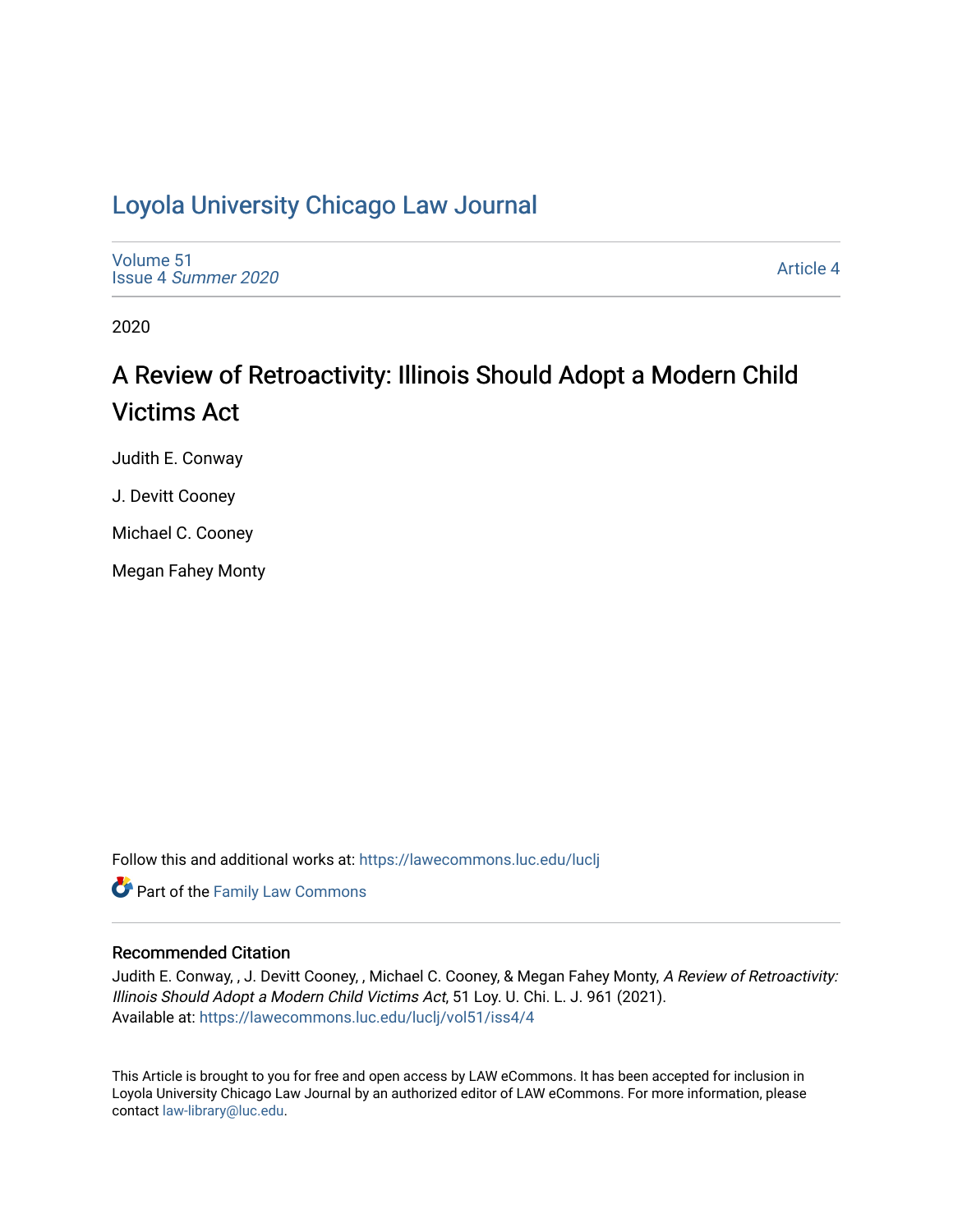# Loyola University Chicago Law Journal

Volume 51
Issue 4 *Summer 2020*

Article 4

2020

## A Review of Retroactivity: Illinois Should Adopt a Modern Child Victims Act

Judith E. Conway

J. Devitt Cooney

Michael C. Cooney

Megan Fahey Monty

Follow this and additional works at: https://lawecommons.luc.edu/luclj

Part of the Family Law Commons

### Recommended Citation

Judith E. Conway, , J. Devitt Cooney, , Michael C. Cooney, & Megan Fahey Monty, *A Review of Retroactivity: Illinois Should Adopt a Modern Child Victims Act*, 51 Loy. U. Chi. L. J. 961 (2021).
Available at: https://lawecommons.luc.edu/luclj/vol51/iss4/4

This Article is brought to you for free and open access by LAW eCommons. It has been accepted for inclusion in Loyola University Chicago Law Journal by an authorized editor of LAW eCommons. For more information, please contact law-library@luc.edu.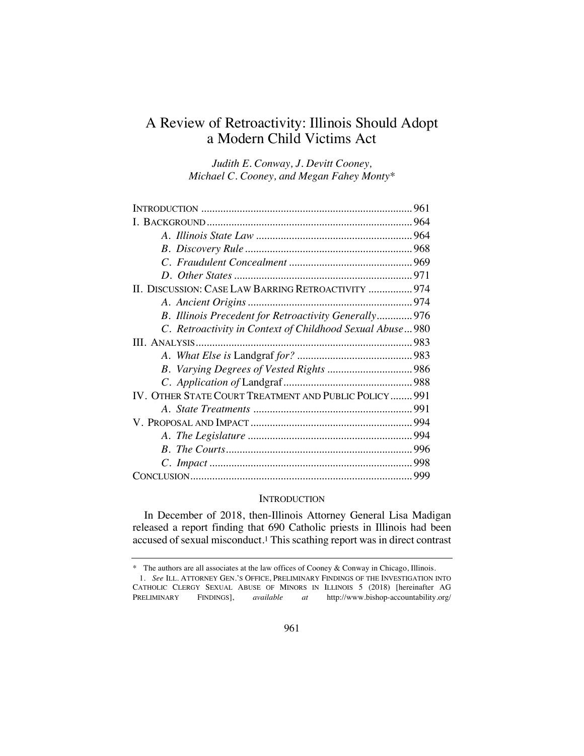# A Review of Retroactivity: Illinois Should Adopt a Modern Child Victims Act

*Judith E. Conway, J. Devitt Cooney, Michael C. Cooney, and Megan Fahey Monty\**

| | |
|---|---|
| INTRODUCTION | 961 |
| I. BACKGROUND | 964 |
| *A. Illinois State Law* | 964 |
| *B. Discovery Rule* | 968 |
| *C. Fraudulent Concealment* | 969 |
| *D. Other States* | 971 |
| II. DISCUSSION: CASE LAW BARRING RETROACTIVITY | 974 |
| *A. Ancient Origins* | 974 |
| *B. Illinois Precedent for Retroactivity Generally* | 976 |
| *C. Retroactivity in Context of Childhood Sexual Abuse* | 980 |
| III. ANALYSIS | 983 |
| *A. What Else is* Landgraf *for?* | 983 |
| *B. Varying Degrees of Vested Rights* | 986 |
| *C. Application of* Landgraf | 988 |
| IV. OTHER STATE COURT TREATMENT AND PUBLIC POLICY | 991 |
| *A. State Treatments* | 991 |
| V. PROPOSAL AND IMPACT | 994 |
| *A. The Legislature* | 994 |
| *B. The Courts* | 996 |
| *C. Impact* | 998 |
| CONCLUSION | 999 |

## INTRODUCTION

In December of 2018, then-Illinois Attorney General Lisa Madigan released a report finding that 690 Catholic priests in Illinois had been accused of sexual misconduct.[1] This scathing report was in direct contrast

---

\* The authors are all associates at the law offices of Cooney & Conway in Chicago, Illinois.

1. *See* ILL. ATTORNEY GEN.'S OFFICE, PRELIMINARY FINDINGS OF THE INVESTIGATION INTO CATHOLIC CLERGY SEXUAL ABUSE OF MINORS IN ILLINOIS 5 (2018) [hereinafter AG PRELIMINARY FINDINGS], *available at* http://www.bishop-accountability.org/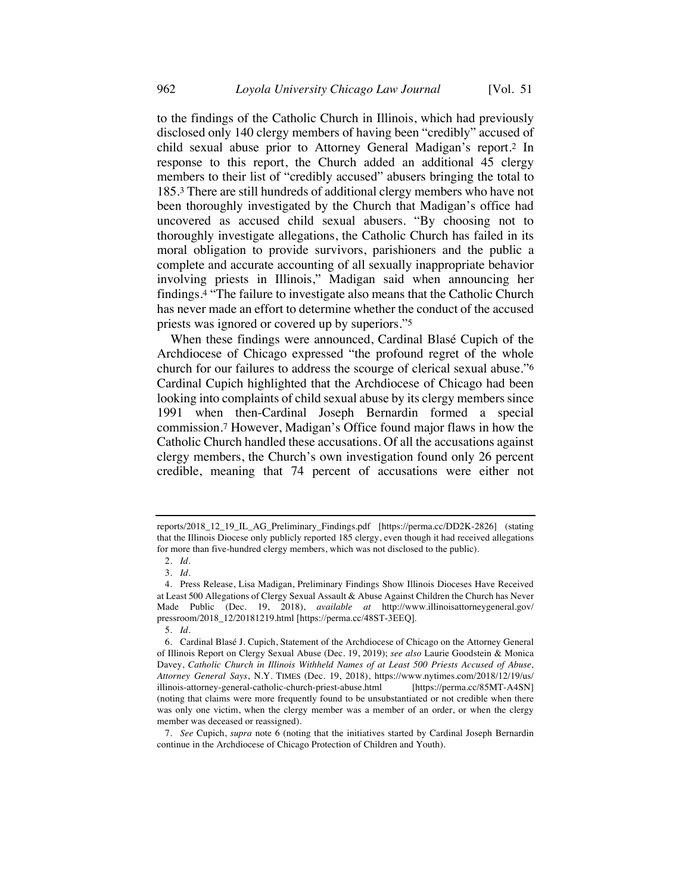to the findings of the Catholic Church in Illinois, which had previously disclosed only 140 clergy members of having been "credibly" accused of child sexual abuse prior to Attorney General Madigan's report.[2] In response to this report, the Church added an additional 45 clergy members to their list of "credibly accused" abusers bringing the total to 185.[3] There are still hundreds of additional clergy members who have not been thoroughly investigated by the Church that Madigan's office had uncovered as accused child sexual abusers. "By choosing not to thoroughly investigate allegations, the Catholic Church has failed in its moral obligation to provide survivors, parishioners and the public a complete and accurate accounting of all sexually inappropriate behavior involving priests in Illinois," Madigan said when announcing her findings.[4] "The failure to investigate also means that the Catholic Church has never made an effort to determine whether the conduct of the accused priests was ignored or covered up by superiors."[5]

When these findings were announced, Cardinal Blasé Cupich of the Archdiocese of Chicago expressed "the profound regret of the whole church for our failures to address the scourge of clerical sexual abuse."[6] Cardinal Cupich highlighted that the Archdiocese of Chicago had been looking into complaints of child sexual abuse by its clergy members since 1991 when then-Cardinal Joseph Bernardin formed a special commission.[7] However, Madigan's Office found major flaws in how the Catholic Church handled these accusations. Of all the accusations against clergy members, the Church's own investigation found only 26 percent credible, meaning that 74 percent of accusations were either not

---

reports/2018_12_19_IL_AG_Preliminary_Findings.pdf [https://perma.cc/DD2K-2826] (stating that the Illinois Diocese only publicly reported 185 clergy, even though it had received allegations for more than five-hundred clergy members, which was not disclosed to the public).

2. *Id.*

3. *Id.*

4. Press Release, Lisa Madigan, Preliminary Findings Show Illinois Dioceses Have Received at Least 500 Allegations of Clergy Sexual Assault & Abuse Against Children the Church has Never Made Public (Dec. 19, 2018), *available at* http://www.illinoisattorneygeneral.gov/pressroom/2018_12/20181219.html [https://perma.cc/48ST-3EEQ].

5. *Id.*

6. Cardinal Blasé J. Cupich, Statement of the Archdiocese of Chicago on the Attorney General of Illinois Report on Clergy Sexual Abuse (Dec. 19, 2019); *see also* Laurie Goodstein & Monica Davey, *Catholic Church in Illinois Withheld Names of at Least 500 Priests Accused of Abuse, Attorney General Says*, N.Y. TIMES (Dec. 19, 2018), https://www.nytimes.com/2018/12/19/us/illinois-attorney-general-catholic-church-priest-abuse.html [https://perma.cc/85MT-A4SN] (noting that claims were more frequently found to be unsubstantiated or not credible when there was only one victim, when the clergy member was a member of an order, or when the clergy member was deceased or reassigned).

7. *See* Cupich, *supra* note 6 (noting that the initiatives started by Cardinal Joseph Bernardin continue in the Archdiocese of Chicago Protection of Children and Youth).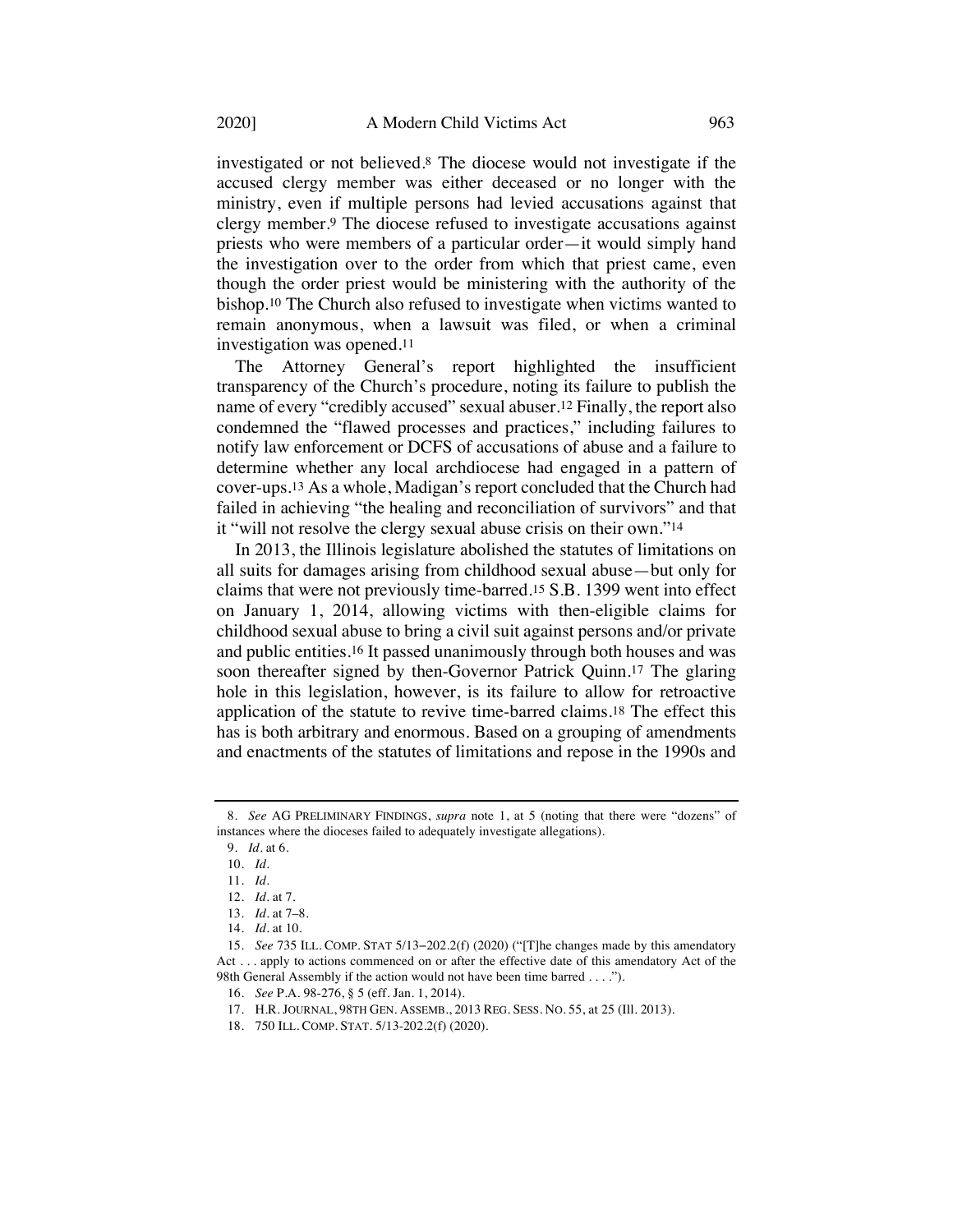investigated or not believed.[8] The diocese would not investigate if the accused clergy member was either deceased or no longer with the ministry, even if multiple persons had levied accusations against that clergy member.[9] The diocese refused to investigate accusations against priests who were members of a particular order—it would simply hand the investigation over to the order from which that priest came, even though the order priest would be ministering with the authority of the bishop.[10] The Church also refused to investigate when victims wanted to remain anonymous, when a lawsuit was filed, or when a criminal investigation was opened.[11]

The Attorney General's report highlighted the insufficient transparency of the Church's procedure, noting its failure to publish the name of every "credibly accused" sexual abuser.[12] Finally, the report also condemned the "flawed processes and practices," including failures to notify law enforcement or DCFS of accusations of abuse and a failure to determine whether any local archdiocese had engaged in a pattern of cover-ups.[13] As a whole, Madigan's report concluded that the Church had failed in achieving "the healing and reconciliation of survivors" and that it "will not resolve the clergy sexual abuse crisis on their own."[14]

In 2013, the Illinois legislature abolished the statutes of limitations on all suits for damages arising from childhood sexual abuse—but only for claims that were not previously time-barred.[15] S.B. 1399 went into effect on January 1, 2014, allowing victims with then-eligible claims for childhood sexual abuse to bring a civil suit against persons and/or private and public entities.[16] It passed unanimously through both houses and was soon thereafter signed by then-Governor Patrick Quinn.[17] The glaring hole in this legislation, however, is its failure to allow for retroactive application of the statute to revive time-barred claims.[18] The effect this has is both arbitrary and enormous. Based on a grouping of amendments and enactments of the statutes of limitations and repose in the 1990s and

---

8. *See* AG PRELIMINARY FINDINGS, *supra* note 1, at 5 (noting that there were "dozens" of instances where the dioceses failed to adequately investigate allegations).

9. *Id.* at 6.

10. *Id.*

11. *Id.*

12. *Id.* at 7.

13. *Id.* at 7–8.

14. *Id.* at 10.

15. *See* 735 ILL. COMP. STAT 5/13–202.2(f) (2020) ("[T]he changes made by this amendatory Act . . . apply to actions commenced on or after the effective date of this amendatory Act of the 98th General Assembly if the action would not have been time barred . . . .").

16. *See* P.A. 98-276, § 5 (eff. Jan. 1, 2014).

17. H.R. JOURNAL, 98TH GEN. ASSEMB., 2013 REG. SESS. NO. 55, at 25 (Ill. 2013).

18. 750 ILL. COMP. STAT. 5/13-202.2(f) (2020).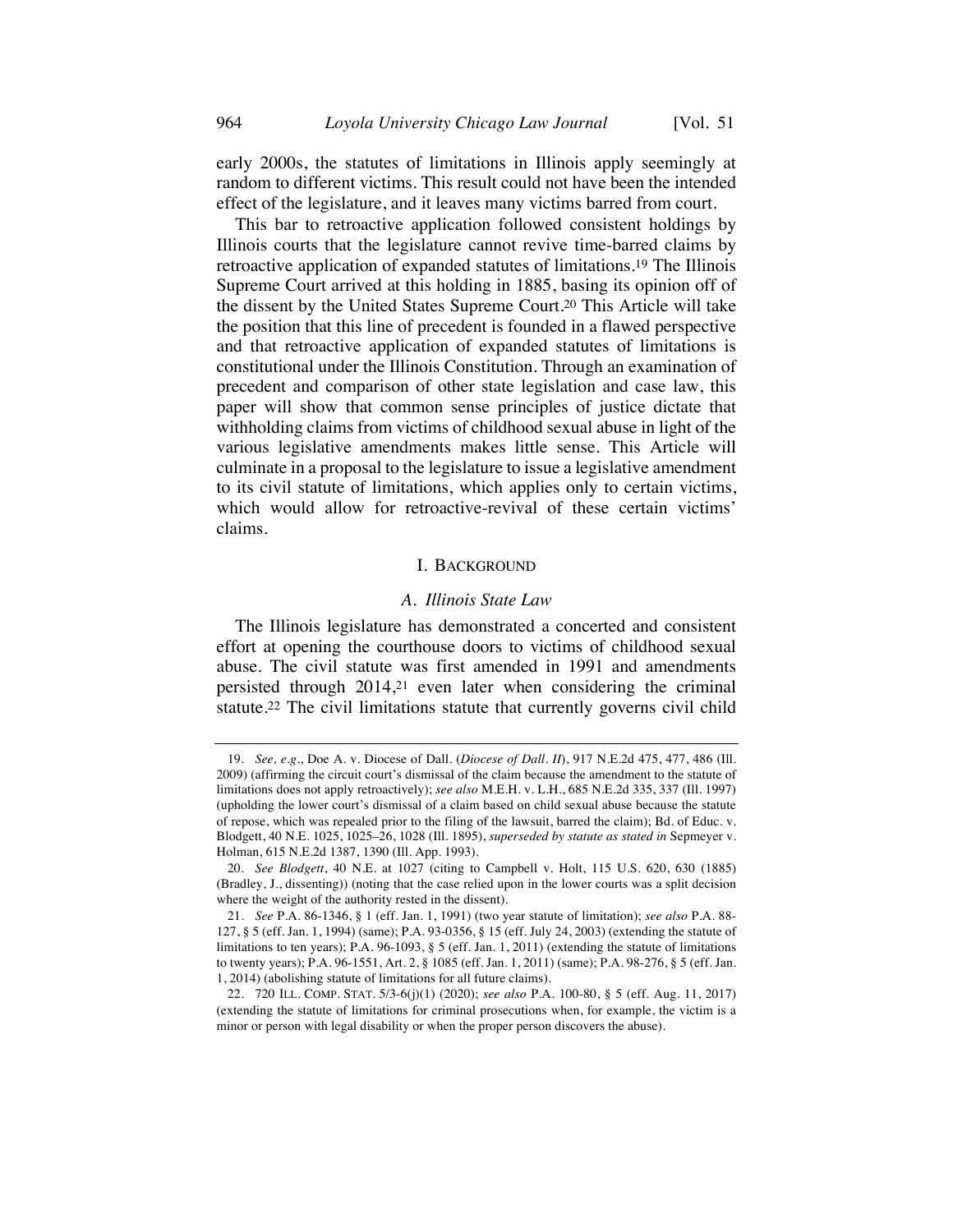early 2000s, the statutes of limitations in Illinois apply seemingly at random to different victims. This result could not have been the intended effect of the legislature, and it leaves many victims barred from court.

This bar to retroactive application followed consistent holdings by Illinois courts that the legislature cannot revive time-barred claims by retroactive application of expanded statutes of limitations.[19] The Illinois Supreme Court arrived at this holding in 1885, basing its opinion off of the dissent by the United States Supreme Court.[20] This Article will take the position that this line of precedent is founded in a flawed perspective and that retroactive application of expanded statutes of limitations is constitutional under the Illinois Constitution. Through an examination of precedent and comparison of other state legislation and case law, this paper will show that common sense principles of justice dictate that withholding claims from victims of childhood sexual abuse in light of the various legislative amendments makes little sense. This Article will culminate in a proposal to the legislature to issue a legislative amendment to its civil statute of limitations, which applies only to certain victims, which would allow for retroactive-revival of these certain victims' claims.

## I. Background

### *A. Illinois State Law*

The Illinois legislature has demonstrated a concerted and consistent effort at opening the courthouse doors to victims of childhood sexual abuse. The civil statute was first amended in 1991 and amendments persisted through 2014,[21] even later when considering the criminal statute.[22] The civil limitations statute that currently governs civil child

---

19. *See, e.g.*, Doe A. v. Diocese of Dall. (*Diocese of Dall. II*), 917 N.E.2d 475, 477, 486 (Ill. 2009) (affirming the circuit court's dismissal of the claim because the amendment to the statute of limitations does not apply retroactively); *see also* M.E.H. v. L.H., 685 N.E.2d 335, 337 (Ill. 1997) (upholding the lower court's dismissal of a claim based on child sexual abuse because the statute of repose, which was repealed prior to the filing of the lawsuit, barred the claim); Bd. of Educ. v. Blodgett, 40 N.E. 1025, 1025–26, 1028 (Ill. 1895), *superseded by statute as stated in* Sepmeyer v. Holman, 615 N.E.2d 1387, 1390 (Ill. App. 1993).

20. *See Blodgett*, 40 N.E. at 1027 (citing to Campbell v. Holt, 115 U.S. 620, 630 (1885) (Bradley, J., dissenting)) (noting that the case relied upon in the lower courts was a split decision where the weight of the authority rested in the dissent).

21. *See* P.A. 86-1346, § 1 (eff. Jan. 1, 1991) (two year statute of limitation); *see also* P.A. 88-127, § 5 (eff. Jan. 1, 1994) (same); P.A. 93-0356, § 15 (eff. July 24, 2003) (extending the statute of limitations to ten years); P.A. 96-1093, § 5 (eff. Jan. 1, 2011) (extending the statute of limitations to twenty years); P.A. 96-1551, Art. 2, § 1085 (eff. Jan. 1, 2011) (same); P.A. 98-276, § 5 (eff. Jan. 1, 2014) (abolishing statute of limitations for all future claims).

22. 720 Ill. Comp. Stat. 5/3-6(j)(1) (2020); *see also* P.A. 100-80, § 5 (eff. Aug. 11, 2017) (extending the statute of limitations for criminal prosecutions when, for example, the victim is a minor or person with legal disability or when the proper person discovers the abuse).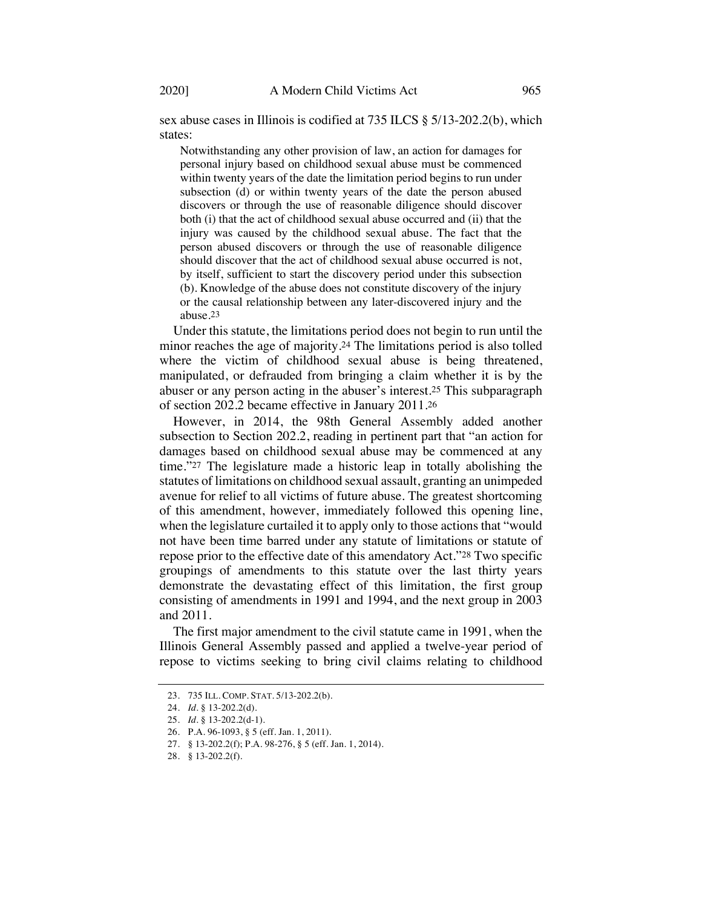sex abuse cases in Illinois is codified at 735 ILCS § 5/13-202.2(b), which states:

> Notwithstanding any other provision of law, an action for damages for personal injury based on childhood sexual abuse must be commenced within twenty years of the date the limitation period begins to run under subsection (d) or within twenty years of the date the person abused discovers or through the use of reasonable diligence should discover both (i) that the act of childhood sexual abuse occurred and (ii) that the injury was caused by the childhood sexual abuse. The fact that the person abused discovers or through the use of reasonable diligence should discover that the act of childhood sexual abuse occurred is not, by itself, sufficient to start the discovery period under this subsection (b). Knowledge of the abuse does not constitute discovery of the injury or the causal relationship between any later-discovered injury and the abuse.[23]

Under this statute, the limitations period does not begin to run until the minor reaches the age of majority.[24] The limitations period is also tolled where the victim of childhood sexual abuse is being threatened, manipulated, or defrauded from bringing a claim whether it is by the abuser or any person acting in the abuser's interest.[25] This subparagraph of section 202.2 became effective in January 2011.[26]

However, in 2014, the 98th General Assembly added another subsection to Section 202.2, reading in pertinent part that "an action for damages based on childhood sexual abuse may be commenced at any time."[27] The legislature made a historic leap in totally abolishing the statutes of limitations on childhood sexual assault, granting an unimpeded avenue for relief to all victims of future abuse. The greatest shortcoming of this amendment, however, immediately followed this opening line, when the legislature curtailed it to apply only to those actions that "would not have been time barred under any statute of limitations or statute of repose prior to the effective date of this amendatory Act."[28] Two specific groupings of amendments to this statute over the last thirty years demonstrate the devastating effect of this limitation, the first group consisting of amendments in 1991 and 1994, and the next group in 2003 and 2011.

The first major amendment to the civil statute came in 1991, when the Illinois General Assembly passed and applied a twelve-year period of repose to victims seeking to bring civil claims relating to childhood

---

23. 735 ILL. COMP. STAT. 5/13-202.2(b).
24. *Id.* § 13-202.2(d).
25. *Id.* § 13-202.2(d-1).
26. P.A. 96-1093, § 5 (eff. Jan. 1, 2011).
27. § 13-202.2(f); P.A. 98-276, § 5 (eff. Jan. 1, 2014).
28. § 13-202.2(f).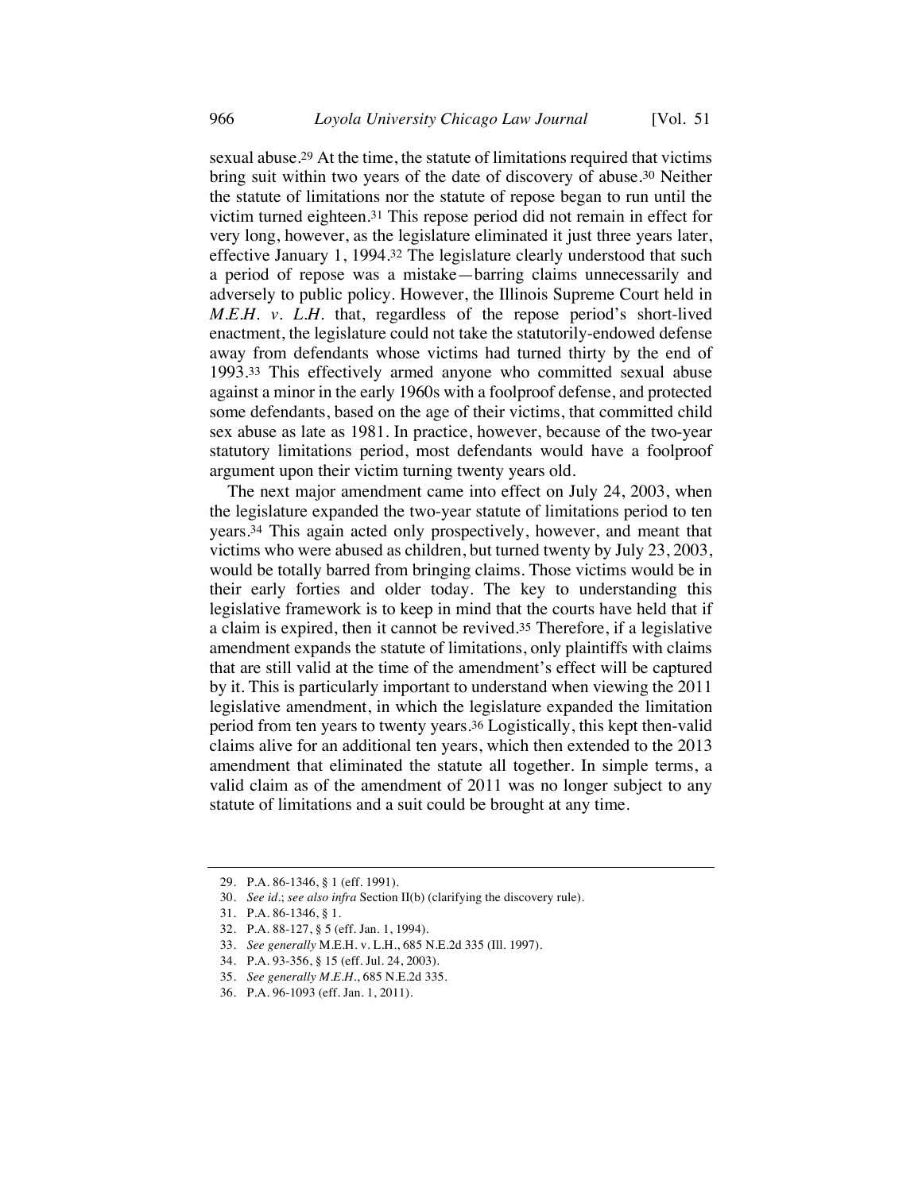sexual abuse.[29] At the time, the statute of limitations required that victims bring suit within two years of the date of discovery of abuse.[30] Neither the statute of limitations nor the statute of repose began to run until the victim turned eighteen.[31] This repose period did not remain in effect for very long, however, as the legislature eliminated it just three years later, effective January 1, 1994.[32] The legislature clearly understood that such a period of repose was a mistake—barring claims unnecessarily and adversely to public policy. However, the Illinois Supreme Court held in *M.E.H. v. L.H.* that, regardless of the repose period's short-lived enactment, the legislature could not take the statutorily-endowed defense away from defendants whose victims had turned thirty by the end of 1993.[33] This effectively armed anyone who committed sexual abuse against a minor in the early 1960s with a foolproof defense, and protected some defendants, based on the age of their victims, that committed child sex abuse as late as 1981. In practice, however, because of the two-year statutory limitations period, most defendants would have a foolproof argument upon their victim turning twenty years old.

The next major amendment came into effect on July 24, 2003, when the legislature expanded the two-year statute of limitations period to ten years.[34] This again acted only prospectively, however, and meant that victims who were abused as children, but turned twenty by July 23, 2003, would be totally barred from bringing claims. Those victims would be in their early forties and older today. The key to understanding this legislative framework is to keep in mind that the courts have held that if a claim is expired, then it cannot be revived.[35] Therefore, if a legislative amendment expands the statute of limitations, only plaintiffs with claims that are still valid at the time of the amendment's effect will be captured by it. This is particularly important to understand when viewing the 2011 legislative amendment, in which the legislature expanded the limitation period from ten years to twenty years.[36] Logistically, this kept then-valid claims alive for an additional ten years, which then extended to the 2013 amendment that eliminated the statute all together. In simple terms, a valid claim as of the amendment of 2011 was no longer subject to any statute of limitations and a suit could be brought at any time.

---

29. P.A. 86-1346, § 1 (eff. 1991).
30. *See id.*; *see also infra* Section II(b) (clarifying the discovery rule).
31. P.A. 86-1346, § 1.
32. P.A. 88-127, § 5 (eff. Jan. 1, 1994).
33. *See generally* M.E.H. v. L.H., 685 N.E.2d 335 (Ill. 1997).
34. P.A. 93-356, § 15 (eff. Jul. 24, 2003).
35. *See generally M.E.H.*, 685 N.E.2d 335.
36. P.A. 96-1093 (eff. Jan. 1, 2011).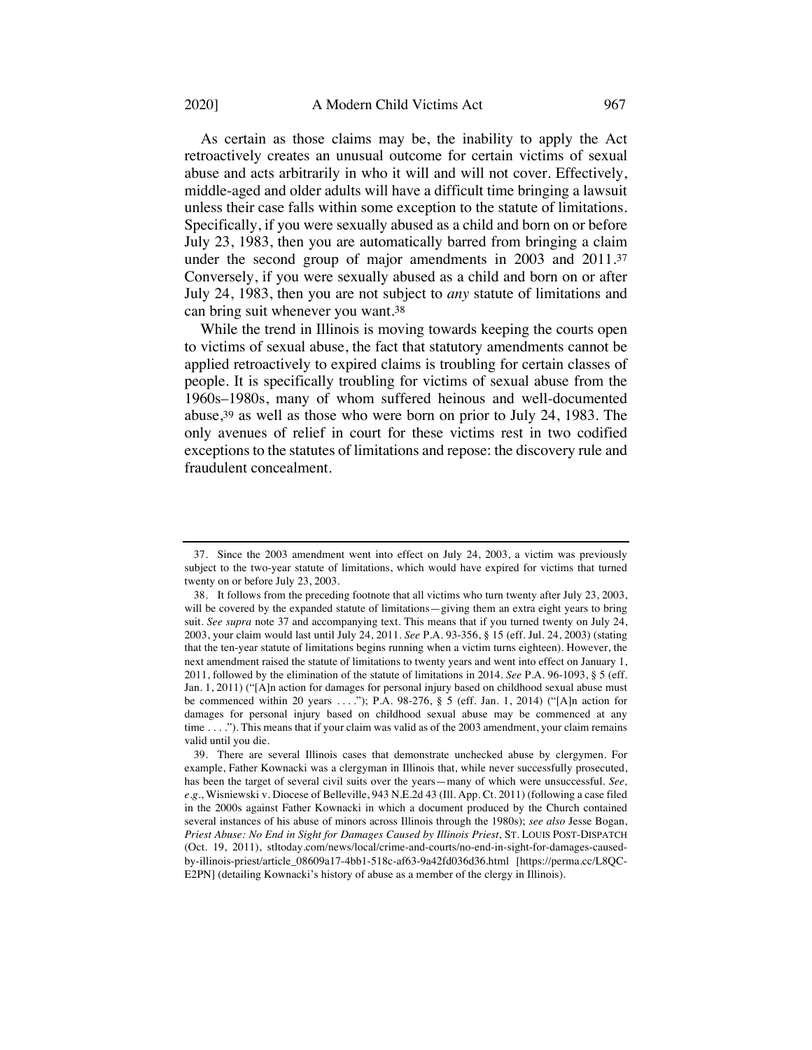As certain as those claims may be, the inability to apply the Act retroactively creates an unusual outcome for certain victims of sexual abuse and acts arbitrarily in who it will and will not cover. Effectively, middle-aged and older adults will have a difficult time bringing a lawsuit unless their case falls within some exception to the statute of limitations. Specifically, if you were sexually abused as a child and born on or before July 23, 1983, then you are automatically barred from bringing a claim under the second group of major amendments in 2003 and 2011.[37] Conversely, if you were sexually abused as a child and born on or after July 24, 1983, then you are not subject to *any* statute of limitations and can bring suit whenever you want.[38]

While the trend in Illinois is moving towards keeping the courts open to victims of sexual abuse, the fact that statutory amendments cannot be applied retroactively to expired claims is troubling for certain classes of people. It is specifically troubling for victims of sexual abuse from the 1960s–1980s, many of whom suffered heinous and well-documented abuse,[39] as well as those who were born on prior to July 24, 1983. The only avenues of relief in court for these victims rest in two codified exceptions to the statutes of limitations and repose: the discovery rule and fraudulent concealment.

---

37. Since the 2003 amendment went into effect on July 24, 2003, a victim was previously subject to the two-year statute of limitations, which would have expired for victims that turned twenty on or before July 23, 2003.

38. It follows from the preceding footnote that all victims who turn twenty after July 23, 2003, will be covered by the expanded statute of limitations—giving them an extra eight years to bring suit. *See supra* note 37 and accompanying text. This means that if you turned twenty on July 24, 2003, your claim would last until July 24, 2011. *See* P.A. 93-356, § 15 (eff. Jul. 24, 2003) (stating that the ten-year statute of limitations begins running when a victim turns eighteen). However, the next amendment raised the statute of limitations to twenty years and went into effect on January 1, 2011, followed by the elimination of the statute of limitations in 2014. *See* P.A. 96-1093, § 5 (eff. Jan. 1, 2011) ("[A]n action for damages for personal injury based on childhood sexual abuse must be commenced within 20 years . . . ."); P.A. 98-276, § 5 (eff. Jan. 1, 2014) ("[A]n action for damages for personal injury based on childhood sexual abuse may be commenced at any time . . . ."). This means that if your claim was valid as of the 2003 amendment, your claim remains valid until you die.

39. There are several Illinois cases that demonstrate unchecked abuse by clergymen. For example, Father Kownacki was a clergyman in Illinois that, while never successfully prosecuted, has been the target of several civil suits over the years—many of which were unsuccessful. *See, e.g.*, Wisniewski v. Diocese of Belleville, 943 N.E.2d 43 (Ill. App. Ct. 2011) (following a case filed in the 2000s against Father Kownacki in which a document produced by the Church contained several instances of his abuse of minors across Illinois through the 1980s); *see also* Jesse Bogan, *Priest Abuse: No End in Sight for Damages Caused by Illinois Priest*, ST. LOUIS POST-DISPATCH (Oct. 19, 2011), stltoday.com/news/local/crime-and-courts/no-end-in-sight-for-damages-caused-by-illinois-priest/article_08609a17-4bb1-518c-af63-9a42fd036d36.html [https://perma.cc/L8QC-E2PN] (detailing Kownacki's history of abuse as a member of the clergy in Illinois).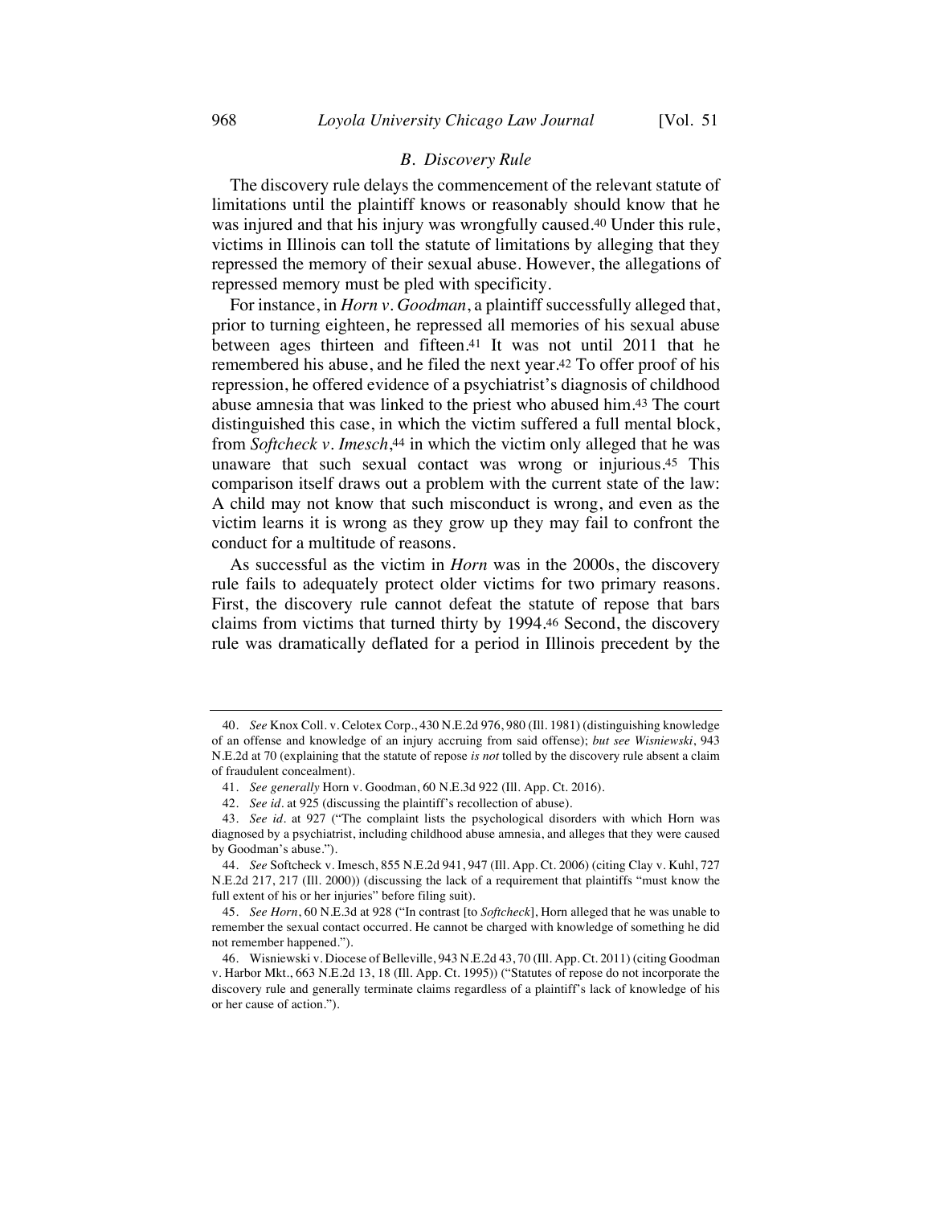### *B. Discovery Rule*

The discovery rule delays the commencement of the relevant statute of limitations until the plaintiff knows or reasonably should know that he was injured and that his injury was wrongfully caused.[40] Under this rule, victims in Illinois can toll the statute of limitations by alleging that they repressed the memory of their sexual abuse. However, the allegations of repressed memory must be pled with specificity.

For instance, in *Horn v. Goodman*, a plaintiff successfully alleged that, prior to turning eighteen, he repressed all memories of his sexual abuse between ages thirteen and fifteen.[41] It was not until 2011 that he remembered his abuse, and he filed the next year.[42] To offer proof of his repression, he offered evidence of a psychiatrist's diagnosis of childhood abuse amnesia that was linked to the priest who abused him.[43] The court distinguished this case, in which the victim suffered a full mental block, from *Softcheck v. Imesch*,[44] in which the victim only alleged that he was unaware that such sexual contact was wrong or injurious.[45] This comparison itself draws out a problem with the current state of the law: A child may not know that such misconduct is wrong, and even as the victim learns it is wrong as they grow up they may fail to confront the conduct for a multitude of reasons.

As successful as the victim in *Horn* was in the 2000s, the discovery rule fails to adequately protect older victims for two primary reasons. First, the discovery rule cannot defeat the statute of repose that bars claims from victims that turned thirty by 1994.[46] Second, the discovery rule was dramatically deflated for a period in Illinois precedent by the

---

40. *See* Knox Coll. v. Celotex Corp., 430 N.E.2d 976, 980 (Ill. 1981) (distinguishing knowledge of an offense and knowledge of an injury accruing from said offense); *but see Wisniewski*, 943 N.E.2d at 70 (explaining that the statute of repose *is not* tolled by the discovery rule absent a claim of fraudulent concealment).

41. *See generally* Horn v. Goodman, 60 N.E.3d 922 (Ill. App. Ct. 2016).

42. *See id.* at 925 (discussing the plaintiff's recollection of abuse).

43. *See id.* at 927 ("The complaint lists the psychological disorders with which Horn was diagnosed by a psychiatrist, including childhood abuse amnesia, and alleges that they were caused by Goodman's abuse.").

44. *See* Softcheck v. Imesch, 855 N.E.2d 941, 947 (Ill. App. Ct. 2006) (citing Clay v. Kuhl, 727 N.E.2d 217, 217 (Ill. 2000)) (discussing the lack of a requirement that plaintiffs "must know the full extent of his or her injuries" before filing suit).

45. *See Horn*, 60 N.E.3d at 928 ("In contrast [to *Softcheck*], Horn alleged that he was unable to remember the sexual contact occurred. He cannot be charged with knowledge of something he did not remember happened.").

46. Wisniewski v. Diocese of Belleville, 943 N.E.2d 43, 70 (Ill. App. Ct. 2011) (citing Goodman v. Harbor Mkt., 663 N.E.2d 13, 18 (Ill. App. Ct. 1995)) ("Statutes of repose do not incorporate the discovery rule and generally terminate claims regardless of a plaintiff's lack of knowledge of his or her cause of action.").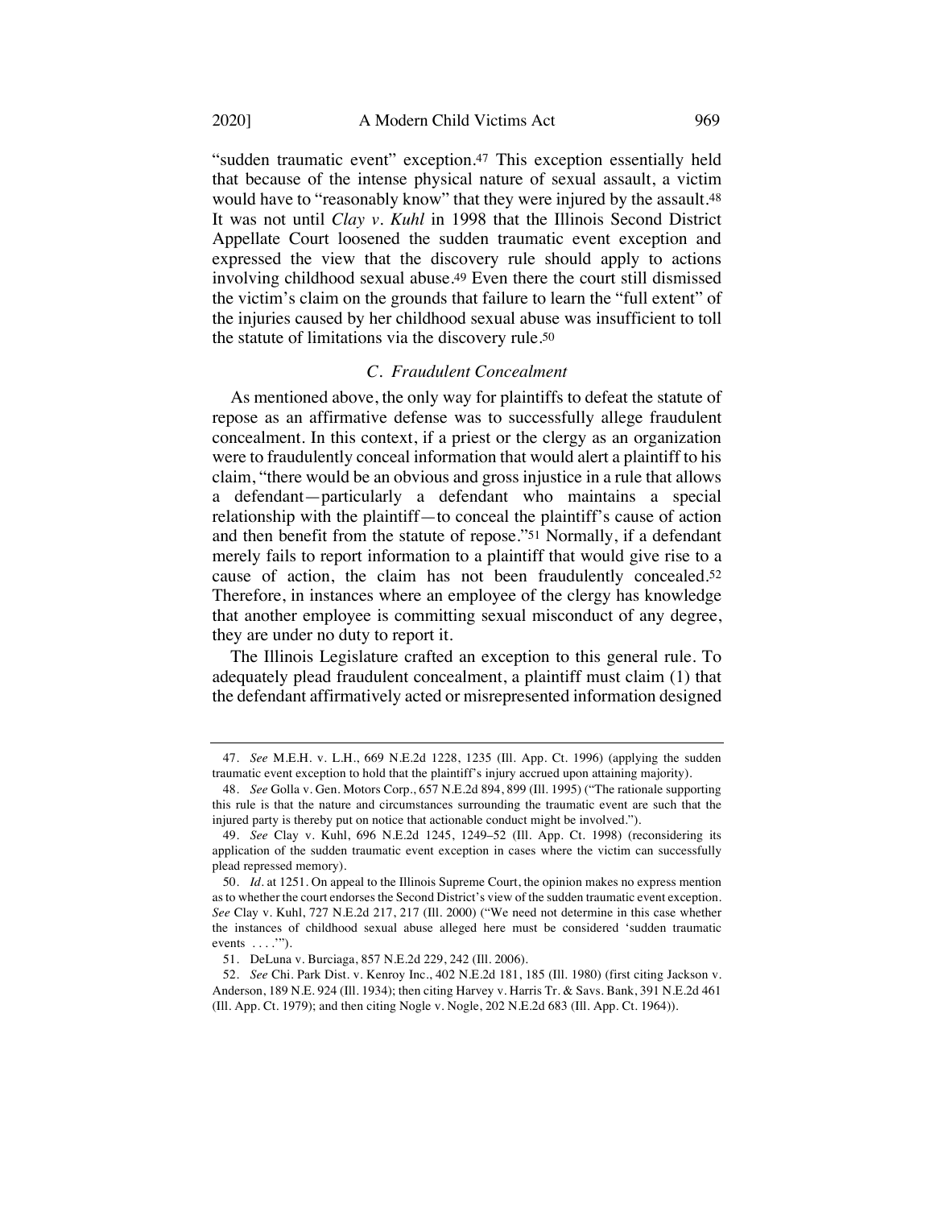"sudden traumatic event" exception.[47] This exception essentially held that because of the intense physical nature of sexual assault, a victim would have to "reasonably know" that they were injured by the assault.[48] It was not until *Clay v. Kuhl* in 1998 that the Illinois Second District Appellate Court loosened the sudden traumatic event exception and expressed the view that the discovery rule should apply to actions involving childhood sexual abuse.[49] Even there the court still dismissed the victim's claim on the grounds that failure to learn the "full extent" of the injuries caused by her childhood sexual abuse was insufficient to toll the statute of limitations via the discovery rule.[50]

### *C. Fraudulent Concealment*

As mentioned above, the only way for plaintiffs to defeat the statute of repose as an affirmative defense was to successfully allege fraudulent concealment. In this context, if a priest or the clergy as an organization were to fraudulently conceal information that would alert a plaintiff to his claim, "there would be an obvious and gross injustice in a rule that allows a defendant—particularly a defendant who maintains a special relationship with the plaintiff—to conceal the plaintiff's cause of action and then benefit from the statute of repose."[51] Normally, if a defendant merely fails to report information to a plaintiff that would give rise to a cause of action, the claim has not been fraudulently concealed.[52] Therefore, in instances where an employee of the clergy has knowledge that another employee is committing sexual misconduct of any degree, they are under no duty to report it.

The Illinois Legislature crafted an exception to this general rule. To adequately plead fraudulent concealment, a plaintiff must claim (1) that the defendant affirmatively acted or misrepresented information designed

---

47. *See* M.E.H. v. L.H., 669 N.E.2d 1228, 1235 (Ill. App. Ct. 1996) (applying the sudden traumatic event exception to hold that the plaintiff's injury accrued upon attaining majority).

48. *See* Golla v. Gen. Motors Corp., 657 N.E.2d 894, 899 (Ill. 1995) ("The rationale supporting this rule is that the nature and circumstances surrounding the traumatic event are such that the injured party is thereby put on notice that actionable conduct might be involved.").

49. *See* Clay v. Kuhl, 696 N.E.2d 1245, 1249–52 (Ill. App. Ct. 1998) (reconsidering its application of the sudden traumatic event exception in cases where the victim can successfully plead repressed memory).

50. *Id.* at 1251. On appeal to the Illinois Supreme Court, the opinion makes no express mention as to whether the court endorses the Second District's view of the sudden traumatic event exception. *See* Clay v. Kuhl, 727 N.E.2d 217, 217 (Ill. 2000) ("We need not determine in this case whether the instances of childhood sexual abuse alleged here must be considered 'sudden traumatic events . . . .'").

51. DeLuna v. Burciaga, 857 N.E.2d 229, 242 (Ill. 2006).

52. *See* Chi. Park Dist. v. Kenroy Inc., 402 N.E.2d 181, 185 (Ill. 1980) (first citing Jackson v. Anderson, 189 N.E. 924 (Ill. 1934); then citing Harvey v. Harris Tr. & Savs. Bank, 391 N.E.2d 461 (Ill. App. Ct. 1979); and then citing Nogle v. Nogle, 202 N.E.2d 683 (Ill. App. Ct. 1964)).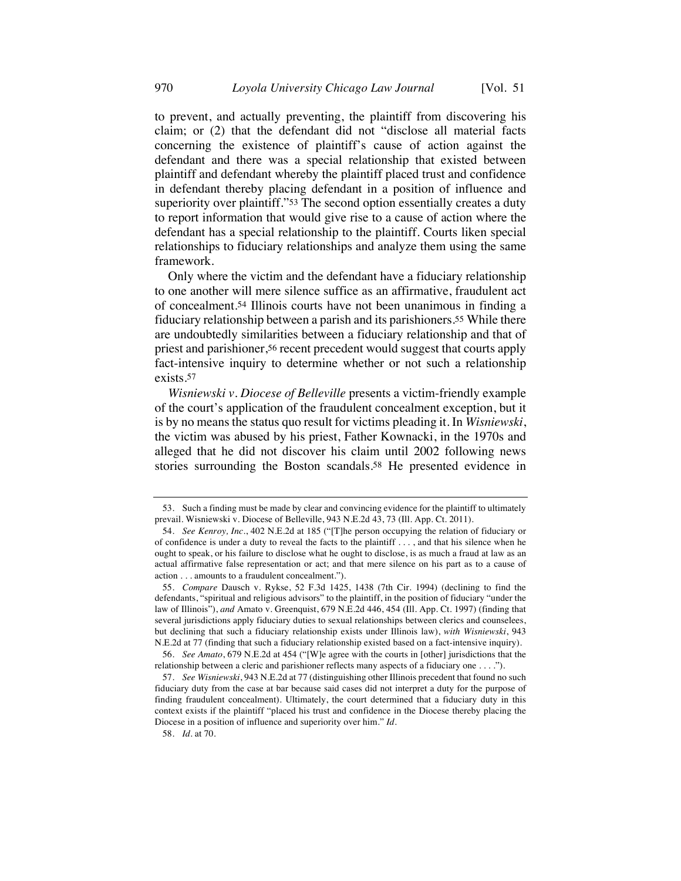to prevent, and actually preventing, the plaintiff from discovering his claim; or (2) that the defendant did not "disclose all material facts concerning the existence of plaintiff's cause of action against the defendant and there was a special relationship that existed between plaintiff and defendant whereby the plaintiff placed trust and confidence in defendant thereby placing defendant in a position of influence and superiority over plaintiff."[53] The second option essentially creates a duty to report information that would give rise to a cause of action where the defendant has a special relationship to the plaintiff. Courts liken special relationships to fiduciary relationships and analyze them using the same framework.

Only where the victim and the defendant have a fiduciary relationship to one another will mere silence suffice as an affirmative, fraudulent act of concealment.[54] Illinois courts have not been unanimous in finding a fiduciary relationship between a parish and its parishioners.[55] While there are undoubtedly similarities between a fiduciary relationship and that of priest and parishioner,[56] recent precedent would suggest that courts apply fact-intensive inquiry to determine whether or not such a relationship exists.[57]

*Wisniewski v. Diocese of Belleville* presents a victim-friendly example of the court's application of the fraudulent concealment exception, but it is by no means the status quo result for victims pleading it. In *Wisniewski*, the victim was abused by his priest, Father Kownacki, in the 1970s and alleged that he did not discover his claim until 2002 following news stories surrounding the Boston scandals.[58] He presented evidence in

---

53. Such a finding must be made by clear and convincing evidence for the plaintiff to ultimately prevail. Wisniewski v. Diocese of Belleville, 943 N.E.2d 43, 73 (Ill. App. Ct. 2011).

54. *See Kenroy, Inc.*, 402 N.E.2d at 185 ("[T]he person occupying the relation of fiduciary or of confidence is under a duty to reveal the facts to the plaintiff . . . , and that his silence when he ought to speak, or his failure to disclose what he ought to disclose, is as much a fraud at law as an actual affirmative false representation or act; and that mere silence on his part as to a cause of action . . . amounts to a fraudulent concealment.").

55. *Compare* Dausch v. Rykse, 52 F.3d 1425, 1438 (7th Cir. 1994) (declining to find the defendants, "spiritual and religious advisors" to the plaintiff, in the position of fiduciary "under the law of Illinois"), *and* Amato v. Greenquist, 679 N.E.2d 446, 454 (Ill. App. Ct. 1997) (finding that several jurisdictions apply fiduciary duties to sexual relationships between clerics and counselees, but declining that such a fiduciary relationship exists under Illinois law), *with Wisniewski*, 943 N.E.2d at 77 (finding that such a fiduciary relationship existed based on a fact-intensive inquiry).

56. *See Amato*, 679 N.E.2d at 454 ("[W]e agree with the courts in [other] jurisdictions that the relationship between a cleric and parishioner reflects many aspects of a fiduciary one . . . .").

57. *See Wisniewski*, 943 N.E.2d at 77 (distinguishing other Illinois precedent that found no such fiduciary duty from the case at bar because said cases did not interpret a duty for the purpose of finding fraudulent concealment). Ultimately, the court determined that a fiduciary duty in this context exists if the plaintiff "placed his trust and confidence in the Diocese thereby placing the Diocese in a position of influence and superiority over him." *Id.*

58. *Id.* at 70.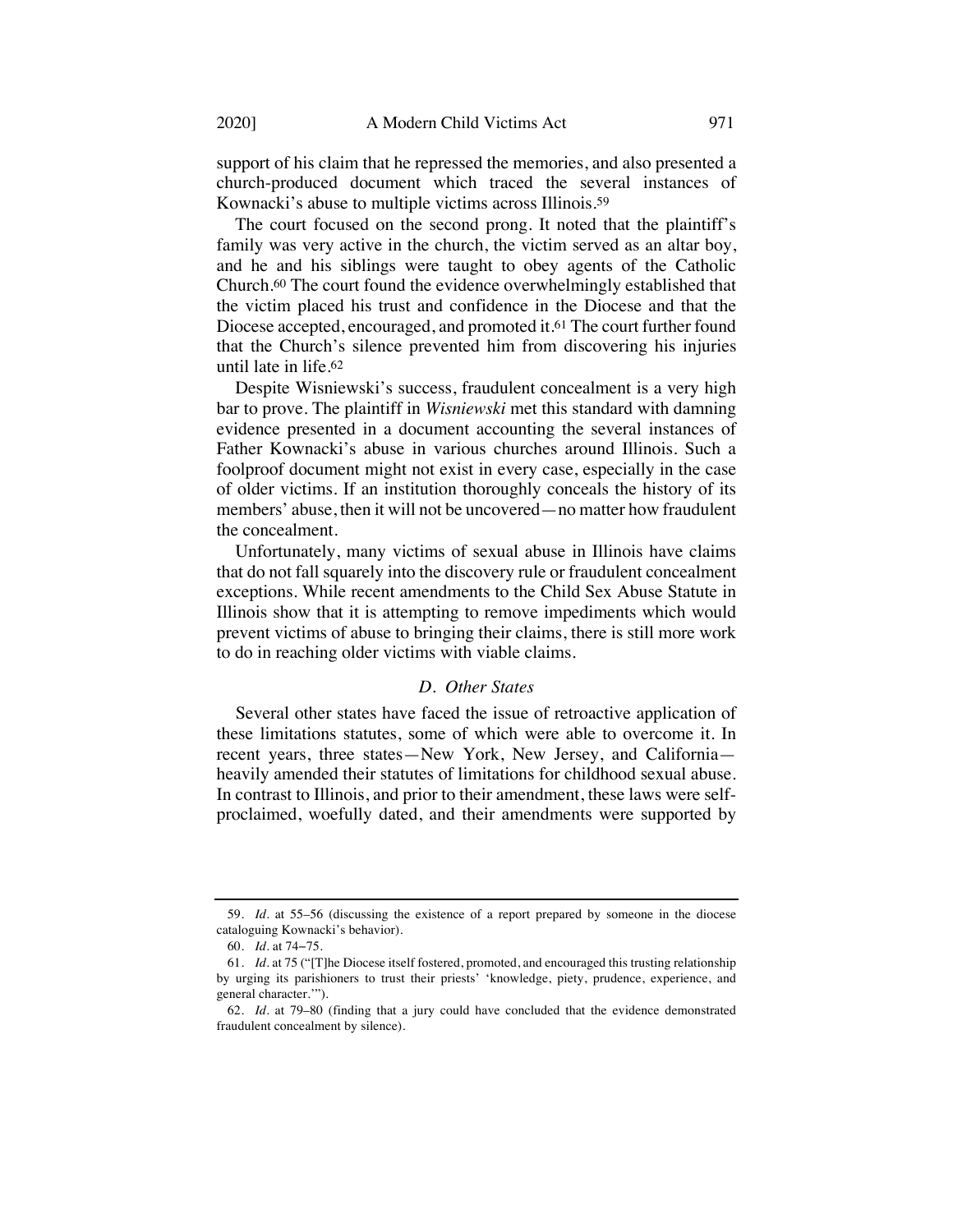support of his claim that he repressed the memories, and also presented a church-produced document which traced the several instances of Kownacki's abuse to multiple victims across Illinois.[59]

The court focused on the second prong. It noted that the plaintiff's family was very active in the church, the victim served as an altar boy, and he and his siblings were taught to obey agents of the Catholic Church.[60] The court found the evidence overwhelmingly established that the victim placed his trust and confidence in the Diocese and that the Diocese accepted, encouraged, and promoted it.[61] The court further found that the Church's silence prevented him from discovering his injuries until late in life.[62]

Despite Wisniewski's success, fraudulent concealment is a very high bar to prove. The plaintiff in *Wisniewski* met this standard with damning evidence presented in a document accounting the several instances of Father Kownacki's abuse in various churches around Illinois. Such a foolproof document might not exist in every case, especially in the case of older victims. If an institution thoroughly conceals the history of its members' abuse, then it will not be uncovered—no matter how fraudulent the concealment.

Unfortunately, many victims of sexual abuse in Illinois have claims that do not fall squarely into the discovery rule or fraudulent concealment exceptions. While recent amendments to the Child Sex Abuse Statute in Illinois show that it is attempting to remove impediments which would prevent victims of abuse to bringing their claims, there is still more work to do in reaching older victims with viable claims.

### *D. Other States*

Several other states have faced the issue of retroactive application of these limitations statutes, some of which were able to overcome it. In recent years, three states—New York, New Jersey, and California—heavily amended their statutes of limitations for childhood sexual abuse. In contrast to Illinois, and prior to their amendment, these laws were self-proclaimed, woefully dated, and their amendments were supported by

---

59. *Id.* at 55–56 (discussing the existence of a report prepared by someone in the diocese cataloguing Kownacki's behavior).

60. *Id.* at 74–75.

61. *Id.* at 75 ("[T]he Diocese itself fostered, promoted, and encouraged this trusting relationship by urging its parishioners to trust their priests' 'knowledge, piety, prudence, experience, and general character.'").

62. *Id.* at 79–80 (finding that a jury could have concluded that the evidence demonstrated fraudulent concealment by silence).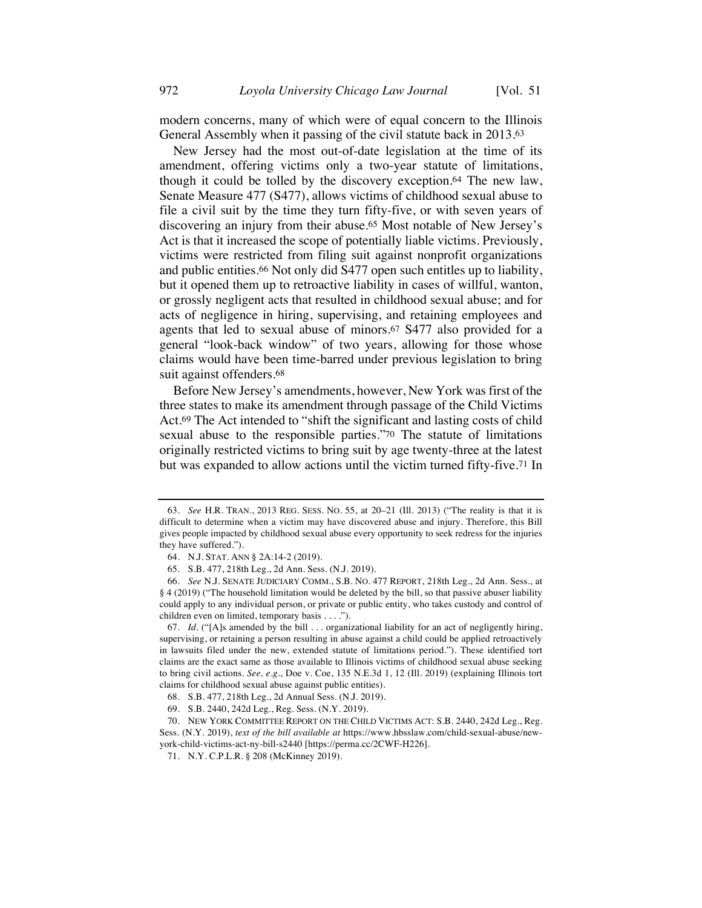modern concerns, many of which were of equal concern to the Illinois General Assembly when it passing of the civil statute back in 2013.[63]

New Jersey had the most out-of-date legislation at the time of its amendment, offering victims only a two-year statute of limitations, though it could be tolled by the discovery exception.[64] The new law, Senate Measure 477 (S477), allows victims of childhood sexual abuse to file a civil suit by the time they turn fifty-five, or with seven years of discovering an injury from their abuse.[65] Most notable of New Jersey's Act is that it increased the scope of potentially liable victims. Previously, victims were restricted from filing suit against nonprofit organizations and public entities.[66] Not only did S477 open such entitles up to liability, but it opened them up to retroactive liability in cases of willful, wanton, or grossly negligent acts that resulted in childhood sexual abuse; and for acts of negligence in hiring, supervising, and retaining employees and agents that led to sexual abuse of minors.[67] S477 also provided for a general "look-back window" of two years, allowing for those whose claims would have been time-barred under previous legislation to bring suit against offenders.[68]

Before New Jersey's amendments, however, New York was first of the three states to make its amendment through passage of the Child Victims Act.[69] The Act intended to "shift the significant and lasting costs of child sexual abuse to the responsible parties."[70] The statute of limitations originally restricted victims to bring suit by age twenty-three at the latest but was expanded to allow actions until the victim turned fifty-five.[71] In

---

63. *See* H.R. TRAN., 2013 REG. SESS. NO. 55, at 20–21 (Ill. 2013) ("The reality is that it is difficult to determine when a victim may have discovered abuse and injury. Therefore, this Bill gives people impacted by childhood sexual abuse every opportunity to seek redress for the injuries they have suffered.").

64. N.J. STAT. ANN § 2A:14-2 (2019).

65. S.B. 477, 218th Leg., 2d Ann. Sess. (N.J. 2019).

66. *See* N.J. SENATE JUDICIARY COMM., S.B. NO. 477 REPORT, 218th Leg., 2d Ann. Sess., at § 4 (2019) ("The household limitation would be deleted by the bill, so that passive abuser liability could apply to any individual person, or private or public entity, who takes custody and control of children even on limited, temporary basis . . . .").

67. *Id.* ("[A]s amended by the bill . . . organizational liability for an act of negligently hiring, supervising, or retaining a person resulting in abuse against a child could be applied retroactively in lawsuits filed under the new, extended statute of limitations period."). These identified tort claims are the exact same as those available to Illinois victims of childhood sexual abuse seeking to bring civil actions. *See, e.g.*, Doe v. Coe, 135 N.E.3d 1, 12 (Ill. 2019) (explaining Illinois tort claims for childhood sexual abuse against public entities).

68. S.B. 477, 218th Leg., 2d Annual Sess. (N.J. 2019).

69. S.B. 2440, 242d Leg., Reg. Sess. (N.Y. 2019).

70. NEW YORK COMMITTEE REPORT ON THE CHILD VICTIMS ACT: S.B. 2440, 242d Leg., Reg. Sess. (N.Y. 2019), *text of the bill available at* https://www.hbsslaw.com/child-sexual-abuse/new-york-child-victims-act-ny-bill-s2440 [https://perma.cc/2CWF-H226].

71. N.Y. C.P.L.R. § 208 (McKinney 2019).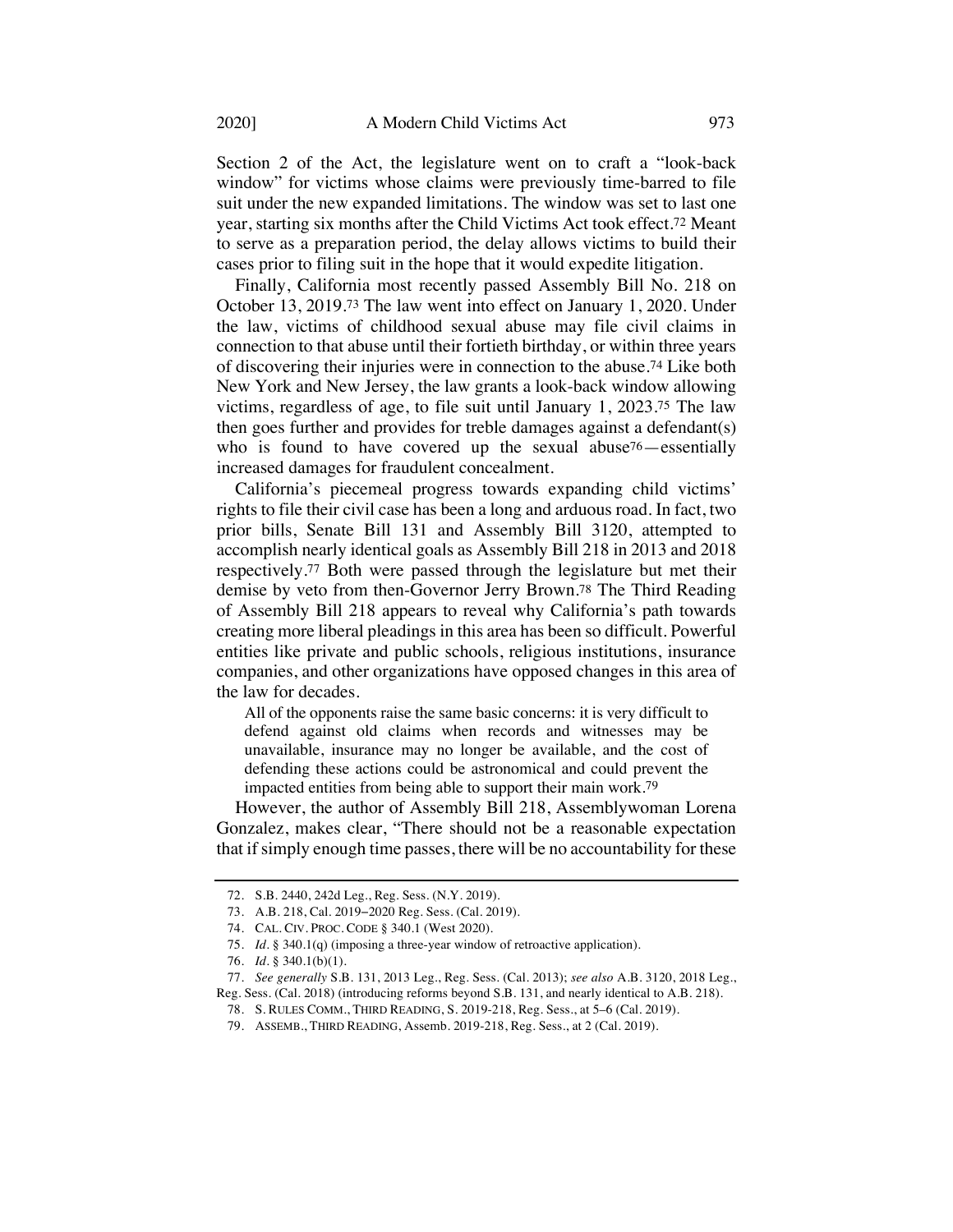Section 2 of the Act, the legislature went on to craft a "look-back window" for victims whose claims were previously time-barred to file suit under the new expanded limitations. The window was set to last one year, starting six months after the Child Victims Act took effect.[72] Meant to serve as a preparation period, the delay allows victims to build their cases prior to filing suit in the hope that it would expedite litigation.

Finally, California most recently passed Assembly Bill No. 218 on October 13, 2019.[73] The law went into effect on January 1, 2020. Under the law, victims of childhood sexual abuse may file civil claims in connection to that abuse until their fortieth birthday, or within three years of discovering their injuries were in connection to the abuse.[74] Like both New York and New Jersey, the law grants a look-back window allowing victims, regardless of age, to file suit until January 1, 2023.[75] The law then goes further and provides for treble damages against a defendant(s) who is found to have covered up the sexual abuse[76]—essentially increased damages for fraudulent concealment.

California's piecemeal progress towards expanding child victims' rights to file their civil case has been a long and arduous road. In fact, two prior bills, Senate Bill 131 and Assembly Bill 3120, attempted to accomplish nearly identical goals as Assembly Bill 218 in 2013 and 2018 respectively.[77] Both were passed through the legislature but met their demise by veto from then-Governor Jerry Brown.[78] The Third Reading of Assembly Bill 218 appears to reveal why California's path towards creating more liberal pleadings in this area has been so difficult. Powerful entities like private and public schools, religious institutions, insurance companies, and other organizations have opposed changes in this area of the law for decades.

> All of the opponents raise the same basic concerns: it is very difficult to defend against old claims when records and witnesses may be unavailable, insurance may no longer be available, and the cost of defending these actions could be astronomical and could prevent the impacted entities from being able to support their main work.[79]

However, the author of Assembly Bill 218, Assemblywoman Lorena Gonzalez, makes clear, "There should not be a reasonable expectation that if simply enough time passes, there will be no accountability for these

---

72. S.B. 2440, 242d Leg., Reg. Sess. (N.Y. 2019).

73. A.B. 218, Cal. 2019–2020 Reg. Sess. (Cal. 2019).

74. CAL. CIV. PROC. CODE § 340.1 (West 2020).

75. *Id.* § 340.1(q) (imposing a three-year window of retroactive application).

76. *Id.* § 340.1(b)(1).

77. *See generally* S.B. 131, 2013 Leg., Reg. Sess. (Cal. 2013); *see also* A.B. 3120, 2018 Leg., Reg. Sess. (Cal. 2018) (introducing reforms beyond S.B. 131, and nearly identical to A.B. 218).

78. S. RULES COMM., THIRD READING, S. 2019-218, Reg. Sess., at 5–6 (Cal. 2019).

79. ASSEMB., THIRD READING, Assemb. 2019-218, Reg. Sess., at 2 (Cal. 2019).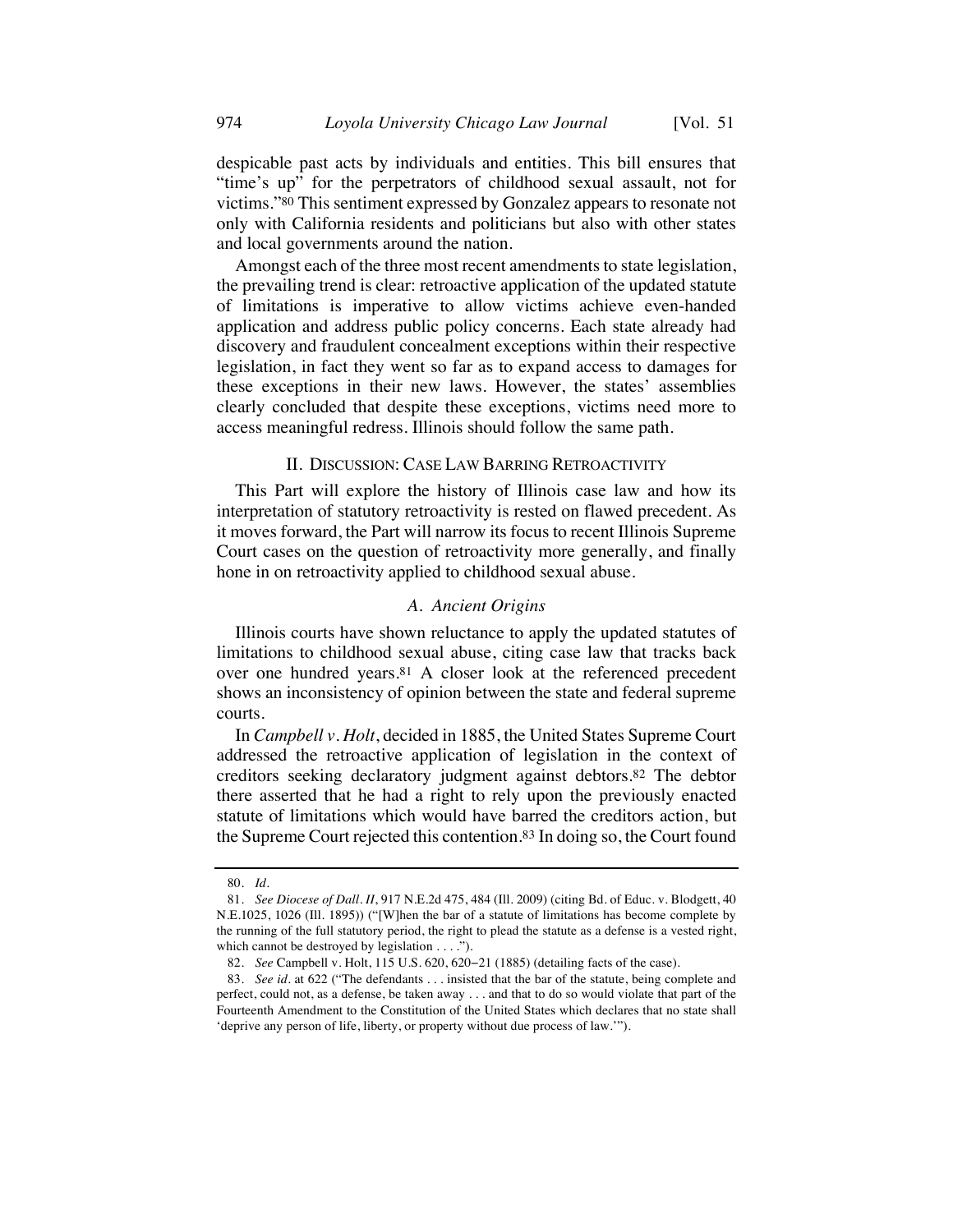despicable past acts by individuals and entities. This bill ensures that "time's up" for the perpetrators of childhood sexual assault, not for victims."[80] This sentiment expressed by Gonzalez appears to resonate not only with California residents and politicians but also with other states and local governments around the nation.

Amongst each of the three most recent amendments to state legislation, the prevailing trend is clear: retroactive application of the updated statute of limitations is imperative to allow victims achieve even-handed application and address public policy concerns. Each state already had discovery and fraudulent concealment exceptions within their respective legislation, in fact they went so far as to expand access to damages for these exceptions in their new laws. However, the states' assemblies clearly concluded that despite these exceptions, victims need more to access meaningful redress. Illinois should follow the same path.

## II. Discussion: Case Law Barring Retroactivity

This Part will explore the history of Illinois case law and how its interpretation of statutory retroactivity is rested on flawed precedent. As it moves forward, the Part will narrow its focus to recent Illinois Supreme Court cases on the question of retroactivity more generally, and finally hone in on retroactivity applied to childhood sexual abuse.

### *A. Ancient Origins*

Illinois courts have shown reluctance to apply the updated statutes of limitations to childhood sexual abuse, citing case law that tracks back over one hundred years.[81] A closer look at the referenced precedent shows an inconsistency of opinion between the state and federal supreme courts.

In *Campbell v. Holt*, decided in 1885, the United States Supreme Court addressed the retroactive application of legislation in the context of creditors seeking declaratory judgment against debtors.[82] The debtor there asserted that he had a right to rely upon the previously enacted statute of limitations which would have barred the creditors action, but the Supreme Court rejected this contention.[83] In doing so, the Court found

---

80. *Id.*

81. *See Diocese of Dall. II*, 917 N.E.2d 475, 484 (Ill. 2009) (citing Bd. of Educ. v. Blodgett, 40 N.E.1025, 1026 (Ill. 1895)) ("[W]hen the bar of a statute of limitations has become complete by the running of the full statutory period, the right to plead the statute as a defense is a vested right, which cannot be destroyed by legislation . . . .").

82. *See* Campbell v. Holt, 115 U.S. 620, 620–21 (1885) (detailing facts of the case).

83. *See id.* at 622 ("The defendants . . . insisted that the bar of the statute, being complete and perfect, could not, as a defense, be taken away . . . and that to do so would violate that part of the Fourteenth Amendment to the Constitution of the United States which declares that no state shall 'deprive any person of life, liberty, or property without due process of law.'").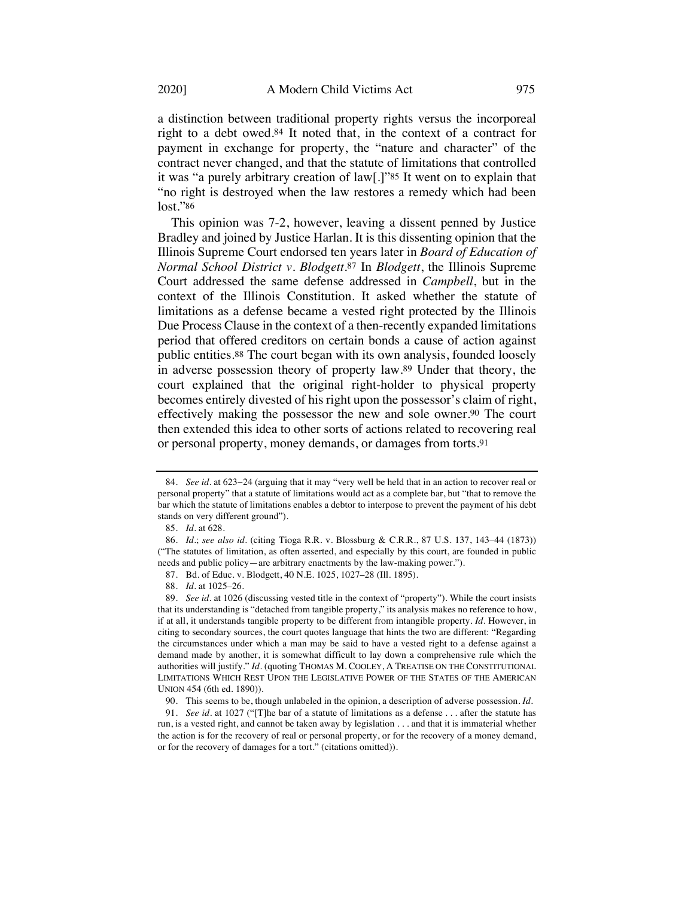a distinction between traditional property rights versus the incorporeal right to a debt owed.[84] It noted that, in the context of a contract for payment in exchange for property, the "nature and character" of the contract never changed, and that the statute of limitations that controlled it was "a purely arbitrary creation of law[.]"[85] It went on to explain that "no right is destroyed when the law restores a remedy which had been lost."[86]

This opinion was 7-2, however, leaving a dissent penned by Justice Bradley and joined by Justice Harlan. It is this dissenting opinion that the Illinois Supreme Court endorsed ten years later in *Board of Education of Normal School District v. Blodgett*.[87] In *Blodgett*, the Illinois Supreme Court addressed the same defense addressed in *Campbell*, but in the context of the Illinois Constitution. It asked whether the statute of limitations as a defense became a vested right protected by the Illinois Due Process Clause in the context of a then-recently expanded limitations period that offered creditors on certain bonds a cause of action against public entities.[88] The court began with its own analysis, founded loosely in adverse possession theory of property law.[89] Under that theory, the court explained that the original right-holder to physical property becomes entirely divested of his right upon the possessor's claim of right, effectively making the possessor the new and sole owner.[90] The court then extended this idea to other sorts of actions related to recovering real or personal property, money demands, or damages from torts.[91]

---

84. *See id.* at 623–24 (arguing that it may "very well be held that in an action to recover real or personal property" that a statute of limitations would act as a complete bar, but "that to remove the bar which the statute of limitations enables a debtor to interpose to prevent the payment of his debt stands on very different ground").

85. *Id.* at 628.

86. *Id.*; *see also id.* (citing Tioga R.R. v. Blossburg & C.R.R., 87 U.S. 137, 143–44 (1873)) ("The statutes of limitation, as often asserted, and especially by this court, are founded in public needs and public policy—are arbitrary enactments by the law-making power.").

87. Bd. of Educ. v. Blodgett, 40 N.E. 1025, 1027–28 (Ill. 1895).

88. *Id.* at 1025–26.

89. *See id.* at 1026 (discussing vested title in the context of "property"). While the court insists that its understanding is "detached from tangible property," its analysis makes no reference to how, if at all, it understands tangible property to be different from intangible property. *Id.* However, in citing to secondary sources, the court quotes language that hints the two are different: "Regarding the circumstances under which a man may be said to have a vested right to a defense against a demand made by another, it is somewhat difficult to lay down a comprehensive rule which the authorities will justify." *Id.* (quoting THOMAS M. COOLEY, A TREATISE ON THE CONSTITUTIONAL LIMITATIONS WHICH REST UPON THE LEGISLATIVE POWER OF THE STATES OF THE AMERICAN UNION 454 (6th ed. 1890)).

90. This seems to be, though unlabeled in the opinion, a description of adverse possession. *Id.*

91. *See id.* at 1027 ("[T]he bar of a statute of limitations as a defense . . . after the statute has run, is a vested right, and cannot be taken away by legislation . . . and that it is immaterial whether the action is for the recovery of real or personal property, or for the recovery of a money demand, or for the recovery of damages for a tort." (citations omitted)).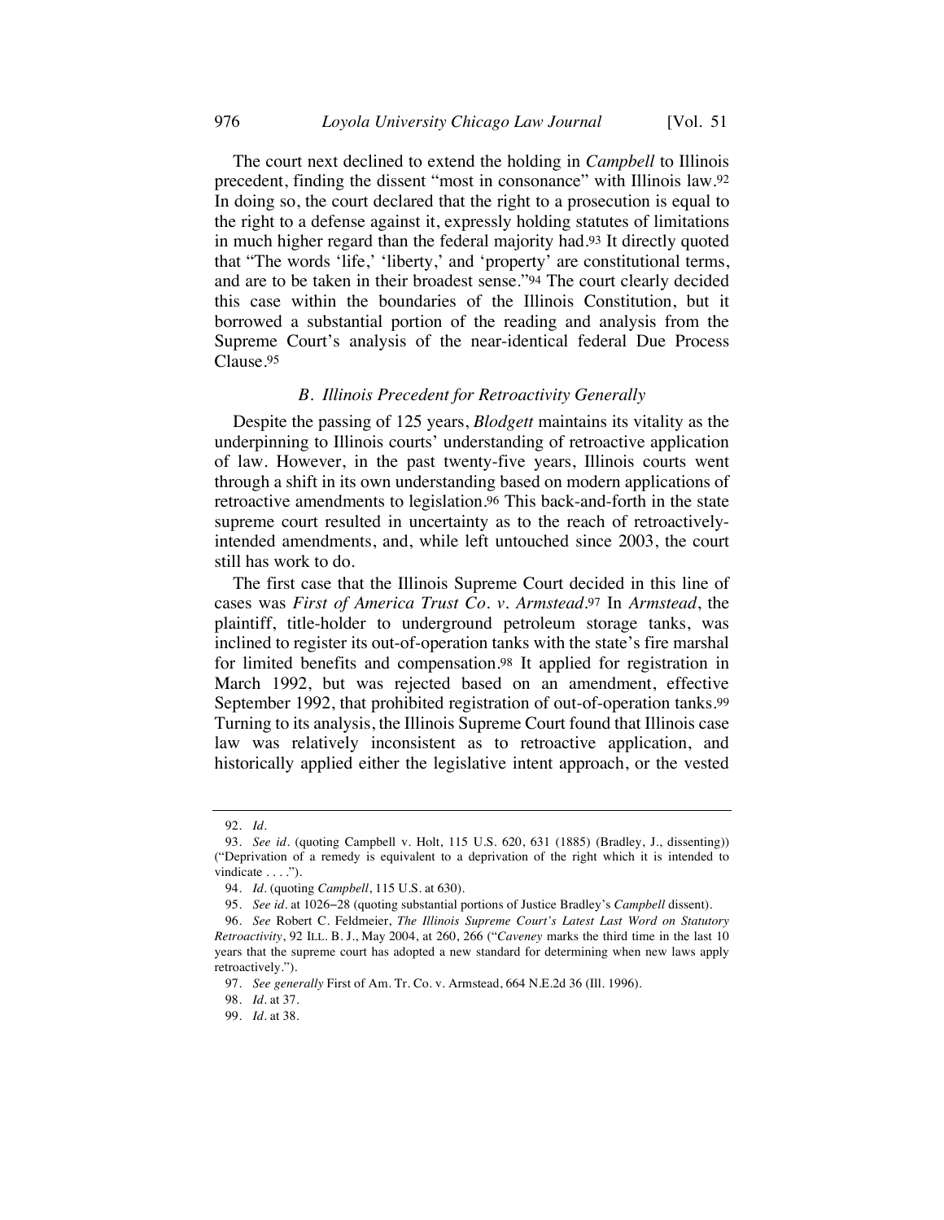The court next declined to extend the holding in *Campbell* to Illinois precedent, finding the dissent "most in consonance" with Illinois law.[92] In doing so, the court declared that the right to a prosecution is equal to the right to a defense against it, expressly holding statutes of limitations in much higher regard than the federal majority had.[93] It directly quoted that "The words 'life,' 'liberty,' and 'property' are constitutional terms, and are to be taken in their broadest sense."[94] The court clearly decided this case within the boundaries of the Illinois Constitution, but it borrowed a substantial portion of the reading and analysis from the Supreme Court's analysis of the near-identical federal Due Process Clause.[95]

### *B. Illinois Precedent for Retroactivity Generally*

Despite the passing of 125 years, *Blodgett* maintains its vitality as the underpinning to Illinois courts' understanding of retroactive application of law. However, in the past twenty-five years, Illinois courts went through a shift in its own understanding based on modern applications of retroactive amendments to legislation.[96] This back-and-forth in the state supreme court resulted in uncertainty as to the reach of retroactively-intended amendments, and, while left untouched since 2003, the court still has work to do.

The first case that the Illinois Supreme Court decided in this line of cases was *First of America Trust Co. v. Armstead*.[97] In *Armstead*, the plaintiff, title-holder to underground petroleum storage tanks, was inclined to register its out-of-operation tanks with the state's fire marshal for limited benefits and compensation.[98] It applied for registration in March 1992, but was rejected based on an amendment, effective September 1992, that prohibited registration of out-of-operation tanks.[99] Turning to its analysis, the Illinois Supreme Court found that Illinois case law was relatively inconsistent as to retroactive application, and historically applied either the legislative intent approach, or the vested

---

92. *Id.*

93. *See id.* (quoting Campbell v. Holt, 115 U.S. 620, 631 (1885) (Bradley, J., dissenting)) ("Deprivation of a remedy is equivalent to a deprivation of the right which it is intended to vindicate . . . .").

94. *Id.* (quoting *Campbell*, 115 U.S. at 630).

95. *See id.* at 1026–28 (quoting substantial portions of Justice Bradley's *Campbell* dissent).

96. *See* Robert C. Feldmeier, *The Illinois Supreme Court's Latest Last Word on Statutory Retroactivity*, 92 ILL. B. J., May 2004, at 260, 266 ("*Caveney* marks the third time in the last 10 years that the supreme court has adopted a new standard for determining when new laws apply retroactively.").

97. *See generally* First of Am. Tr. Co. v. Armstead, 664 N.E.2d 36 (Ill. 1996).

98. *Id.* at 37.

99. *Id.* at 38.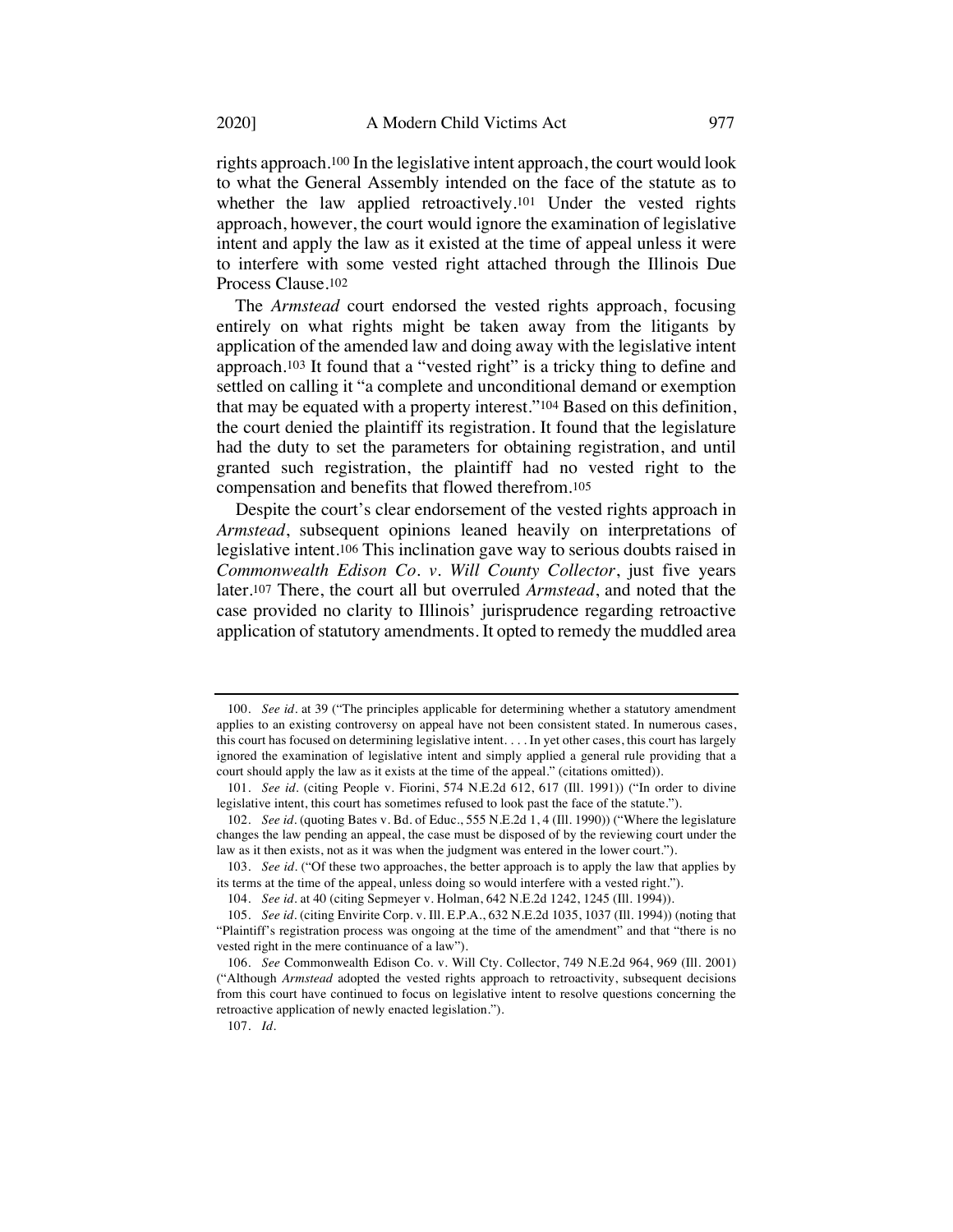rights approach.[100] In the legislative intent approach, the court would look to what the General Assembly intended on the face of the statute as to whether the law applied retroactively.[101] Under the vested rights approach, however, the court would ignore the examination of legislative intent and apply the law as it existed at the time of appeal unless it were to interfere with some vested right attached through the Illinois Due Process Clause.[102]

The *Armstead* court endorsed the vested rights approach, focusing entirely on what rights might be taken away from the litigants by application of the amended law and doing away with the legislative intent approach.[103] It found that a "vested right" is a tricky thing to define and settled on calling it "a complete and unconditional demand or exemption that may be equated with a property interest."[104] Based on this definition, the court denied the plaintiff its registration. It found that the legislature had the duty to set the parameters for obtaining registration, and until granted such registration, the plaintiff had no vested right to the compensation and benefits that flowed therefrom.[105]

Despite the court's clear endorsement of the vested rights approach in *Armstead*, subsequent opinions leaned heavily on interpretations of legislative intent.[106] This inclination gave way to serious doubts raised in *Commonwealth Edison Co. v. Will County Collector*, just five years later.[107] There, the court all but overruled *Armstead*, and noted that the case provided no clarity to Illinois' jurisprudence regarding retroactive application of statutory amendments. It opted to remedy the muddled area

---

100. *See id.* at 39 ("The principles applicable for determining whether a statutory amendment applies to an existing controversy on appeal have not been consistent stated. In numerous cases, this court has focused on determining legislative intent. . . . In yet other cases, this court has largely ignored the examination of legislative intent and simply applied a general rule providing that a court should apply the law as it exists at the time of the appeal." (citations omitted)).

101. *See id.* (citing People v. Fiorini, 574 N.E.2d 612, 617 (Ill. 1991)) ("In order to divine legislative intent, this court has sometimes refused to look past the face of the statute.").

102. *See id.* (quoting Bates v. Bd. of Educ., 555 N.E.2d 1, 4 (Ill. 1990)) ("Where the legislature changes the law pending an appeal, the case must be disposed of by the reviewing court under the law as it then exists, not as it was when the judgment was entered in the lower court.").

103. *See id.* ("Of these two approaches, the better approach is to apply the law that applies by its terms at the time of the appeal, unless doing so would interfere with a vested right.").

104. *See id.* at 40 (citing Sepmeyer v. Holman, 642 N.E.2d 1242, 1245 (Ill. 1994)).

105. *See id.* (citing Envirite Corp. v. Ill. E.P.A., 632 N.E.2d 1035, 1037 (Ill. 1994)) (noting that "Plaintiff's registration process was ongoing at the time of the amendment" and that "there is no vested right in the mere continuance of a law").

106. *See* Commonwealth Edison Co. v. Will Cty. Collector, 749 N.E.2d 964, 969 (Ill. 2001) ("Although *Armstead* adopted the vested rights approach to retroactivity, subsequent decisions from this court have continued to focus on legislative intent to resolve questions concerning the retroactive application of newly enacted legislation.").

107. *Id.*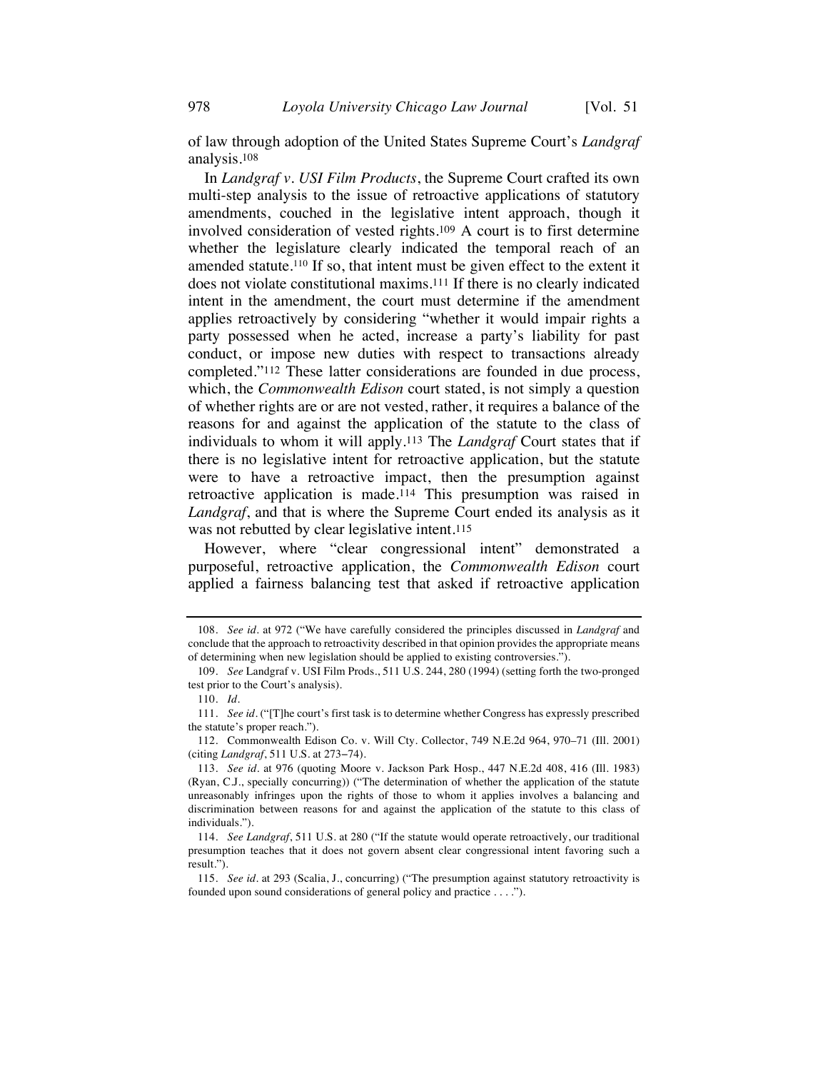of law through adoption of the United States Supreme Court's *Landgraf* analysis.[108]

In *Landgraf v. USI Film Products*, the Supreme Court crafted its own multi-step analysis to the issue of retroactive applications of statutory amendments, couched in the legislative intent approach, though it involved consideration of vested rights.[109] A court is to first determine whether the legislature clearly indicated the temporal reach of an amended statute.[110] If so, that intent must be given effect to the extent it does not violate constitutional maxims.[111] If there is no clearly indicated intent in the amendment, the court must determine if the amendment applies retroactively by considering "whether it would impair rights a party possessed when he acted, increase a party's liability for past conduct, or impose new duties with respect to transactions already completed."[112] These latter considerations are founded in due process, which, the *Commonwealth Edison* court stated, is not simply a question of whether rights are or are not vested, rather, it requires a balance of the reasons for and against the application of the statute to the class of individuals to whom it will apply.[113] The *Landgraf* Court states that if there is no legislative intent for retroactive application, but the statute were to have a retroactive impact, then the presumption against retroactive application is made.[114] This presumption was raised in *Landgraf*, and that is where the Supreme Court ended its analysis as it was not rebutted by clear legislative intent.[115]

However, where "clear congressional intent" demonstrated a purposeful, retroactive application, the *Commonwealth Edison* court applied a fairness balancing test that asked if retroactive application

---

108. *See id.* at 972 ("We have carefully considered the principles discussed in *Landgraf* and conclude that the approach to retroactivity described in that opinion provides the appropriate means of determining when new legislation should be applied to existing controversies.").

109. *See* Landgraf v. USI Film Prods., 511 U.S. 244, 280 (1994) (setting forth the two-pronged test prior to the Court's analysis).

110. *Id.*

111. *See id.* ("[T]he court's first task is to determine whether Congress has expressly prescribed the statute's proper reach.").

112. Commonwealth Edison Co. v. Will Cty. Collector, 749 N.E.2d 964, 970–71 (Ill. 2001) (citing *Landgraf*, 511 U.S. at 273–74).

113. *See id.* at 976 (quoting Moore v. Jackson Park Hosp., 447 N.E.2d 408, 416 (Ill. 1983) (Ryan, C.J., specially concurring)) ("The determination of whether the application of the statute unreasonably infringes upon the rights of those to whom it applies involves a balancing and discrimination between reasons for and against the application of the statute to this class of individuals.").

114. *See Landgraf*, 511 U.S. at 280 ("If the statute would operate retroactively, our traditional presumption teaches that it does not govern absent clear congressional intent favoring such a result.").

115. *See id.* at 293 (Scalia, J., concurring) ("The presumption against statutory retroactivity is founded upon sound considerations of general policy and practice . . . .").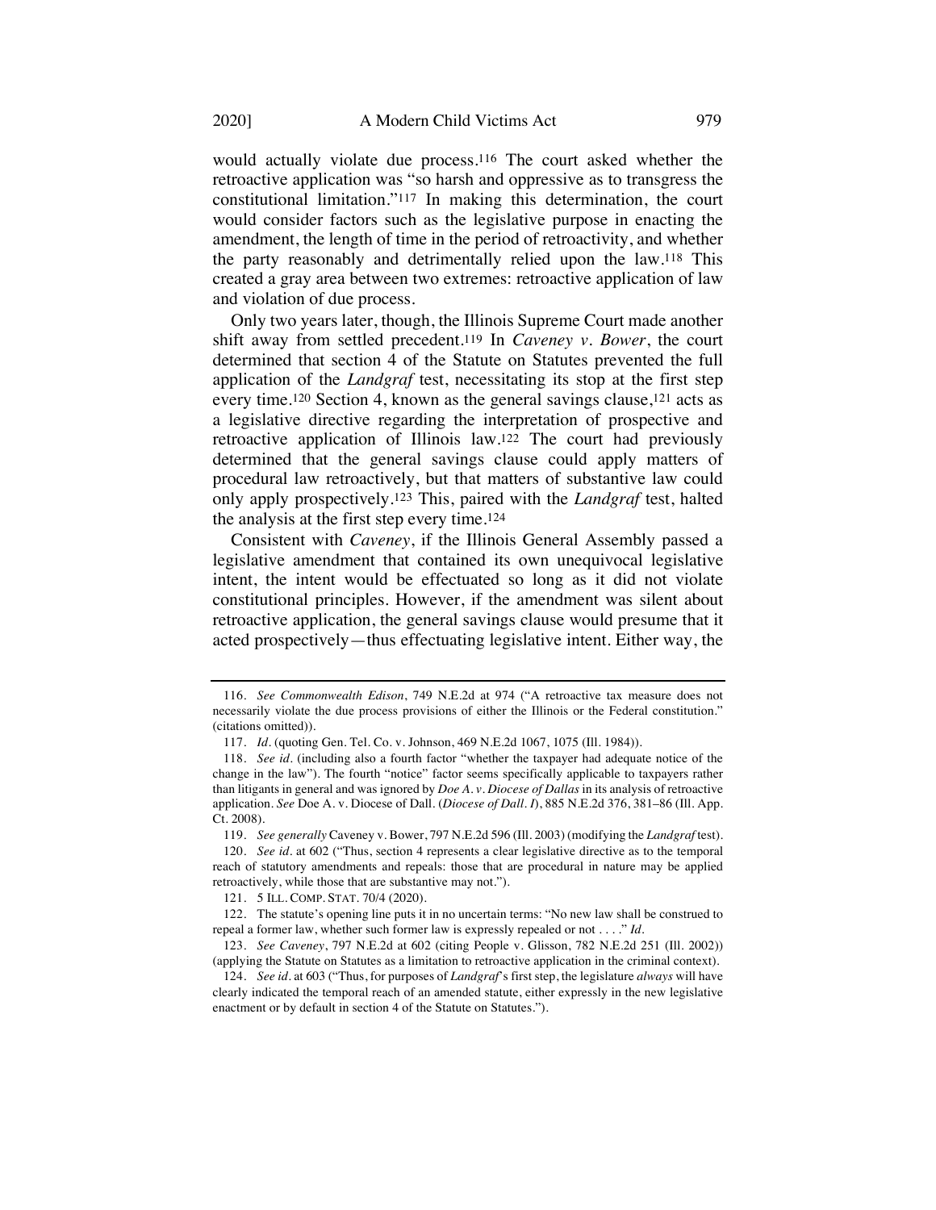would actually violate due process.[116] The court asked whether the retroactive application was "so harsh and oppressive as to transgress the constitutional limitation."[117] In making this determination, the court would consider factors such as the legislative purpose in enacting the amendment, the length of time in the period of retroactivity, and whether the party reasonably and detrimentally relied upon the law.[118] This created a gray area between two extremes: retroactive application of law and violation of due process.

Only two years later, though, the Illinois Supreme Court made another shift away from settled precedent.[119] In *Caveney v. Bower*, the court determined that section 4 of the Statute on Statutes prevented the full application of the *Landgraf* test, necessitating its stop at the first step every time.[120] Section 4, known as the general savings clause,[121] acts as a legislative directive regarding the interpretation of prospective and retroactive application of Illinois law.[122] The court had previously determined that the general savings clause could apply matters of procedural law retroactively, but that matters of substantive law could only apply prospectively.[123] This, paired with the *Landgraf* test, halted the analysis at the first step every time.[124]

Consistent with *Caveney*, if the Illinois General Assembly passed a legislative amendment that contained its own unequivocal legislative intent, the intent would be effectuated so long as it did not violate constitutional principles. However, if the amendment was silent about retroactive application, the general savings clause would presume that it acted prospectively—thus effectuating legislative intent. Either way, the

---

116. *See Commonwealth Edison*, 749 N.E.2d at 974 ("A retroactive tax measure does not necessarily violate the due process provisions of either the Illinois or the Federal constitution." (citations omitted)).

117. *Id.* (quoting Gen. Tel. Co. v. Johnson, 469 N.E.2d 1067, 1075 (Ill. 1984)).

118. *See id.* (including also a fourth factor "whether the taxpayer had adequate notice of the change in the law"). The fourth "notice" factor seems specifically applicable to taxpayers rather than litigants in general and was ignored by *Doe A. v. Diocese of Dallas* in its analysis of retroactive application. *See* Doe A. v. Diocese of Dall. (*Diocese of Dall. I*), 885 N.E.2d 376, 381–86 (Ill. App. Ct. 2008).

119. *See generally* Caveney v. Bower, 797 N.E.2d 596 (Ill. 2003) (modifying the *Landgraf* test).

120. *See id.* at 602 ("Thus, section 4 represents a clear legislative directive as to the temporal reach of statutory amendments and repeals: those that are procedural in nature may be applied retroactively, while those that are substantive may not.").

121. 5 ILL. COMP. STAT. 70/4 (2020).

122. The statute's opening line puts it in no uncertain terms: "No new law shall be construed to repeal a former law, whether such former law is expressly repealed or not . . . ." *Id.*

123. *See Caveney*, 797 N.E.2d at 602 (citing People v. Glisson, 782 N.E.2d 251 (Ill. 2002)) (applying the Statute on Statutes as a limitation to retroactive application in the criminal context).

124. *See id.* at 603 ("Thus, for purposes of *Landgraf*'s first step, the legislature *always* will have clearly indicated the temporal reach of an amended statute, either expressly in the new legislative enactment or by default in section 4 of the Statute on Statutes.").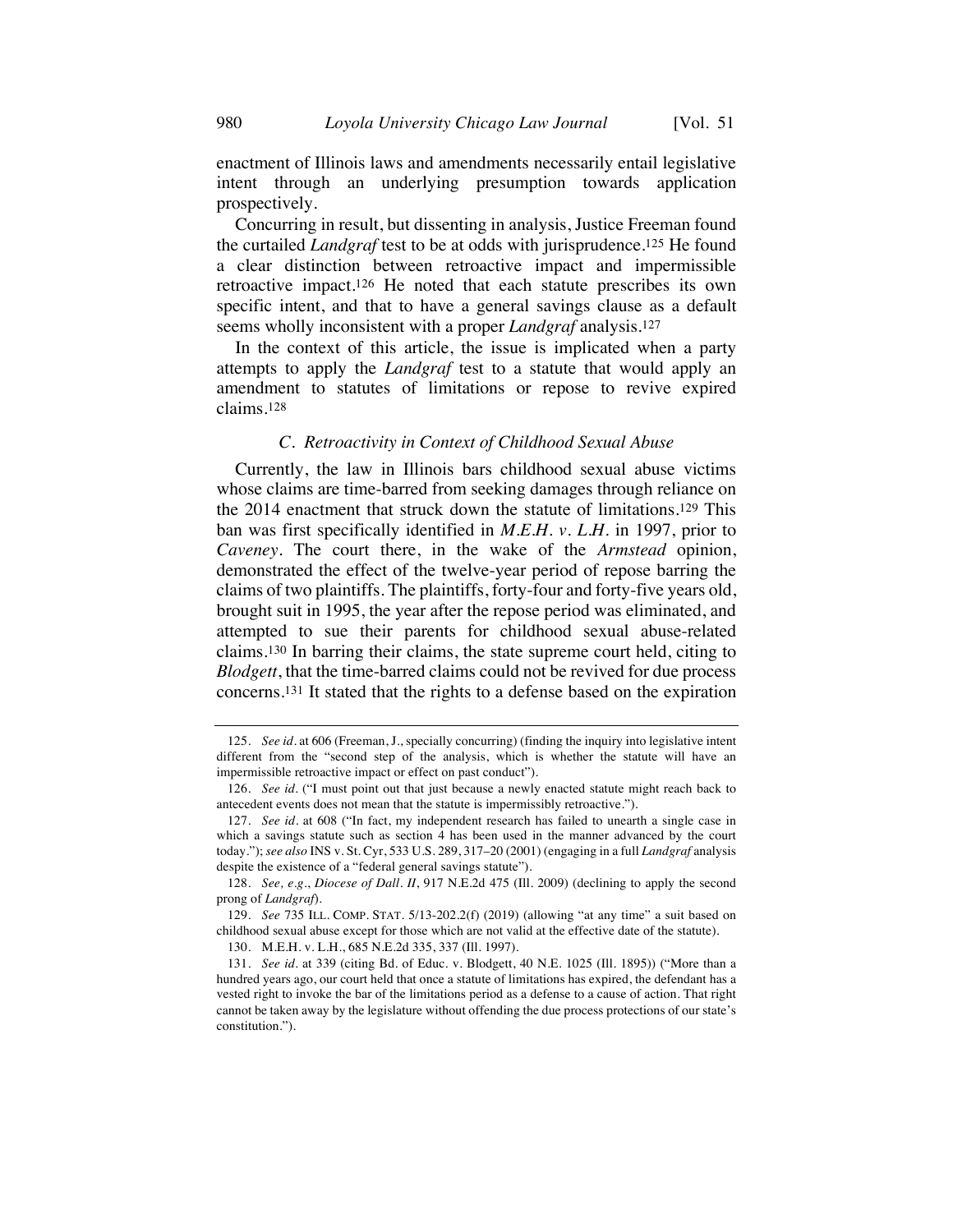enactment of Illinois laws and amendments necessarily entail legislative intent through an underlying presumption towards application prospectively.

Concurring in result, but dissenting in analysis, Justice Freeman found the curtailed *Landgraf* test to be at odds with jurisprudence.[125] He found a clear distinction between retroactive impact and impermissible retroactive impact.[126] He noted that each statute prescribes its own specific intent, and that to have a general savings clause as a default seems wholly inconsistent with a proper *Landgraf* analysis.[127]

In the context of this article, the issue is implicated when a party attempts to apply the *Landgraf* test to a statute that would apply an amendment to statutes of limitations or repose to revive expired claims.[128]

### *C. Retroactivity in Context of Childhood Sexual Abuse*

Currently, the law in Illinois bars childhood sexual abuse victims whose claims are time-barred from seeking damages through reliance on the 2014 enactment that struck down the statute of limitations.[129] This ban was first specifically identified in *M.E.H. v. L.H.* in 1997, prior to *Caveney*. The court there, in the wake of the *Armstead* opinion, demonstrated the effect of the twelve-year period of repose barring the claims of two plaintiffs. The plaintiffs, forty-four and forty-five years old, brought suit in 1995, the year after the repose period was eliminated, and attempted to sue their parents for childhood sexual abuse-related claims.[130] In barring their claims, the state supreme court held, citing to *Blodgett*, that the time-barred claims could not be revived for due process concerns.[131] It stated that the rights to a defense based on the expiration

---

125. *See id.* at 606 (Freeman, J., specially concurring) (finding the inquiry into legislative intent different from the "second step of the analysis, which is whether the statute will have an impermissible retroactive impact or effect on past conduct").

126. *See id.* ("I must point out that just because a newly enacted statute might reach back to antecedent events does not mean that the statute is impermissibly retroactive.").

127. *See id.* at 608 ("In fact, my independent research has failed to unearth a single case in which a savings statute such as section 4 has been used in the manner advanced by the court today."); *see also* INS v. St. Cyr, 533 U.S. 289, 317–20 (2001) (engaging in a full *Landgraf* analysis despite the existence of a "federal general savings statute").

128. *See, e.g.*, *Diocese of Dall. II*, 917 N.E.2d 475 (Ill. 2009) (declining to apply the second prong of *Landgraf*).

129. *See* 735 ILL. COMP. STAT. 5/13-202.2(f) (2019) (allowing "at any time" a suit based on childhood sexual abuse except for those which are not valid at the effective date of the statute).

130. M.E.H. v. L.H., 685 N.E.2d 335, 337 (Ill. 1997).

131. *See id.* at 339 (citing Bd. of Educ. v. Blodgett, 40 N.E. 1025 (Ill. 1895)) ("More than a hundred years ago, our court held that once a statute of limitations has expired, the defendant has a vested right to invoke the bar of the limitations period as a defense to a cause of action. That right cannot be taken away by the legislature without offending the due process protections of our state's constitution.").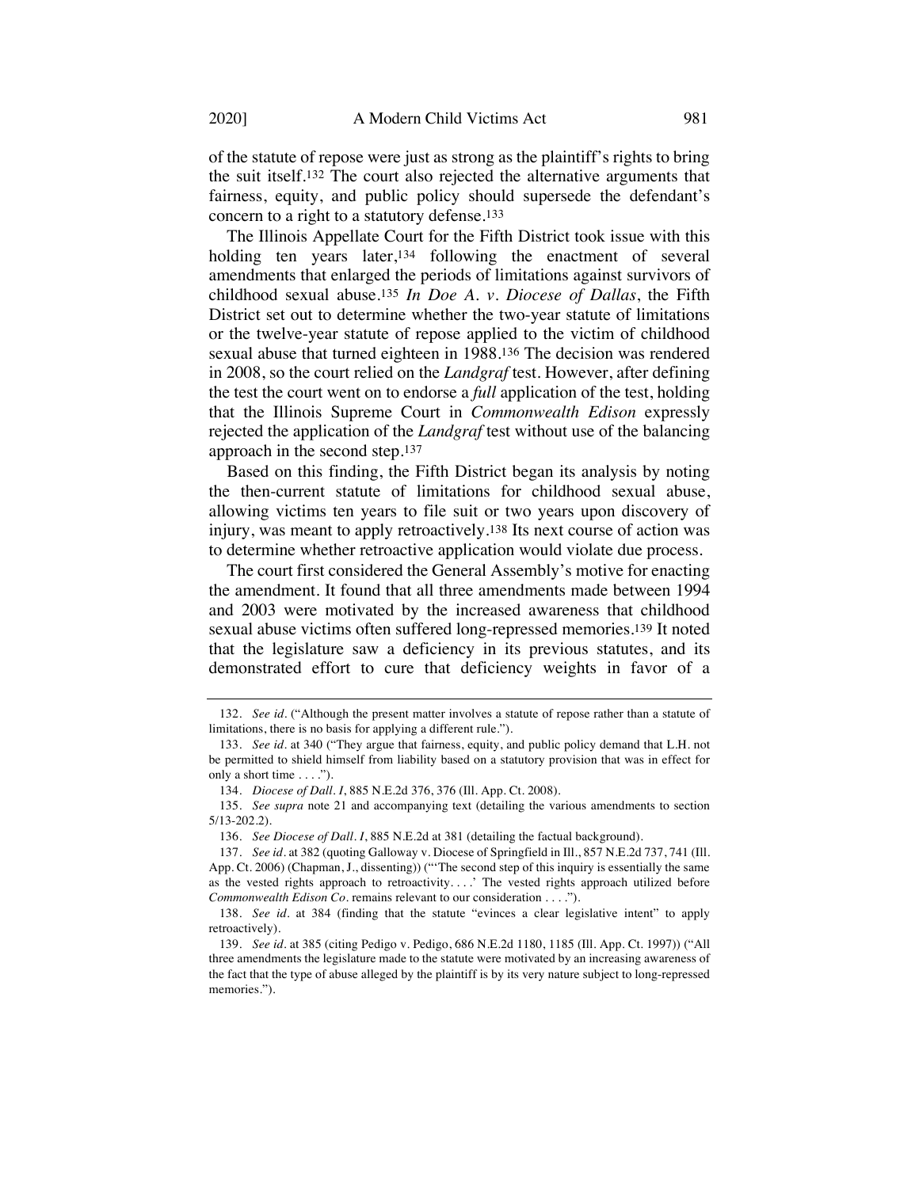of the statute of repose were just as strong as the plaintiff's rights to bring the suit itself.[132] The court also rejected the alternative arguments that fairness, equity, and public policy should supersede the defendant's concern to a right to a statutory defense.[133]

The Illinois Appellate Court for the Fifth District took issue with this holding ten years later,[134] following the enactment of several amendments that enlarged the periods of limitations against survivors of childhood sexual abuse.[135] *In Doe A. v. Diocese of Dallas*, the Fifth District set out to determine whether the two-year statute of limitations or the twelve-year statute of repose applied to the victim of childhood sexual abuse that turned eighteen in 1988.[136] The decision was rendered in 2008, so the court relied on the *Landgraf* test. However, after defining the test the court went on to endorse a *full* application of the test, holding that the Illinois Supreme Court in *Commonwealth Edison* expressly rejected the application of the *Landgraf* test without use of the balancing approach in the second step.[137]

Based on this finding, the Fifth District began its analysis by noting the then-current statute of limitations for childhood sexual abuse, allowing victims ten years to file suit or two years upon discovery of injury, was meant to apply retroactively.[138] Its next course of action was to determine whether retroactive application would violate due process.

The court first considered the General Assembly's motive for enacting the amendment. It found that all three amendments made between 1994 and 2003 were motivated by the increased awareness that childhood sexual abuse victims often suffered long-repressed memories.[139] It noted that the legislature saw a deficiency in its previous statutes, and its demonstrated effort to cure that deficiency weights in favor of a

---

132. *See id.* ("Although the present matter involves a statute of repose rather than a statute of limitations, there is no basis for applying a different rule.").

133. *See id.* at 340 ("They argue that fairness, equity, and public policy demand that L.H. not be permitted to shield himself from liability based on a statutory provision that was in effect for only a short time . . . .").

134. *Diocese of Dall. I*, 885 N.E.2d 376, 376 (Ill. App. Ct. 2008).

135. *See supra* note 21 and accompanying text (detailing the various amendments to section 5/13-202.2).

136. *See Diocese of Dall. I*, 885 N.E.2d at 381 (detailing the factual background).

137. *See id.* at 382 (quoting Galloway v. Diocese of Springfield in Ill., 857 N.E.2d 737, 741 (Ill. App. Ct. 2006) (Chapman, J., dissenting)) ("'The second step of this inquiry is essentially the same as the vested rights approach to retroactivity. . . .' The vested rights approach utilized before *Commonwealth Edison Co.* remains relevant to our consideration . . . .").

138. *See id.* at 384 (finding that the statute "evinces a clear legislative intent" to apply retroactively).

139. *See id.* at 385 (citing Pedigo v. Pedigo, 686 N.E.2d 1180, 1185 (Ill. App. Ct. 1997)) ("All three amendments the legislature made to the statute were motivated by an increasing awareness of the fact that the type of abuse alleged by the plaintiff is by its very nature subject to long-repressed memories.").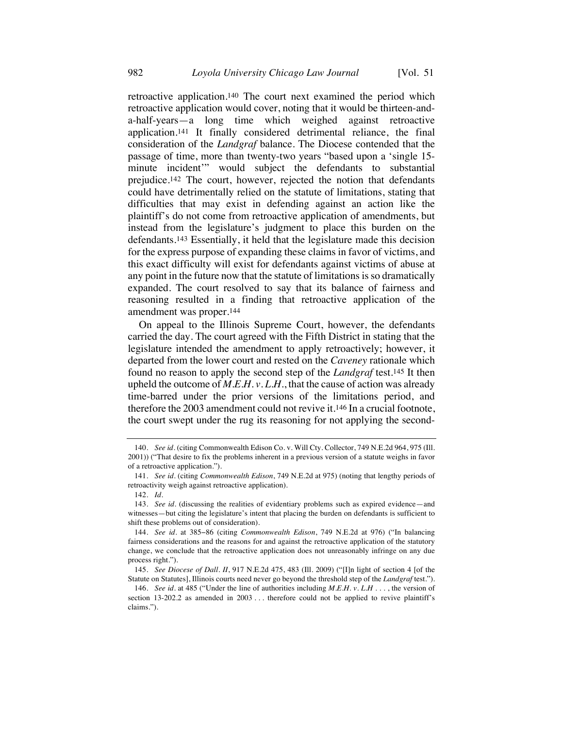retroactive application.[140] The court next examined the period which retroactive application would cover, noting that it would be thirteen-and-a-half-years—a long time which weighed against retroactive application.[141] It finally considered detrimental reliance, the final consideration of the *Landgraf* balance. The Diocese contended that the passage of time, more than twenty-two years "based upon a 'single 15-minute incident'" would subject the defendants to substantial prejudice.[142] The court, however, rejected the notion that defendants could have detrimentally relied on the statute of limitations, stating that difficulties that may exist in defending against an action like the plaintiff's do not come from retroactive application of amendments, but instead from the legislature's judgment to place this burden on the defendants.[143] Essentially, it held that the legislature made this decision for the express purpose of expanding these claims in favor of victims, and this exact difficulty will exist for defendants against victims of abuse at any point in the future now that the statute of limitations is so dramatically expanded. The court resolved to say that its balance of fairness and reasoning resulted in a finding that retroactive application of the amendment was proper.[144]

On appeal to the Illinois Supreme Court, however, the defendants carried the day. The court agreed with the Fifth District in stating that the legislature intended the amendment to apply retroactively; however, it departed from the lower court and rested on the *Caveney* rationale which found no reason to apply the second step of the *Landgraf* test.[145] It then upheld the outcome of *M.E.H. v. L.H.*, that the cause of action was already time-barred under the prior versions of the limitations period, and therefore the 2003 amendment could not revive it.[146] In a crucial footnote, the court swept under the rug its reasoning for not applying the second-

---

140. *See id.* (citing Commonwealth Edison Co. v. Will Cty. Collector, 749 N.E.2d 964, 975 (Ill. 2001)) ("That desire to fix the problems inherent in a previous version of a statute weighs in favor of a retroactive application.").

141. *See id.* (citing *Commonwealth Edison*, 749 N.E.2d at 975) (noting that lengthy periods of retroactivity weigh against retroactive application).

142. *Id.*

143. *See id.* (discussing the realities of evidentiary problems such as expired evidence—and witnesses—but citing the legislature's intent that placing the burden on defendants is sufficient to shift these problems out of consideration).

144. *See id.* at 385–86 (citing *Commonwealth Edison*, 749 N.E.2d at 976) ("In balancing fairness considerations and the reasons for and against the retroactive application of the statutory change, we conclude that the retroactive application does not unreasonably infringe on any due process right.").

145. *See Diocese of Dall. II*, 917 N.E.2d 475, 483 (Ill. 2009) ("[I]n light of section 4 [of the Statute on Statutes], Illinois courts need never go beyond the threshold step of the *Landgraf* test.").

146. *See id.* at 485 ("Under the line of authorities including *M.E.H. v. L.H* . . . , the version of section 13-202.2 as amended in 2003 . . . therefore could not be applied to revive plaintiff's claims.").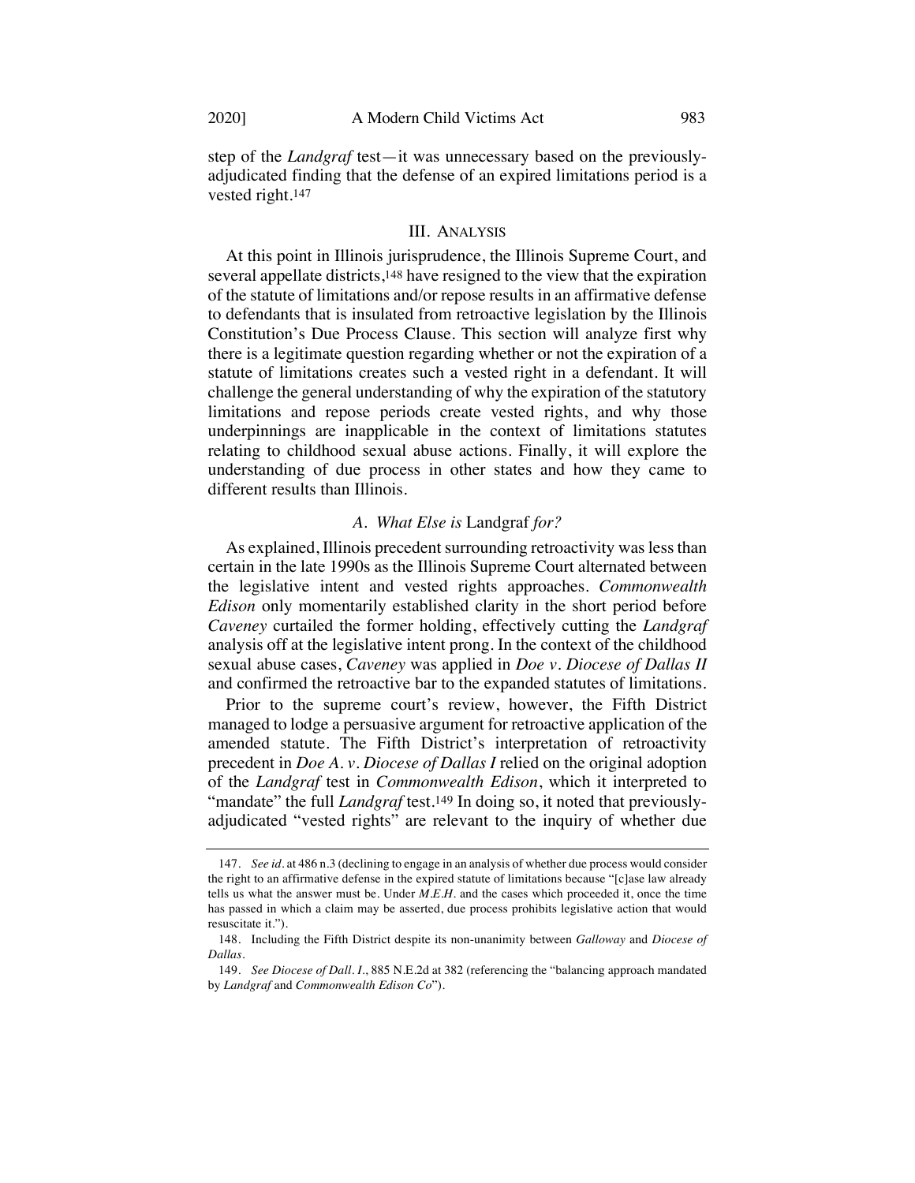step of the *Landgraf* test—it was unnecessary based on the previously-adjudicated finding that the defense of an expired limitations period is a vested right.[147]

## III. ANALYSIS

At this point in Illinois jurisprudence, the Illinois Supreme Court, and several appellate districts,[148] have resigned to the view that the expiration of the statute of limitations and/or repose results in an affirmative defense to defendants that is insulated from retroactive legislation by the Illinois Constitution's Due Process Clause. This section will analyze first why there is a legitimate question regarding whether or not the expiration of a statute of limitations creates such a vested right in a defendant. It will challenge the general understanding of why the expiration of the statutory limitations and repose periods create vested rights, and why those underpinnings are inapplicable in the context of limitations statutes relating to childhood sexual abuse actions. Finally, it will explore the understanding of due process in other states and how they came to different results than Illinois.

### *A. What Else is* Landgraf *for?*

As explained, Illinois precedent surrounding retroactivity was less than certain in the late 1990s as the Illinois Supreme Court alternated between the legislative intent and vested rights approaches. *Commonwealth Edison* only momentarily established clarity in the short period before *Caveney* curtailed the former holding, effectively cutting the *Landgraf* analysis off at the legislative intent prong. In the context of the childhood sexual abuse cases, *Caveney* was applied in *Doe v. Diocese of Dallas II* and confirmed the retroactive bar to the expanded statutes of limitations.

Prior to the supreme court's review, however, the Fifth District managed to lodge a persuasive argument for retroactive application of the amended statute. The Fifth District's interpretation of retroactivity precedent in *Doe A. v. Diocese of Dallas I* relied on the original adoption of the *Landgraf* test in *Commonwealth Edison*, which it interpreted to "mandate" the full *Landgraf* test.[149] In doing so, it noted that previously-adjudicated "vested rights" are relevant to the inquiry of whether due

---

147. *See id.* at 486 n.3 (declining to engage in an analysis of whether due process would consider the right to an affirmative defense in the expired statute of limitations because "[c]ase law already tells us what the answer must be. Under *M.E.H.* and the cases which proceeded it, once the time has passed in which a claim may be asserted, due process prohibits legislative action that would resuscitate it.").

148. Including the Fifth District despite its non-unanimity between *Galloway* and *Diocese of Dallas*.

149. *See Diocese of Dall. I*, 885 N.E.2d at 382 (referencing the "balancing approach mandated by *Landgraf* and *Commonwealth Edison Co*").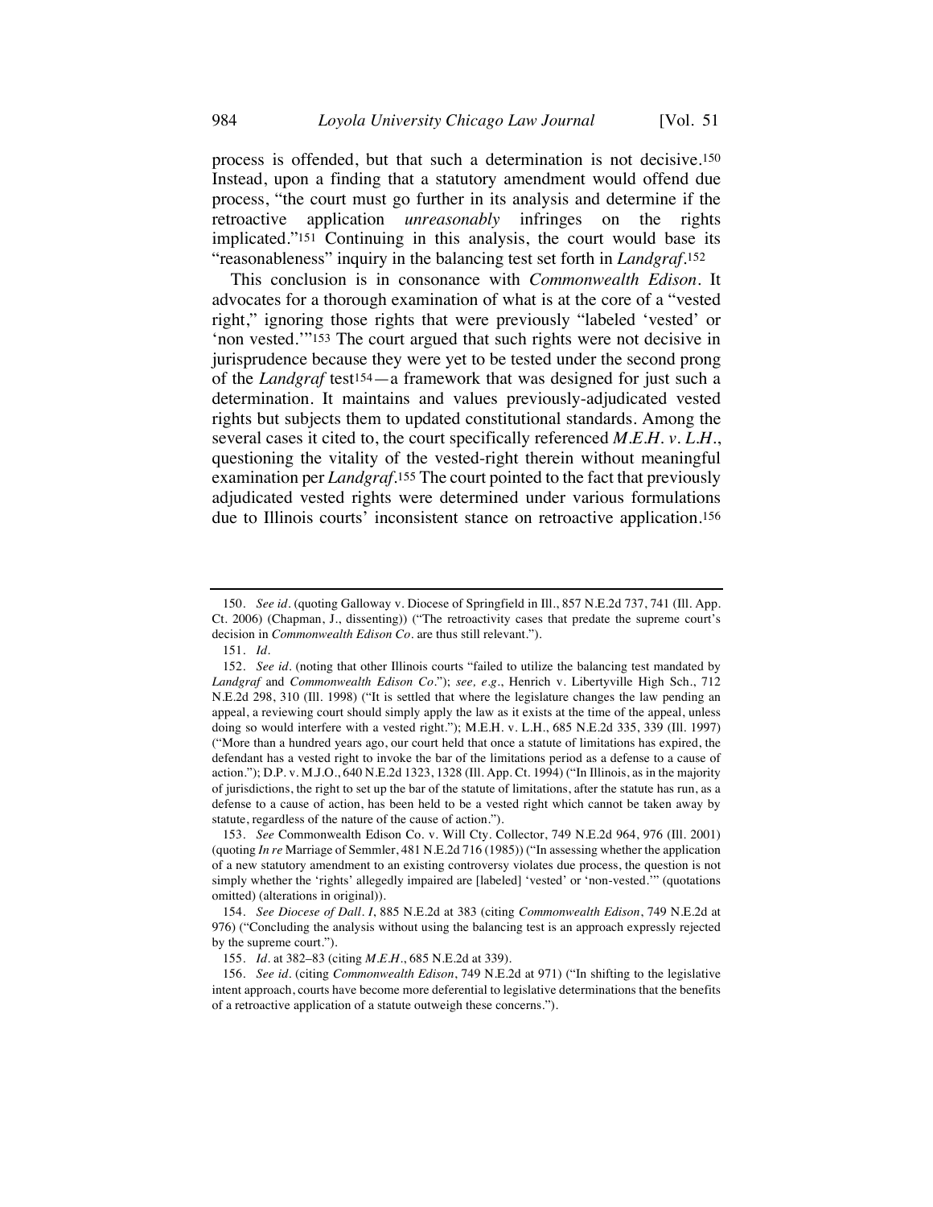process is offended, but that such a determination is not decisive.[150] Instead, upon a finding that a statutory amendment would offend due process, "the court must go further in its analysis and determine if the retroactive application *unreasonably* infringes on the rights implicated."[151] Continuing in this analysis, the court would base its "reasonableness" inquiry in the balancing test set forth in *Landgraf*.[152]

This conclusion is in consonance with *Commonwealth Edison*. It advocates for a thorough examination of what is at the core of a "vested right," ignoring those rights that were previously "labeled 'vested' or 'non vested.'"[153] The court argued that such rights were not decisive in jurisprudence because they were yet to be tested under the second prong of the *Landgraf* test[154]—a framework that was designed for just such a determination. It maintains and values previously-adjudicated vested rights but subjects them to updated constitutional standards. Among the several cases it cited to, the court specifically referenced *M.E.H. v. L.H.*, questioning the vitality of the vested-right therein without meaningful examination per *Landgraf*.[155] The court pointed to the fact that previously adjudicated vested rights were determined under various formulations due to Illinois courts' inconsistent stance on retroactive application.[156]

---

150. *See id.* (quoting Galloway v. Diocese of Springfield in Ill., 857 N.E.2d 737, 741 (Ill. App. Ct. 2006) (Chapman, J., dissenting)) ("The retroactivity cases that predate the supreme court's decision in *Commonwealth Edison Co.* are thus still relevant.").

151. *Id.*

152. *See id.* (noting that other Illinois courts "failed to utilize the balancing test mandated by *Landgraf* and *Commonwealth Edison Co.*"); *see, e.g.*, Henrich v. Libertyville High Sch., 712 N.E.2d 298, 310 (Ill. 1998) ("It is settled that where the legislature changes the law pending an appeal, a reviewing court should simply apply the law as it exists at the time of the appeal, unless doing so would interfere with a vested right."); M.E.H. v. L.H., 685 N.E.2d 335, 339 (Ill. 1997) ("More than a hundred years ago, our court held that once a statute of limitations has expired, the defendant has a vested right to invoke the bar of the limitations period as a defense to a cause of action."); D.P. v. M.J.O., 640 N.E.2d 1323, 1328 (Ill. App. Ct. 1994) ("In Illinois, as in the majority of jurisdictions, the right to set up the bar of the statute of limitations, after the statute has run, as a defense to a cause of action, has been held to be a vested right which cannot be taken away by statute, regardless of the nature of the cause of action.").

153. *See* Commonwealth Edison Co. v. Will Cty. Collector, 749 N.E.2d 964, 976 (Ill. 2001) (quoting *In re* Marriage of Semmler, 481 N.E.2d 716 (1985)) ("In assessing whether the application of a new statutory amendment to an existing controversy violates due process, the question is not simply whether the 'rights' allegedly impaired are [labeled] 'vested' or 'non-vested.'" (quotations omitted) (alterations in original)).

154. *See Diocese of Dall. I*, 885 N.E.2d at 383 (citing *Commonwealth Edison*, 749 N.E.2d at 976) ("Concluding the analysis without using the balancing test is an approach expressly rejected by the supreme court.").

155. *Id.* at 382–83 (citing *M.E.H.*, 685 N.E.2d at 339).

156. *See id.* (citing *Commonwealth Edison*, 749 N.E.2d at 971) ("In shifting to the legislative intent approach, courts have become more deferential to legislative determinations that the benefits of a retroactive application of a statute outweigh these concerns.").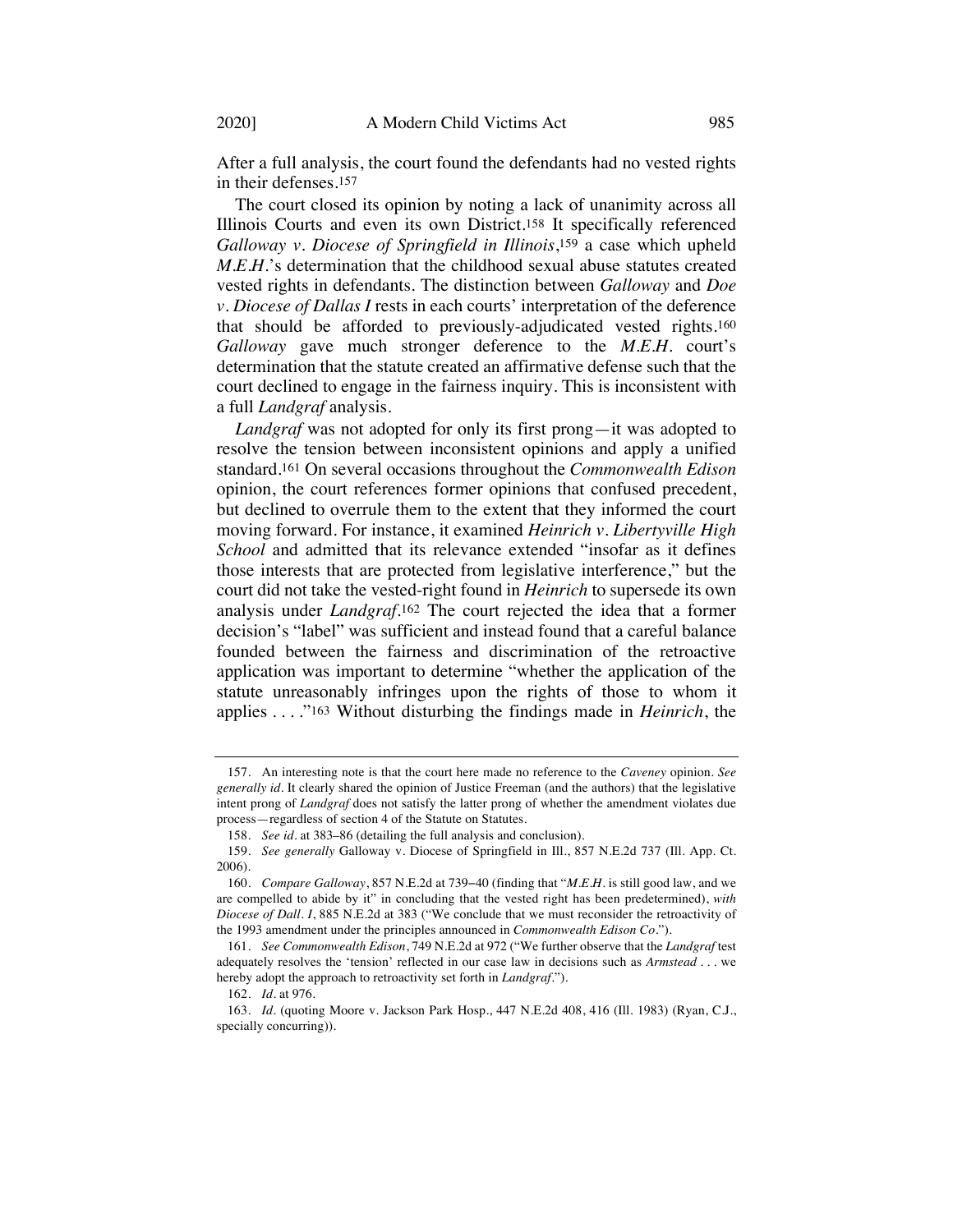After a full analysis, the court found the defendants had no vested rights in their defenses.[157]

The court closed its opinion by noting a lack of unanimity across all Illinois Courts and even its own District.[158] It specifically referenced *Galloway v. Diocese of Springfield in Illinois*,[159] a case which upheld *M.E.H.*'s determination that the childhood sexual abuse statutes created vested rights in defendants. The distinction between *Galloway* and *Doe v. Diocese of Dallas I* rests in each courts' interpretation of the deference that should be afforded to previously-adjudicated vested rights.[160] *Galloway* gave much stronger deference to the *M.E.H.* court's determination that the statute created an affirmative defense such that the court declined to engage in the fairness inquiry. This is inconsistent with a full *Landgraf* analysis.

*Landgraf* was not adopted for only its first prong—it was adopted to resolve the tension between inconsistent opinions and apply a unified standard.[161] On several occasions throughout the *Commonwealth Edison* opinion, the court references former opinions that confused precedent, but declined to overrule them to the extent that they informed the court moving forward. For instance, it examined *Heinrich v. Libertyville High School* and admitted that its relevance extended "insofar as it defines those interests that are protected from legislative interference," but the court did not take the vested-right found in *Heinrich* to supersede its own analysis under *Landgraf*.[162] The court rejected the idea that a former decision's "label" was sufficient and instead found that a careful balance founded between the fairness and discrimination of the retroactive application was important to determine "whether the application of the statute unreasonably infringes upon the rights of those to whom it applies . . . ."[163] Without disturbing the findings made in *Heinrich*, the

---

157. An interesting note is that the court here made no reference to the *Caveney* opinion. *See generally id*. It clearly shared the opinion of Justice Freeman (and the authors) that the legislative intent prong of *Landgraf* does not satisfy the latter prong of whether the amendment violates due process—regardless of section 4 of the Statute on Statutes.

158. *See id*. at 383–86 (detailing the full analysis and conclusion).

159. *See generally* Galloway v. Diocese of Springfield in Ill., 857 N.E.2d 737 (Ill. App. Ct. 2006).

160. *Compare Galloway*, 857 N.E.2d at 739–40 (finding that "*M.E.H.* is still good law, and we are compelled to abide by it" in concluding that the vested right has been predetermined), *with Diocese of Dall. I*, 885 N.E.2d at 383 ("We conclude that we must reconsider the retroactivity of the 1993 amendment under the principles announced in *Commonwealth Edison Co*.").

161. *See Commonwealth Edison*, 749 N.E.2d at 972 ("We further observe that the *Landgraf* test adequately resolves the 'tension' reflected in our case law in decisions such as *Armstead* . . . we hereby adopt the approach to retroactivity set forth in *Landgraf*.").

162. *Id*. at 976.

163. *Id*. (quoting Moore v. Jackson Park Hosp., 447 N.E.2d 408, 416 (Ill. 1983) (Ryan, C.J., specially concurring)).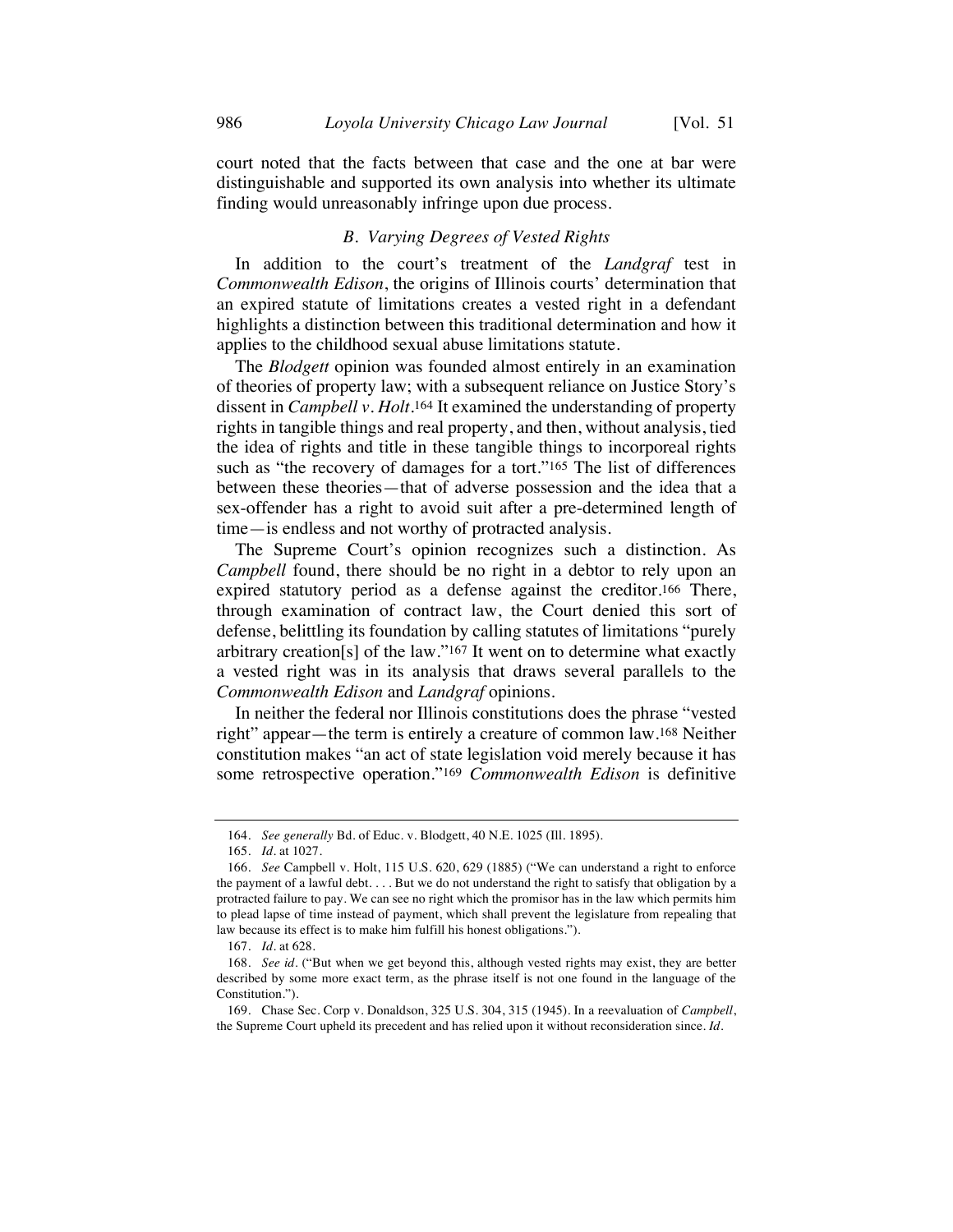court noted that the facts between that case and the one at bar were distinguishable and supported its own analysis into whether its ultimate finding would unreasonably infringe upon due process.

### *B. Varying Degrees of Vested Rights*

In addition to the court's treatment of the *Landgraf* test in *Commonwealth Edison*, the origins of Illinois courts' determination that an expired statute of limitations creates a vested right in a defendant highlights a distinction between this traditional determination and how it applies to the childhood sexual abuse limitations statute.

The *Blodgett* opinion was founded almost entirely in an examination of theories of property law; with a subsequent reliance on Justice Story's dissent in *Campbell v. Holt*.[164] It examined the understanding of property rights in tangible things and real property, and then, without analysis, tied the idea of rights and title in these tangible things to incorporeal rights such as "the recovery of damages for a tort."[165] The list of differences between these theories—that of adverse possession and the idea that a sex-offender has a right to avoid suit after a pre-determined length of time—is endless and not worthy of protracted analysis.

The Supreme Court's opinion recognizes such a distinction. As *Campbell* found, there should be no right in a debtor to rely upon an expired statutory period as a defense against the creditor.[166] There, through examination of contract law, the Court denied this sort of defense, belittling its foundation by calling statutes of limitations "purely arbitrary creation[s] of the law."[167] It went on to determine what exactly a vested right was in its analysis that draws several parallels to the *Commonwealth Edison* and *Landgraf* opinions.

In neither the federal nor Illinois constitutions does the phrase "vested right" appear—the term is entirely a creature of common law.[168] Neither constitution makes "an act of state legislation void merely because it has some retrospective operation."[169] *Commonwealth Edison* is definitive

---

164. *See generally* Bd. of Educ. v. Blodgett, 40 N.E. 1025 (Ill. 1895).

165. *Id.* at 1027.

166. *See* Campbell v. Holt, 115 U.S. 620, 629 (1885) ("We can understand a right to enforce the payment of a lawful debt. . . . But we do not understand the right to satisfy that obligation by a protracted failure to pay. We can see no right which the promisor has in the law which permits him to plead lapse of time instead of payment, which shall prevent the legislature from repealing that law because its effect is to make him fulfill his honest obligations.").

167. *Id.* at 628.

168. *See id.* ("But when we get beyond this, although vested rights may exist, they are better described by some more exact term, as the phrase itself is not one found in the language of the Constitution.").

169. Chase Sec. Corp v. Donaldson, 325 U.S. 304, 315 (1945). In a reevaluation of *Campbell*, the Supreme Court upheld its precedent and has relied upon it without reconsideration since. *Id.*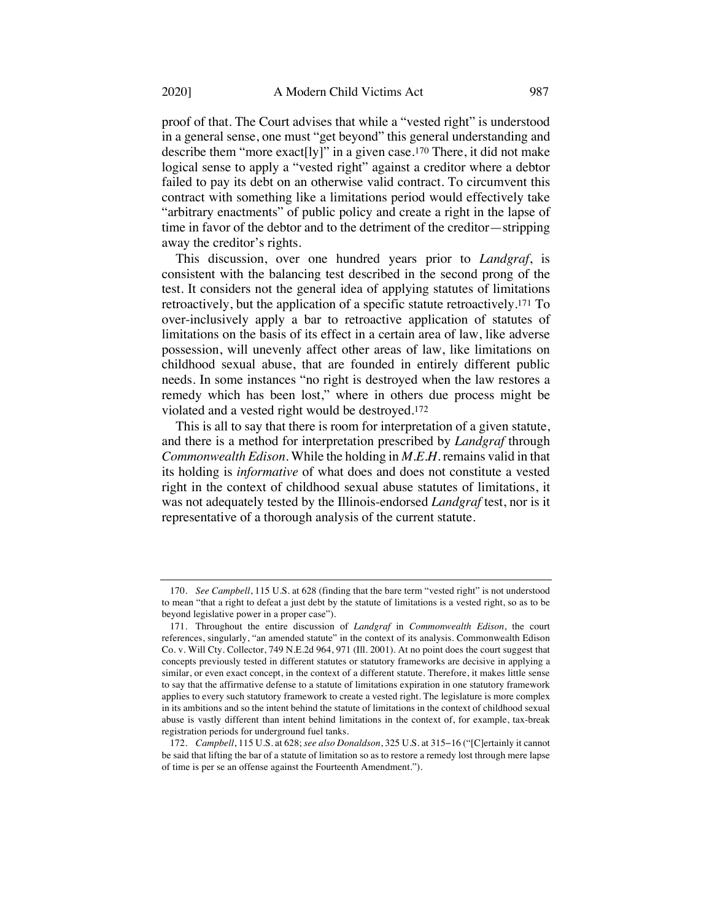proof of that. The Court advises that while a "vested right" is understood in a general sense, one must "get beyond" this general understanding and describe them "more exact[ly]" in a given case.[170] There, it did not make logical sense to apply a "vested right" against a creditor where a debtor failed to pay its debt on an otherwise valid contract. To circumvent this contract with something like a limitations period would effectively take "arbitrary enactments" of public policy and create a right in the lapse of time in favor of the debtor and to the detriment of the creditor—stripping away the creditor's rights.

This discussion, over one hundred years prior to *Landgraf*, is consistent with the balancing test described in the second prong of the test. It considers not the general idea of applying statutes of limitations retroactively, but the application of a specific statute retroactively.[171] To over-inclusively apply a bar to retroactive application of statutes of limitations on the basis of its effect in a certain area of law, like adverse possession, will unevenly affect other areas of law, like limitations on childhood sexual abuse, that are founded in entirely different public needs. In some instances "no right is destroyed when the law restores a remedy which has been lost," where in others due process might be violated and a vested right would be destroyed.[172]

This is all to say that there is room for interpretation of a given statute, and there is a method for interpretation prescribed by *Landgraf* through *Commonwealth Edison*. While the holding in *M.E.H.* remains valid in that its holding is *informative* of what does and does not constitute a vested right in the context of childhood sexual abuse statutes of limitations, it was not adequately tested by the Illinois-endorsed *Landgraf* test, nor is it representative of a thorough analysis of the current statute.

---

170. *See Campbell*, 115 U.S. at 628 (finding that the bare term "vested right" is not understood to mean "that a right to defeat a just debt by the statute of limitations is a vested right, so as to be beyond legislative power in a proper case").

171. Throughout the entire discussion of *Landgraf* in *Commonwealth Edison*, the court references, singularly, "an amended statute" in the context of its analysis. Commonwealth Edison Co. v. Will Cty. Collector, 749 N.E.2d 964, 971 (Ill. 2001). At no point does the court suggest that concepts previously tested in different statutes or statutory frameworks are decisive in applying a similar, or even exact concept, in the context of a different statute. Therefore, it makes little sense to say that the affirmative defense to a statute of limitations expiration in one statutory framework applies to every such statutory framework to create a vested right. The legislature is more complex in its ambitions and so the intent behind the statute of limitations in the context of childhood sexual abuse is vastly different than intent behind limitations in the context of, for example, tax-break registration periods for underground fuel tanks.

172. *Campbell*, 115 U.S. at 628; *see also Donaldson*, 325 U.S. at 315–16 ("[C]ertainly it cannot be said that lifting the bar of a statute of limitation so as to restore a remedy lost through mere lapse of time is per se an offense against the Fourteenth Amendment.").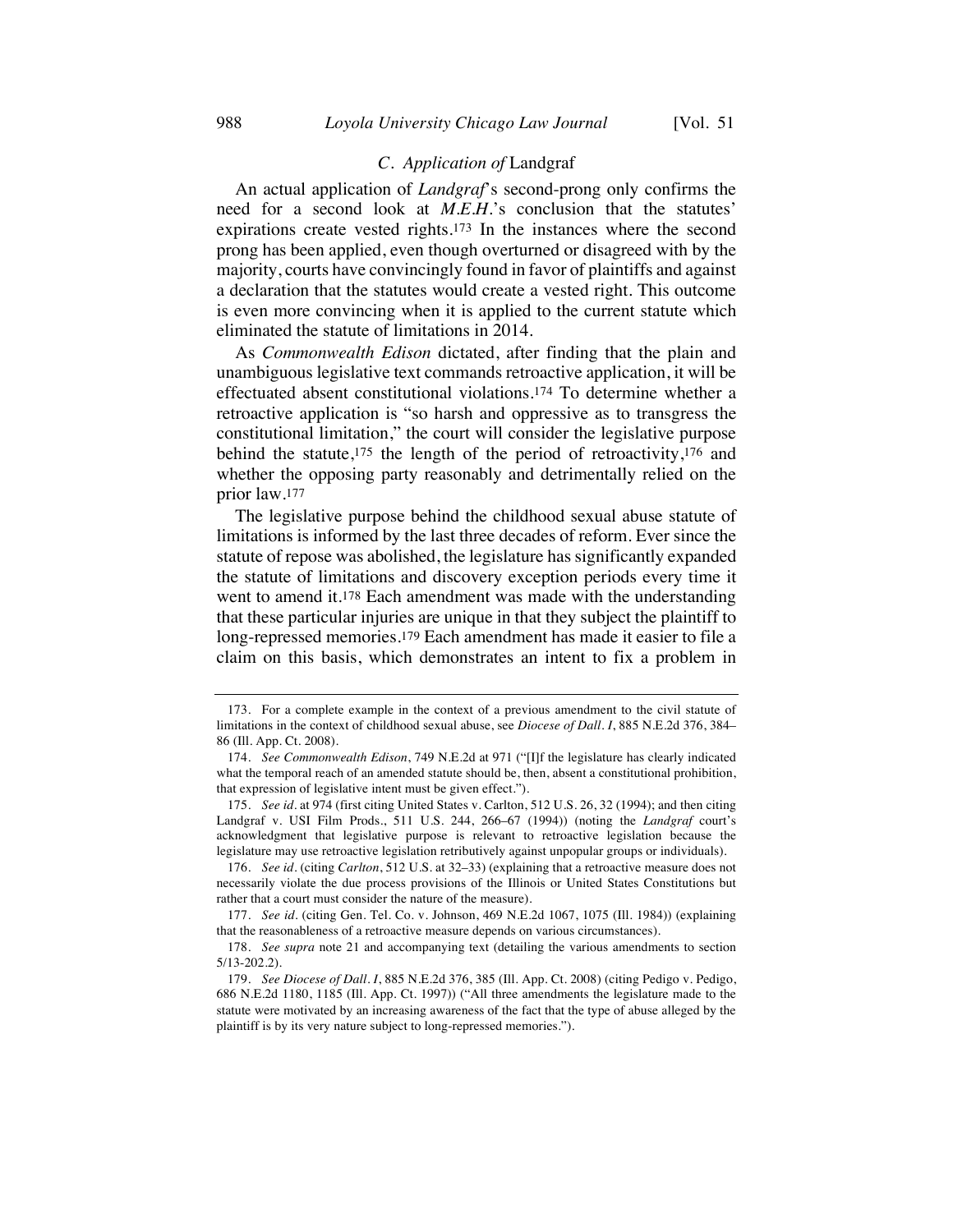### *C. Application of* Landgraf

An actual application of *Landgraf*'s second-prong only confirms the need for a second look at *M.E.H.*'s conclusion that the statutes' expirations create vested rights.[173] In the instances where the second prong has been applied, even though overturned or disagreed with by the majority, courts have convincingly found in favor of plaintiffs and against a declaration that the statutes would create a vested right. This outcome is even more convincing when it is applied to the current statute which eliminated the statute of limitations in 2014.

As *Commonwealth Edison* dictated, after finding that the plain and unambiguous legislative text commands retroactive application, it will be effectuated absent constitutional violations.[174] To determine whether a retroactive application is "so harsh and oppressive as to transgress the constitutional limitation," the court will consider the legislative purpose behind the statute,[175] the length of the period of retroactivity,[176] and whether the opposing party reasonably and detrimentally relied on the prior law.[177]

The legislative purpose behind the childhood sexual abuse statute of limitations is informed by the last three decades of reform. Ever since the statute of repose was abolished, the legislature has significantly expanded the statute of limitations and discovery exception periods every time it went to amend it.[178] Each amendment was made with the understanding that these particular injuries are unique in that they subject the plaintiff to long-repressed memories.[179] Each amendment has made it easier to file a claim on this basis, which demonstrates an intent to fix a problem in

---

173. For a complete example in the context of a previous amendment to the civil statute of limitations in the context of childhood sexual abuse, see *Diocese of Dall. I*, 885 N.E.2d 376, 384–86 (Ill. App. Ct. 2008).

174. *See Commonwealth Edison*, 749 N.E.2d at 971 ("[I]f the legislature has clearly indicated what the temporal reach of an amended statute should be, then, absent a constitutional prohibition, that expression of legislative intent must be given effect.").

175. *See id.* at 974 (first citing United States v. Carlton, 512 U.S. 26, 32 (1994); and then citing Landgraf v. USI Film Prods., 511 U.S. 244, 266–67 (1994)) (noting the *Landgraf* court's acknowledgment that legislative purpose is relevant to retroactive legislation because the legislature may use retroactive legislation retributively against unpopular groups or individuals).

176. *See id.* (citing *Carlton*, 512 U.S. at 32–33) (explaining that a retroactive measure does not necessarily violate the due process provisions of the Illinois or United States Constitutions but rather that a court must consider the nature of the measure).

177. *See id.* (citing Gen. Tel. Co. v. Johnson, 469 N.E.2d 1067, 1075 (Ill. 1984)) (explaining that the reasonableness of a retroactive measure depends on various circumstances).

178. *See supra* note 21 and accompanying text (detailing the various amendments to section 5/13-202.2).

179. *See Diocese of Dall. I*, 885 N.E.2d 376, 385 (Ill. App. Ct. 2008) (citing Pedigo v. Pedigo, 686 N.E.2d 1180, 1185 (Ill. App. Ct. 1997)) ("All three amendments the legislature made to the statute were motivated by an increasing awareness of the fact that the type of abuse alleged by the plaintiff is by its very nature subject to long-repressed memories.").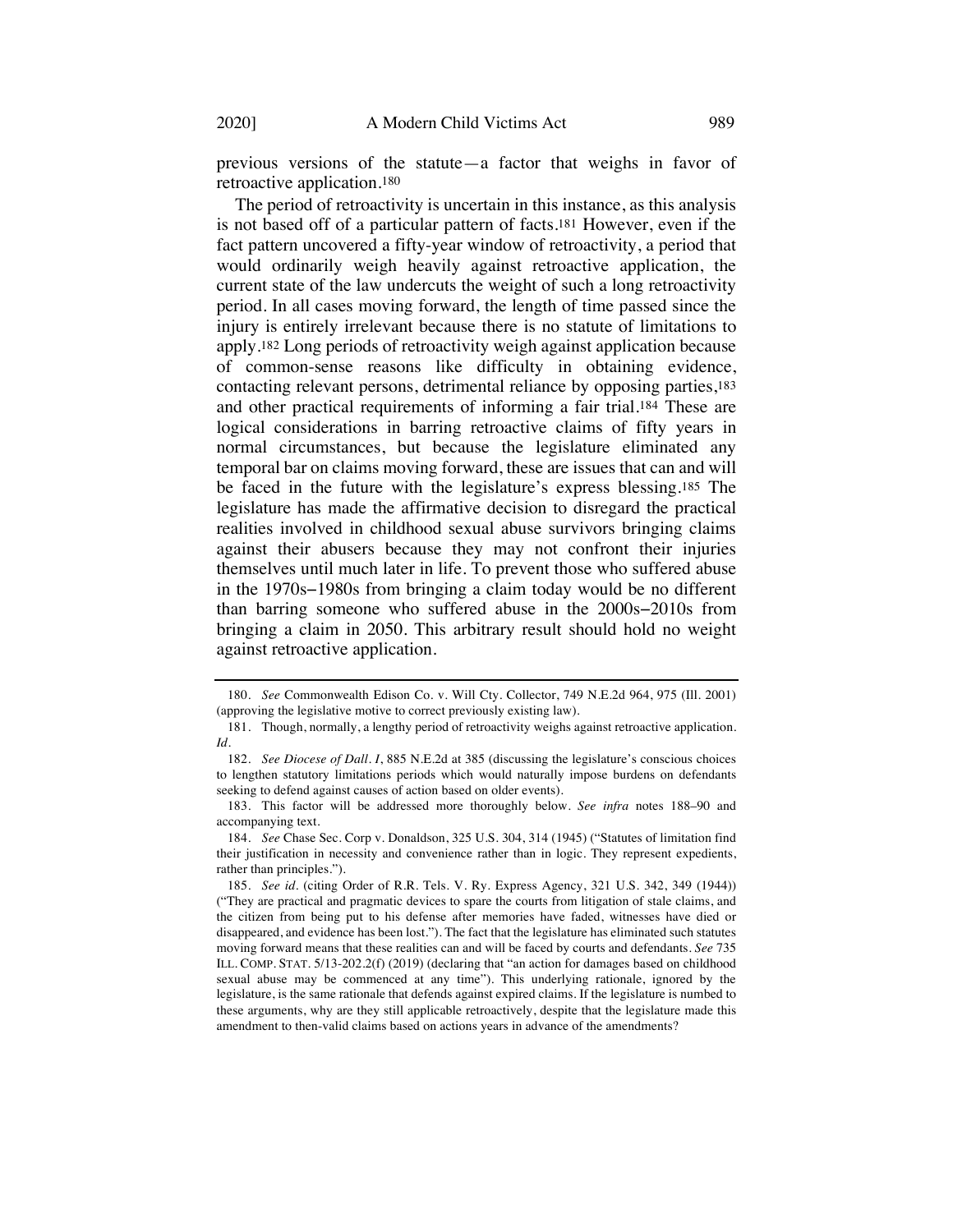previous versions of the statute—a factor that weighs in favor of retroactive application.[180]

The period of retroactivity is uncertain in this instance, as this analysis is not based off of a particular pattern of facts.[181] However, even if the fact pattern uncovered a fifty-year window of retroactivity, a period that would ordinarily weigh heavily against retroactive application, the current state of the law undercuts the weight of such a long retroactivity period. In all cases moving forward, the length of time passed since the injury is entirely irrelevant because there is no statute of limitations to apply.[182] Long periods of retroactivity weigh against application because of common-sense reasons like difficulty in obtaining evidence, contacting relevant persons, detrimental reliance by opposing parties,[183] and other practical requirements of informing a fair trial.[184] These are logical considerations in barring retroactive claims of fifty years in normal circumstances, but because the legislature eliminated any temporal bar on claims moving forward, these are issues that can and will be faced in the future with the legislature's express blessing.[185] The legislature has made the affirmative decision to disregard the practical realities involved in childhood sexual abuse survivors bringing claims against their abusers because they may not confront their injuries themselves until much later in life. To prevent those who suffered abuse in the 1970s–1980s from bringing a claim today would be no different than barring someone who suffered abuse in the 2000s–2010s from bringing a claim in 2050. This arbitrary result should hold no weight against retroactive application.

---

180. *See* Commonwealth Edison Co. v. Will Cty. Collector, 749 N.E.2d 964, 975 (Ill. 2001) (approving the legislative motive to correct previously existing law).

181. Though, normally, a lengthy period of retroactivity weighs against retroactive application. *Id.*

182. *See Diocese of Dall. I*, 885 N.E.2d at 385 (discussing the legislature's conscious choices to lengthen statutory limitations periods which would naturally impose burdens on defendants seeking to defend against causes of action based on older events).

183. This factor will be addressed more thoroughly below. *See infra* notes 188–90 and accompanying text.

184. *See* Chase Sec. Corp v. Donaldson, 325 U.S. 304, 314 (1945) ("Statutes of limitation find their justification in necessity and convenience rather than in logic. They represent expedients, rather than principles.").

185. *See id.* (citing Order of R.R. Tels. V. Ry. Express Agency, 321 U.S. 342, 349 (1944)) ("They are practical and pragmatic devices to spare the courts from litigation of stale claims, and the citizen from being put to his defense after memories have faded, witnesses have died or disappeared, and evidence has been lost."). The fact that the legislature has eliminated such statutes moving forward means that these realities can and will be faced by courts and defendants. *See* 735 ILL. COMP. STAT. 5/13-202.2(f) (2019) (declaring that "an action for damages based on childhood sexual abuse may be commenced at any time"). This underlying rationale, ignored by the legislature, is the same rationale that defends against expired claims. If the legislature is numbed to these arguments, why are they still applicable retroactively, despite that the legislature made this amendment to then-valid claims based on actions years in advance of the amendments?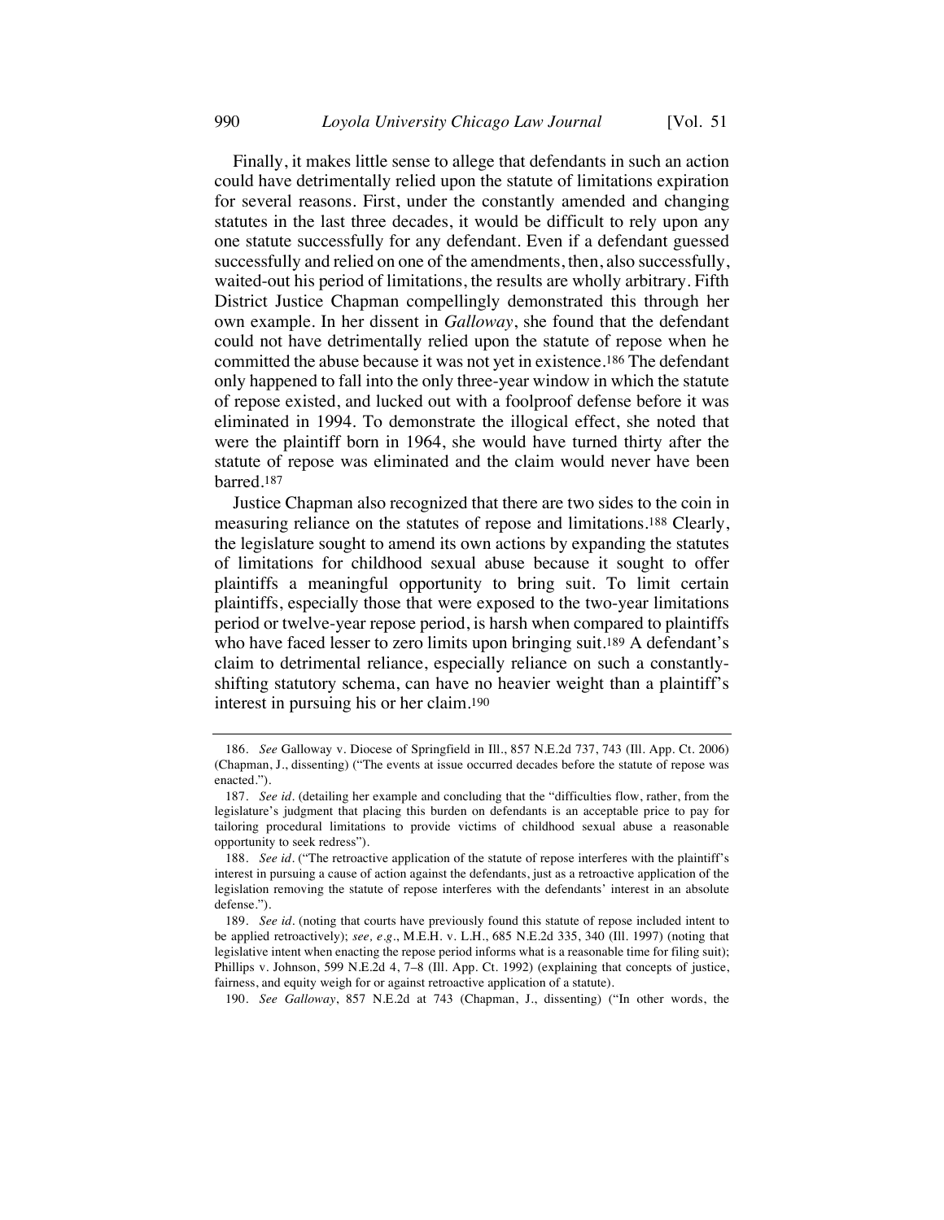Finally, it makes little sense to allege that defendants in such an action could have detrimentally relied upon the statute of limitations expiration for several reasons. First, under the constantly amended and changing statutes in the last three decades, it would be difficult to rely upon any one statute successfully for any defendant. Even if a defendant guessed successfully and relied on one of the amendments, then, also successfully, waited-out his period of limitations, the results are wholly arbitrary. Fifth District Justice Chapman compellingly demonstrated this through her own example. In her dissent in *Galloway*, she found that the defendant could not have detrimentally relied upon the statute of repose when he committed the abuse because it was not yet in existence.[186] The defendant only happened to fall into the only three-year window in which the statute of repose existed, and lucked out with a foolproof defense before it was eliminated in 1994. To demonstrate the illogical effect, she noted that were the plaintiff born in 1964, she would have turned thirty after the statute of repose was eliminated and the claim would never have been barred.[187]

Justice Chapman also recognized that there are two sides to the coin in measuring reliance on the statutes of repose and limitations.[188] Clearly, the legislature sought to amend its own actions by expanding the statutes of limitations for childhood sexual abuse because it sought to offer plaintiffs a meaningful opportunity to bring suit. To limit certain plaintiffs, especially those that were exposed to the two-year limitations period or twelve-year repose period, is harsh when compared to plaintiffs who have faced lesser to zero limits upon bringing suit.[189] A defendant's claim to detrimental reliance, especially reliance on such a constantly-shifting statutory schema, can have no heavier weight than a plaintiff's interest in pursuing his or her claim.[190]

---

186. *See* Galloway v. Diocese of Springfield in Ill., 857 N.E.2d 737, 743 (Ill. App. Ct. 2006) (Chapman, J., dissenting) ("The events at issue occurred decades before the statute of repose was enacted.").

187. *See id.* (detailing her example and concluding that the "difficulties flow, rather, from the legislature's judgment that placing this burden on defendants is an acceptable price to pay for tailoring procedural limitations to provide victims of childhood sexual abuse a reasonable opportunity to seek redress").

188. *See id.* ("The retroactive application of the statute of repose interferes with the plaintiff's interest in pursuing a cause of action against the defendants, just as a retroactive application of the legislation removing the statute of repose interferes with the defendants' interest in an absolute defense.").

189. *See id.* (noting that courts have previously found this statute of repose included intent to be applied retroactively); *see, e.g.*, M.E.H. v. L.H., 685 N.E.2d 335, 340 (Ill. 1997) (noting that legislative intent when enacting the repose period informs what is a reasonable time for filing suit); Phillips v. Johnson, 599 N.E.2d 4, 7–8 (Ill. App. Ct. 1992) (explaining that concepts of justice, fairness, and equity weigh for or against retroactive application of a statute).

190. *See Galloway*, 857 N.E.2d at 743 (Chapman, J., dissenting) ("In other words, the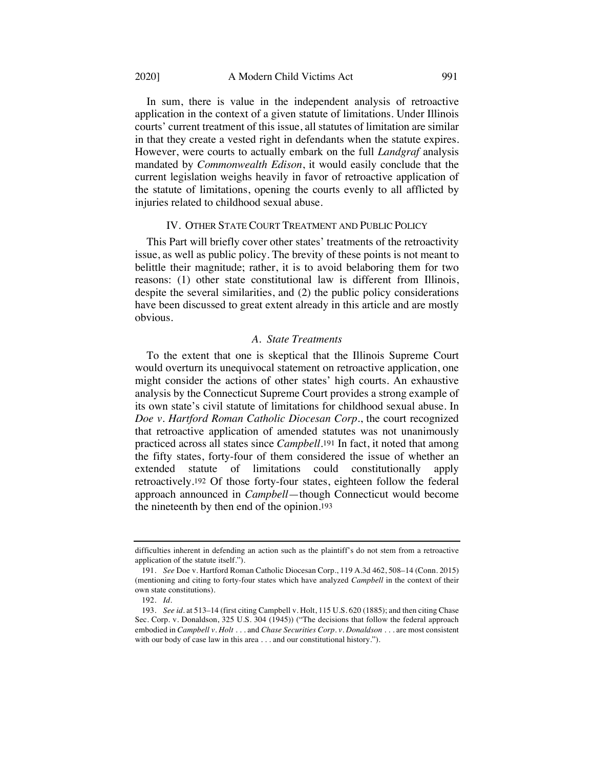In sum, there is value in the independent analysis of retroactive application in the context of a given statute of limitations. Under Illinois courts' current treatment of this issue, all statutes of limitation are similar in that they create a vested right in defendants when the statute expires. However, were courts to actually embark on the full *Landgraf* analysis mandated by *Commonwealth Edison*, it would easily conclude that the current legislation weighs heavily in favor of retroactive application of the statute of limitations, opening the courts evenly to all afflicted by injuries related to childhood sexual abuse.

## IV. OTHER STATE COURT TREATMENT AND PUBLIC POLICY

This Part will briefly cover other states' treatments of the retroactivity issue, as well as public policy. The brevity of these points is not meant to belittle their magnitude; rather, it is to avoid belaboring them for two reasons: (1) other state constitutional law is different from Illinois, despite the several similarities, and (2) the public policy considerations have been discussed to great extent already in this article and are mostly obvious.

### *A. State Treatments*

To the extent that one is skeptical that the Illinois Supreme Court would overturn its unequivocal statement on retroactive application, one might consider the actions of other states' high courts. An exhaustive analysis by the Connecticut Supreme Court provides a strong example of its own state's civil statute of limitations for childhood sexual abuse. In *Doe v. Hartford Roman Catholic Diocesan Corp.*, the court recognized that retroactive application of amended statutes was not unanimously practiced across all states since *Campbell*.[191] In fact, it noted that among the fifty states, forty-four of them considered the issue of whether an extended statute of limitations could constitutionally apply retroactively.[192] Of those forty-four states, eighteen follow the federal approach announced in *Campbell*—though Connecticut would become the nineteenth by then end of the opinion.[193]

---

difficulties inherent in defending an action such as the plaintiff's do not stem from a retroactive application of the statute itself.").

191. *See* Doe v. Hartford Roman Catholic Diocesan Corp., 119 A.3d 462, 508–14 (Conn. 2015) (mentioning and citing to forty-four states which have analyzed *Campbell* in the context of their own state constitutions).

192. *Id.*

193. *See id.* at 513–14 (first citing Campbell v. Holt, 115 U.S. 620 (1885); and then citing Chase Sec. Corp. v. Donaldson, 325 U.S. 304 (1945)) ("The decisions that follow the federal approach embodied in *Campbell v. Holt* . . . and *Chase Securities Corp. v. Donaldson* . . . are most consistent with our body of case law in this area . . . and our constitutional history.").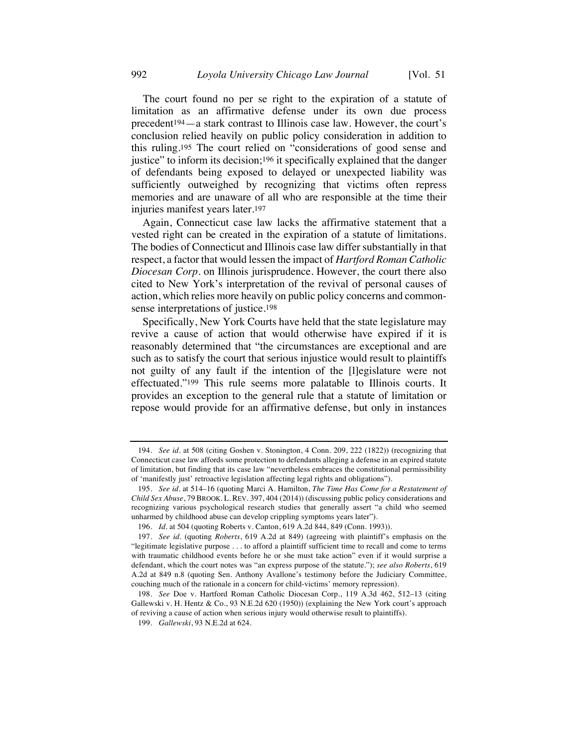The court found no per se right to the expiration of a statute of limitation as an affirmative defense under its own due process precedent[194]—a stark contrast to Illinois case law. However, the court's conclusion relied heavily on public policy consideration in addition to this ruling.[195] The court relied on "considerations of good sense and justice" to inform its decision;[196] it specifically explained that the danger of defendants being exposed to delayed or unexpected liability was sufficiently outweighed by recognizing that victims often repress memories and are unaware of all who are responsible at the time their injuries manifest years later.[197]

Again, Connecticut case law lacks the affirmative statement that a vested right can be created in the expiration of a statute of limitations. The bodies of Connecticut and Illinois case law differ substantially in that respect, a factor that would lessen the impact of *Hartford Roman Catholic Diocesan Corp.* on Illinois jurisprudence. However, the court there also cited to New York's interpretation of the revival of personal causes of action, which relies more heavily on public policy concerns and common-sense interpretations of justice.[198]

Specifically, New York Courts have held that the state legislature may revive a cause of action that would otherwise have expired if it is reasonably determined that "the circumstances are exceptional and are such as to satisfy the court that serious injustice would result to plaintiffs not guilty of any fault if the intention of the [l]egislature were not effectuated."[199] This rule seems more palatable to Illinois courts. It provides an exception to the general rule that a statute of limitation or repose would provide for an affirmative defense, but only in instances

---

194. *See id.* at 508 (citing Goshen v. Stonington, 4 Conn. 209, 222 (1822)) (recognizing that Connecticut case law affords some protection to defendants alleging a defense in an expired statute of limitation, but finding that its case law "nevertheless embraces the constitutional permissibility of 'manifestly just' retroactive legislation affecting legal rights and obligations").

195. *See id.* at 514–16 (quoting Marci A. Hamilton, *The Time Has Come for a Restatement of Child Sex Abuse*, 79 BROOK. L. REV. 397, 404 (2014)) (discussing public policy considerations and recognizing various psychological research studies that generally assert "a child who seemed unharmed by childhood abuse can develop crippling symptoms years later").

196. *Id.* at 504 (quoting Roberts v. Canton, 619 A.2d 844, 849 (Conn. 1993)).

197. *See id.* (quoting *Roberts*, 619 A.2d at 849) (agreeing with plaintiff's emphasis on the "legitimate legislative purpose . . . to afford a plaintiff sufficient time to recall and come to terms with traumatic childhood events before he or she must take action" even if it would surprise a defendant, which the court notes was "an express purpose of the statute."); *see also Roberts*, 619 A.2d at 849 n.8 (quoting Sen. Anthony Avallone's testimony before the Judiciary Committee, couching much of the rationale in a concern for child-victims' memory repression).

198. *See* Doe v. Hartford Roman Catholic Diocesan Corp., 119 A.3d 462, 512–13 (citing Gallewski v. H. Hentz & Co., 93 N.E.2d 620 (1950)) (explaining the New York court's approach of reviving a cause of action when serious injury would otherwise result to plaintiffs).

199. *Gallewski*, 93 N.E.2d at 624.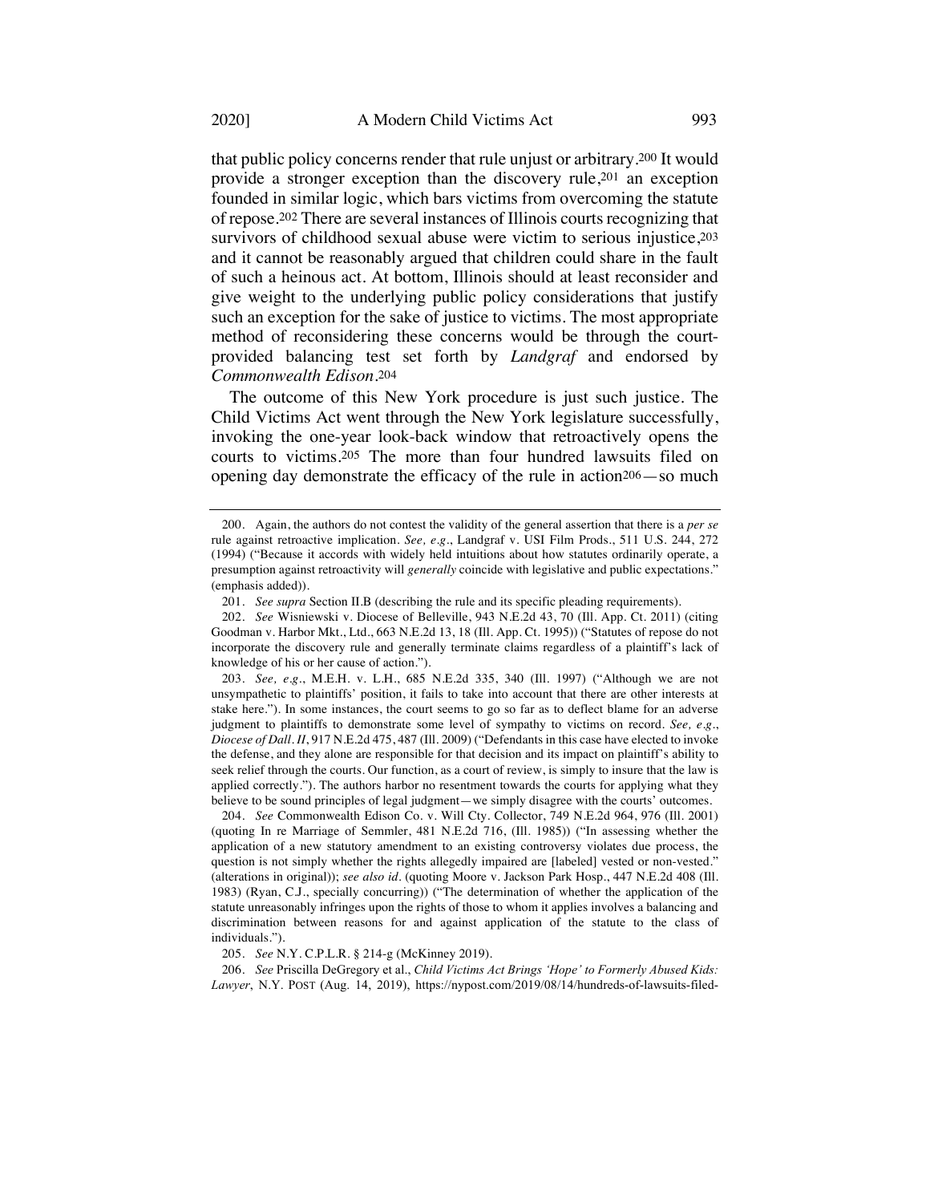that public policy concerns render that rule unjust or arbitrary.[200] It would provide a stronger exception than the discovery rule,[201] an exception founded in similar logic, which bars victims from overcoming the statute of repose.[202] There are several instances of Illinois courts recognizing that survivors of childhood sexual abuse were victim to serious injustice,[203] and it cannot be reasonably argued that children could share in the fault of such a heinous act. At bottom, Illinois should at least reconsider and give weight to the underlying public policy considerations that justify such an exception for the sake of justice to victims. The most appropriate method of reconsidering these concerns would be through the court-provided balancing test set forth by *Landgraf* and endorsed by *Commonwealth Edison*.[204]

The outcome of this New York procedure is just such justice. The Child Victims Act went through the New York legislature successfully, invoking the one-year look-back window that retroactively opens the courts to victims.[205] The more than four hundred lawsuits filed on opening day demonstrate the efficacy of the rule in action[206]—so much

---

200. Again, the authors do not contest the validity of the general assertion that there is a *per se* rule against retroactive implication. *See, e.g.*, Landgraf v. USI Film Prods., 511 U.S. 244, 272 (1994) ("Because it accords with widely held intuitions about how statutes ordinarily operate, a presumption against retroactivity will *generally* coincide with legislative and public expectations." (emphasis added)).

201. *See supra* Section II.B (describing the rule and its specific pleading requirements).

202. *See* Wisniewski v. Diocese of Belleville, 943 N.E.2d 43, 70 (Ill. App. Ct. 2011) (citing Goodman v. Harbor Mkt., Ltd., 663 N.E.2d 13, 18 (Ill. App. Ct. 1995)) ("Statutes of repose do not incorporate the discovery rule and generally terminate claims regardless of a plaintiff's lack of knowledge of his or her cause of action.").

203. *See, e.g.*, M.E.H. v. L.H., 685 N.E.2d 335, 340 (Ill. 1997) ("Although we are not unsympathetic to plaintiffs' position, it fails to take into account that there are other interests at stake here."). In some instances, the court seems to go so far as to deflect blame for an adverse judgment to plaintiffs to demonstrate some level of sympathy to victims on record. *See, e.g.*, *Diocese of Dall. II*, 917 N.E.2d 475, 487 (Ill. 2009) ("Defendants in this case have elected to invoke the defense, and they alone are responsible for that decision and its impact on plaintiff's ability to seek relief through the courts. Our function, as a court of review, is simply to insure that the law is applied correctly."). The authors harbor no resentment towards the courts for applying what they believe to be sound principles of legal judgment—we simply disagree with the courts' outcomes.

204. *See* Commonwealth Edison Co. v. Will Cty. Collector, 749 N.E.2d 964, 976 (Ill. 2001) (quoting In re Marriage of Semmler, 481 N.E.2d 716, (Ill. 1985)) ("In assessing whether the application of a new statutory amendment to an existing controversy violates due process, the question is not simply whether the rights allegedly impaired are [labeled] vested or non-vested." (alterations in original)); *see also id.* (quoting Moore v. Jackson Park Hosp., 447 N.E.2d 408 (Ill. 1983) (Ryan, C.J., specially concurring)) ("The determination of whether the application of the statute unreasonably infringes upon the rights of those to whom it applies involves a balancing and discrimination between reasons for and against application of the statute to the class of individuals.").

205. *See* N.Y. C.P.L.R. § 214-g (McKinney 2019).

206. *See* Priscilla DeGregory et al., *Child Victims Act Brings 'Hope' to Formerly Abused Kids: Lawyer*, N.Y. POST (Aug. 14, 2019), https://nypost.com/2019/08/14/hundreds-of-lawsuits-filed-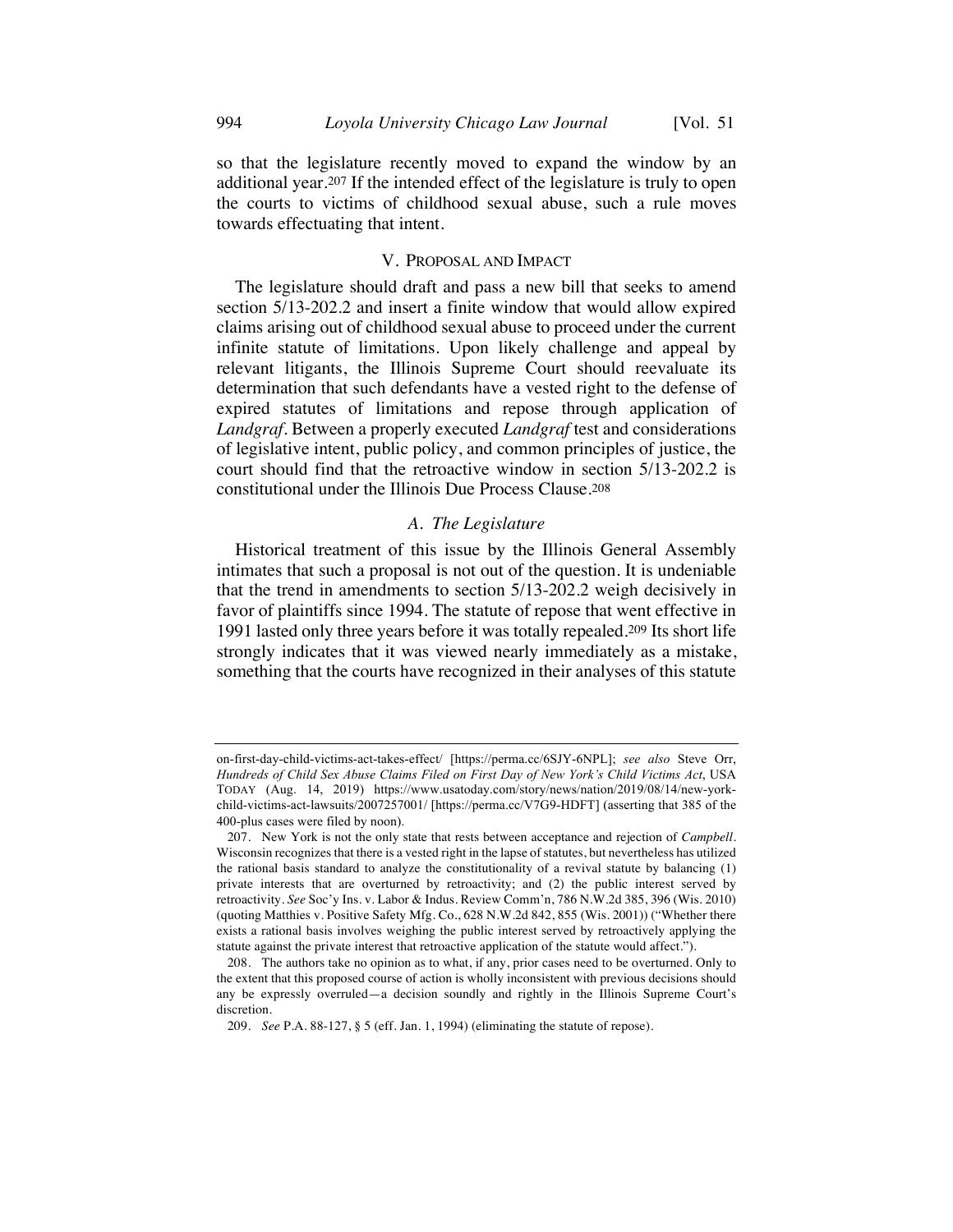so that the legislature recently moved to expand the window by an additional year.[207] If the intended effect of the legislature is truly to open the courts to victims of childhood sexual abuse, such a rule moves towards effectuating that intent.

## V. Proposal and Impact

The legislature should draft and pass a new bill that seeks to amend section 5/13-202.2 and insert a finite window that would allow expired claims arising out of childhood sexual abuse to proceed under the current infinite statute of limitations. Upon likely challenge and appeal by relevant litigants, the Illinois Supreme Court should reevaluate its determination that such defendants have a vested right to the defense of expired statutes of limitations and repose through application of *Landgraf*. Between a properly executed *Landgraf* test and considerations of legislative intent, public policy, and common principles of justice, the court should find that the retroactive window in section 5/13-202.2 is constitutional under the Illinois Due Process Clause.[208]

### *A. The Legislature*

Historical treatment of this issue by the Illinois General Assembly intimates that such a proposal is not out of the question. It is undeniable that the trend in amendments to section 5/13-202.2 weigh decisively in favor of plaintiffs since 1994. The statute of repose that went effective in 1991 lasted only three years before it was totally repealed.[209] Its short life strongly indicates that it was viewed nearly immediately as a mistake, something that the courts have recognized in their analyses of this statute

---

on-first-day-child-victims-act-takes-effect/ [https://perma.cc/6SJY-6NPL]; *see also* Steve Orr, *Hundreds of Child Sex Abuse Claims Filed on First Day of New York's Child Victims Act*, USA TODAY (Aug. 14, 2019) https://www.usatoday.com/story/news/nation/2019/08/14/new-york-child-victims-act-lawsuits/2007257001/ [https://perma.cc/V7G9-HDFT] (asserting that 385 of the 400-plus cases were filed by noon).

207. New York is not the only state that rests between acceptance and rejection of *Campbell*. Wisconsin recognizes that there is a vested right in the lapse of statutes, but nevertheless has utilized the rational basis standard to analyze the constitutionality of a revival statute by balancing (1) private interests that are overturned by retroactivity; and (2) the public interest served by retroactivity. *See* Soc'y Ins. v. Labor & Indus. Review Comm'n, 786 N.W.2d 385, 396 (Wis. 2010) (quoting Matthies v. Positive Safety Mfg. Co., 628 N.W.2d 842, 855 (Wis. 2001)) ("Whether there exists a rational basis involves weighing the public interest served by retroactively applying the statute against the private interest that retroactive application of the statute would affect.").

208. The authors take no opinion as to what, if any, prior cases need to be overturned. Only to the extent that this proposed course of action is wholly inconsistent with previous decisions should any be expressly overruled—a decision soundly and rightly in the Illinois Supreme Court's discretion.

209. *See* P.A. 88-127, § 5 (eff. Jan. 1, 1994) (eliminating the statute of repose).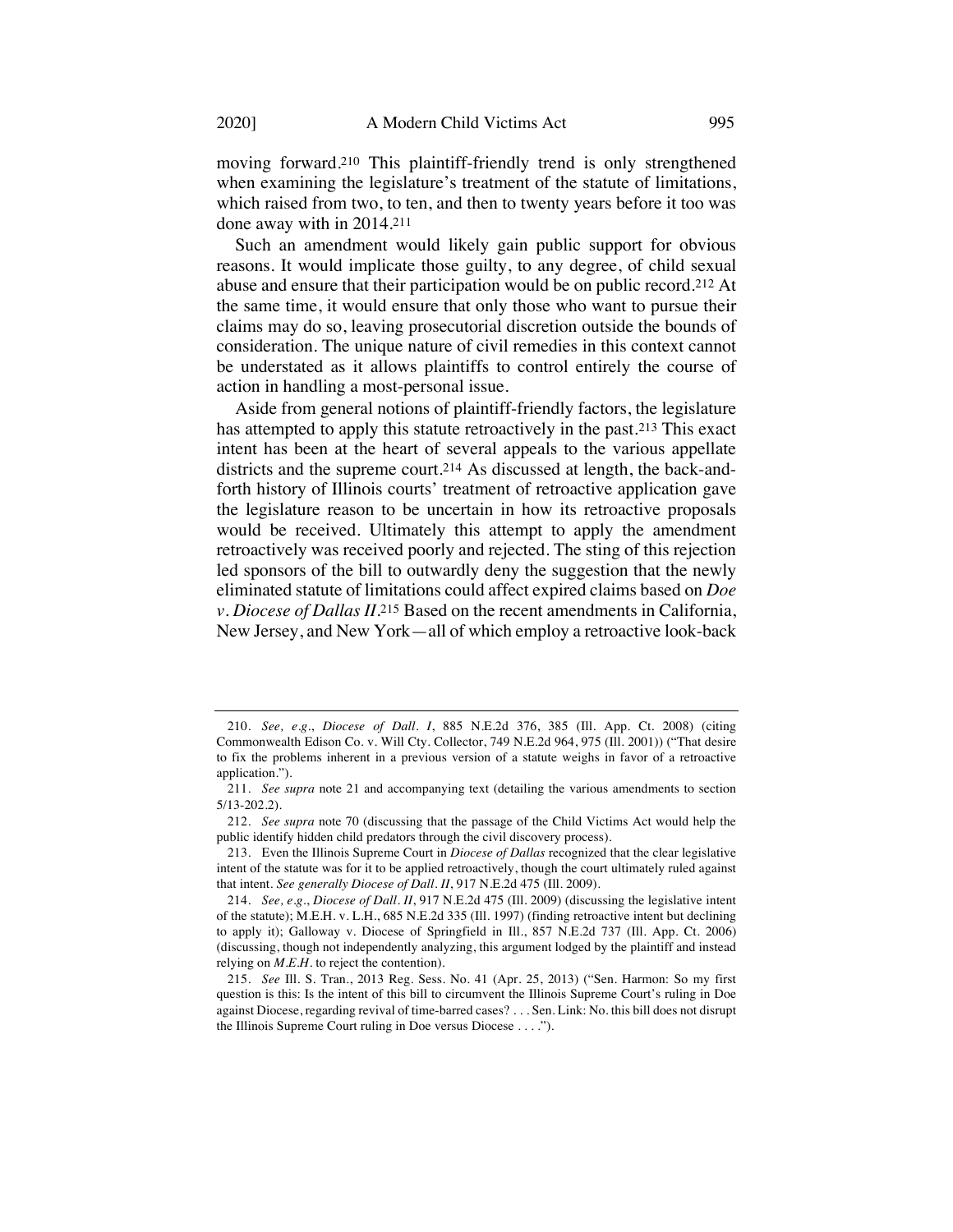moving forward.[210] This plaintiff-friendly trend is only strengthened when examining the legislature's treatment of the statute of limitations, which raised from two, to ten, and then to twenty years before it too was done away with in 2014.[211]

Such an amendment would likely gain public support for obvious reasons. It would implicate those guilty, to any degree, of child sexual abuse and ensure that their participation would be on public record.[212] At the same time, it would ensure that only those who want to pursue their claims may do so, leaving prosecutorial discretion outside the bounds of consideration. The unique nature of civil remedies in this context cannot be understated as it allows plaintiffs to control entirely the course of action in handling a most-personal issue.

Aside from general notions of plaintiff-friendly factors, the legislature has attempted to apply this statute retroactively in the past.[213] This exact intent has been at the heart of several appeals to the various appellate districts and the supreme court.[214] As discussed at length, the back-and-forth history of Illinois courts' treatment of retroactive application gave the legislature reason to be uncertain in how its retroactive proposals would be received. Ultimately this attempt to apply the amendment retroactively was received poorly and rejected. The sting of this rejection led sponsors of the bill to outwardly deny the suggestion that the newly eliminated statute of limitations could affect expired claims based on *Doe v. Diocese of Dallas II*.[215] Based on the recent amendments in California, New Jersey, and New York—all of which employ a retroactive look-back

---

210. *See, e.g.*, *Diocese of Dall. I*, 885 N.E.2d 376, 385 (Ill. App. Ct. 2008) (citing Commonwealth Edison Co. v. Will Cty. Collector, 749 N.E.2d 964, 975 (Ill. 2001)) ("That desire to fix the problems inherent in a previous version of a statute weighs in favor of a retroactive application.").

211. *See supra* note 21 and accompanying text (detailing the various amendments to section 5/13-202.2).

212. *See supra* note 70 (discussing that the passage of the Child Victims Act would help the public identify hidden child predators through the civil discovery process).

213. Even the Illinois Supreme Court in *Diocese of Dallas* recognized that the clear legislative intent of the statute was for it to be applied retroactively, though the court ultimately ruled against that intent. *See generally Diocese of Dall. II*, 917 N.E.2d 475 (Ill. 2009).

214. *See, e.g.*, *Diocese of Dall. II*, 917 N.E.2d 475 (Ill. 2009) (discussing the legislative intent of the statute); M.E.H. v. L.H., 685 N.E.2d 335 (Ill. 1997) (finding retroactive intent but declining to apply it); Galloway v. Diocese of Springfield in Ill., 857 N.E.2d 737 (Ill. App. Ct. 2006) (discussing, though not independently analyzing, this argument lodged by the plaintiff and instead relying on *M.E.H.* to reject the contention).

215. *See* Ill. S. Tran., 2013 Reg. Sess. No. 41 (Apr. 25, 2013) ("Sen. Harmon: So my first question is this: Is the intent of this bill to circumvent the Illinois Supreme Court's ruling in Doe against Diocese, regarding revival of time-barred cases? . . . Sen. Link: No. this bill does not disrupt the Illinois Supreme Court ruling in Doe versus Diocese . . . .").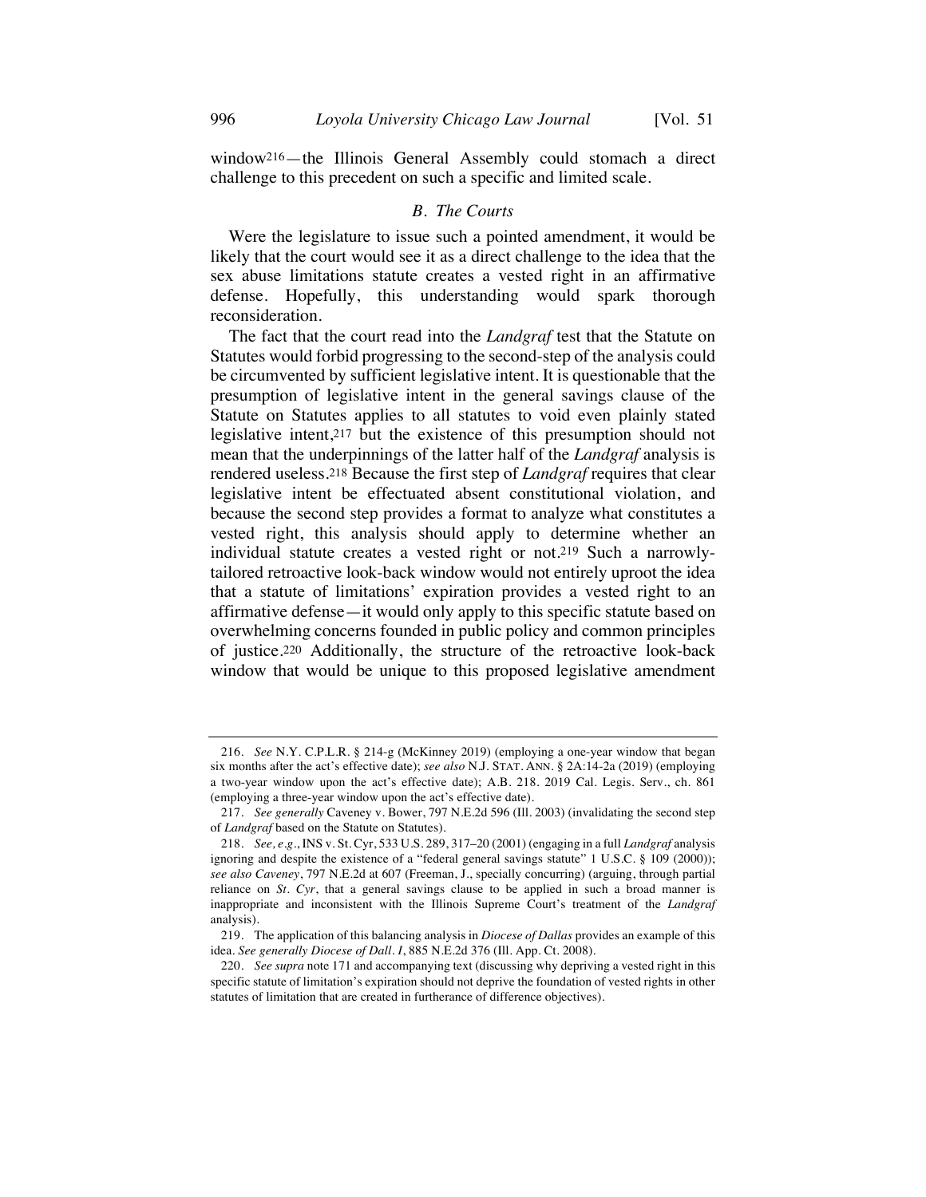window[216]—the Illinois General Assembly could stomach a direct challenge to this precedent on such a specific and limited scale.

### *B. The Courts*

Were the legislature to issue such a pointed amendment, it would be likely that the court would see it as a direct challenge to the idea that the sex abuse limitations statute creates a vested right in an affirmative defense. Hopefully, this understanding would spark thorough reconsideration.

The fact that the court read into the *Landgraf* test that the Statute on Statutes would forbid progressing to the second-step of the analysis could be circumvented by sufficient legislative intent. It is questionable that the presumption of legislative intent in the general savings clause of the Statute on Statutes applies to all statutes to void even plainly stated legislative intent,[217] but the existence of this presumption should not mean that the underpinnings of the latter half of the *Landgraf* analysis is rendered useless.[218] Because the first step of *Landgraf* requires that clear legislative intent be effectuated absent constitutional violation, and because the second step provides a format to analyze what constitutes a vested right, this analysis should apply to determine whether an individual statute creates a vested right or not.[219] Such a narrowly-tailored retroactive look-back window would not entirely uproot the idea that a statute of limitations' expiration provides a vested right to an affirmative defense—it would only apply to this specific statute based on overwhelming concerns founded in public policy and common principles of justice.[220] Additionally, the structure of the retroactive look-back window that would be unique to this proposed legislative amendment

---

216. *See* N.Y. C.P.L.R. § 214-g (McKinney 2019) (employing a one-year window that began six months after the act's effective date); *see also* N.J. STAT. ANN. § 2A:14-2a (2019) (employing a two-year window upon the act's effective date); A.B. 218. 2019 Cal. Legis. Serv., ch. 861 (employing a three-year window upon the act's effective date).

217. *See generally* Caveney v. Bower, 797 N.E.2d 596 (Ill. 2003) (invalidating the second step of *Landgraf* based on the Statute on Statutes).

218. *See, e.g.*, INS v. St. Cyr, 533 U.S. 289, 317–20 (2001) (engaging in a full *Landgraf* analysis ignoring and despite the existence of a "federal general savings statute" 1 U.S.C. § 109 (2000)); *see also Caveney*, 797 N.E.2d at 607 (Freeman, J., specially concurring) (arguing, through partial reliance on *St. Cyr*, that a general savings clause to be applied in such a broad manner is inappropriate and inconsistent with the Illinois Supreme Court's treatment of the *Landgraf* analysis).

219. The application of this balancing analysis in *Diocese of Dallas* provides an example of this idea. *See generally Diocese of Dall. I*, 885 N.E.2d 376 (Ill. App. Ct. 2008).

220. *See supra* note 171 and accompanying text (discussing why depriving a vested right in this specific statute of limitation's expiration should not deprive the foundation of vested rights in other statutes of limitation that are created in furtherance of difference objectives).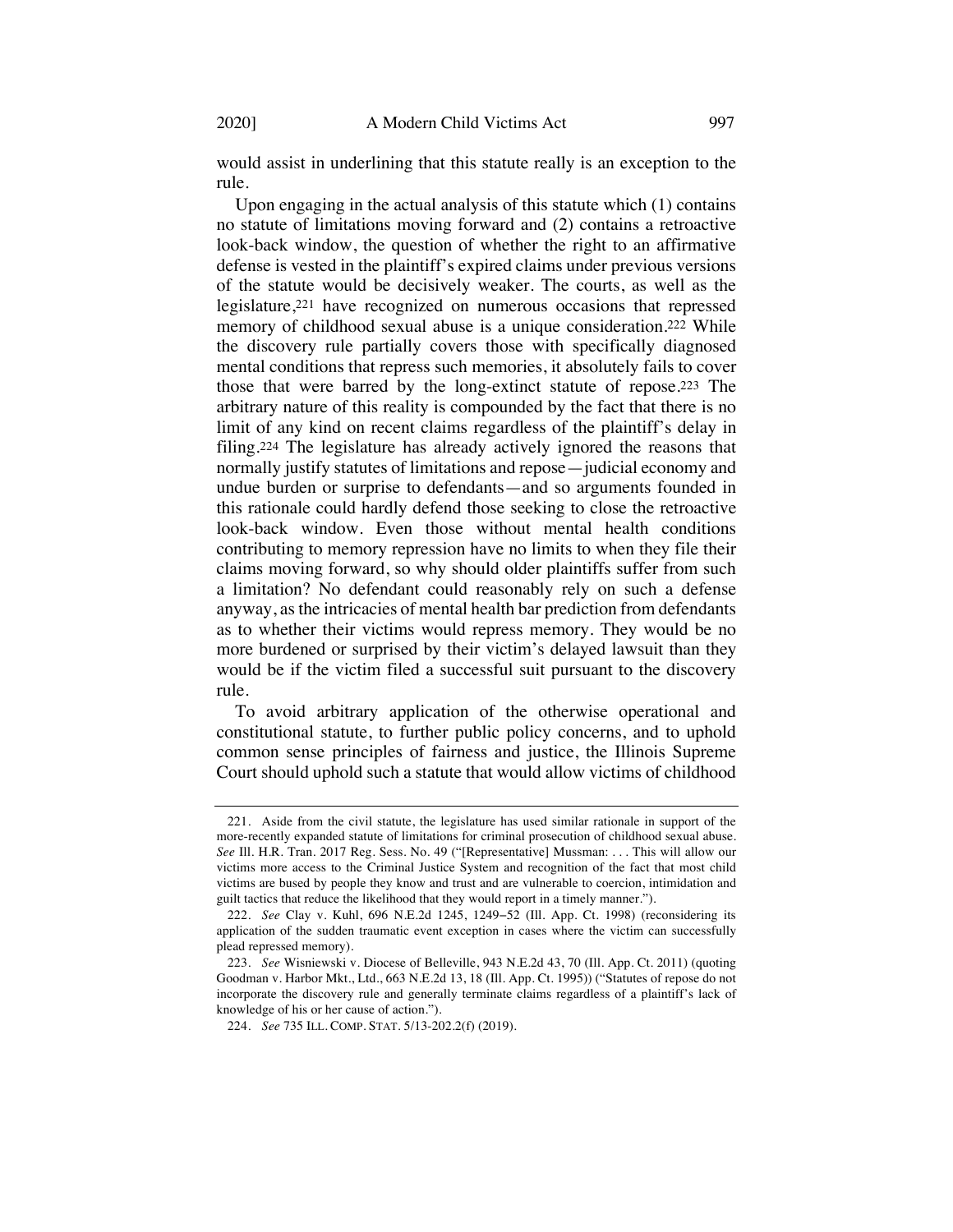would assist in underlining that this statute really is an exception to the rule.

Upon engaging in the actual analysis of this statute which (1) contains no statute of limitations moving forward and (2) contains a retroactive look-back window, the question of whether the right to an affirmative defense is vested in the plaintiff's expired claims under previous versions of the statute would be decisively weaker. The courts, as well as the legislature,[221] have recognized on numerous occasions that repressed memory of childhood sexual abuse is a unique consideration.[222] While the discovery rule partially covers those with specifically diagnosed mental conditions that repress such memories, it absolutely fails to cover those that were barred by the long-extinct statute of repose.[223] The arbitrary nature of this reality is compounded by the fact that there is no limit of any kind on recent claims regardless of the plaintiff's delay in filing.[224] The legislature has already actively ignored the reasons that normally justify statutes of limitations and repose—judicial economy and undue burden or surprise to defendants—and so arguments founded in this rationale could hardly defend those seeking to close the retroactive look-back window. Even those without mental health conditions contributing to memory repression have no limits to when they file their claims moving forward, so why should older plaintiffs suffer from such a limitation? No defendant could reasonably rely on such a defense anyway, as the intricacies of mental health bar prediction from defendants as to whether their victims would repress memory. They would be no more burdened or surprised by their victim's delayed lawsuit than they would be if the victim filed a successful suit pursuant to the discovery rule.

To avoid arbitrary application of the otherwise operational and constitutional statute, to further public policy concerns, and to uphold common sense principles of fairness and justice, the Illinois Supreme Court should uphold such a statute that would allow victims of childhood

---

221. Aside from the civil statute, the legislature has used similar rationale in support of the more-recently expanded statute of limitations for criminal prosecution of childhood sexual abuse. *See* Ill. H.R. Tran. 2017 Reg. Sess. No. 49 ("[Representative] Mussman: . . . This will allow our victims more access to the Criminal Justice System and recognition of the fact that most child victims are bused by people they know and trust and are vulnerable to coercion, intimidation and guilt tactics that reduce the likelihood that they would report in a timely manner.").

222. *See* Clay v. Kuhl, 696 N.E.2d 1245, 1249–52 (Ill. App. Ct. 1998) (reconsidering its application of the sudden traumatic event exception in cases where the victim can successfully plead repressed memory).

223. *See* Wisniewski v. Diocese of Belleville, 943 N.E.2d 43, 70 (Ill. App. Ct. 2011) (quoting Goodman v. Harbor Mkt., Ltd., 663 N.E.2d 13, 18 (Ill. App. Ct. 1995)) ("Statutes of repose do not incorporate the discovery rule and generally terminate claims regardless of a plaintiff's lack of knowledge of his or her cause of action.").

224. *See* 735 ILL. COMP. STAT. 5/13-202.2(f) (2019).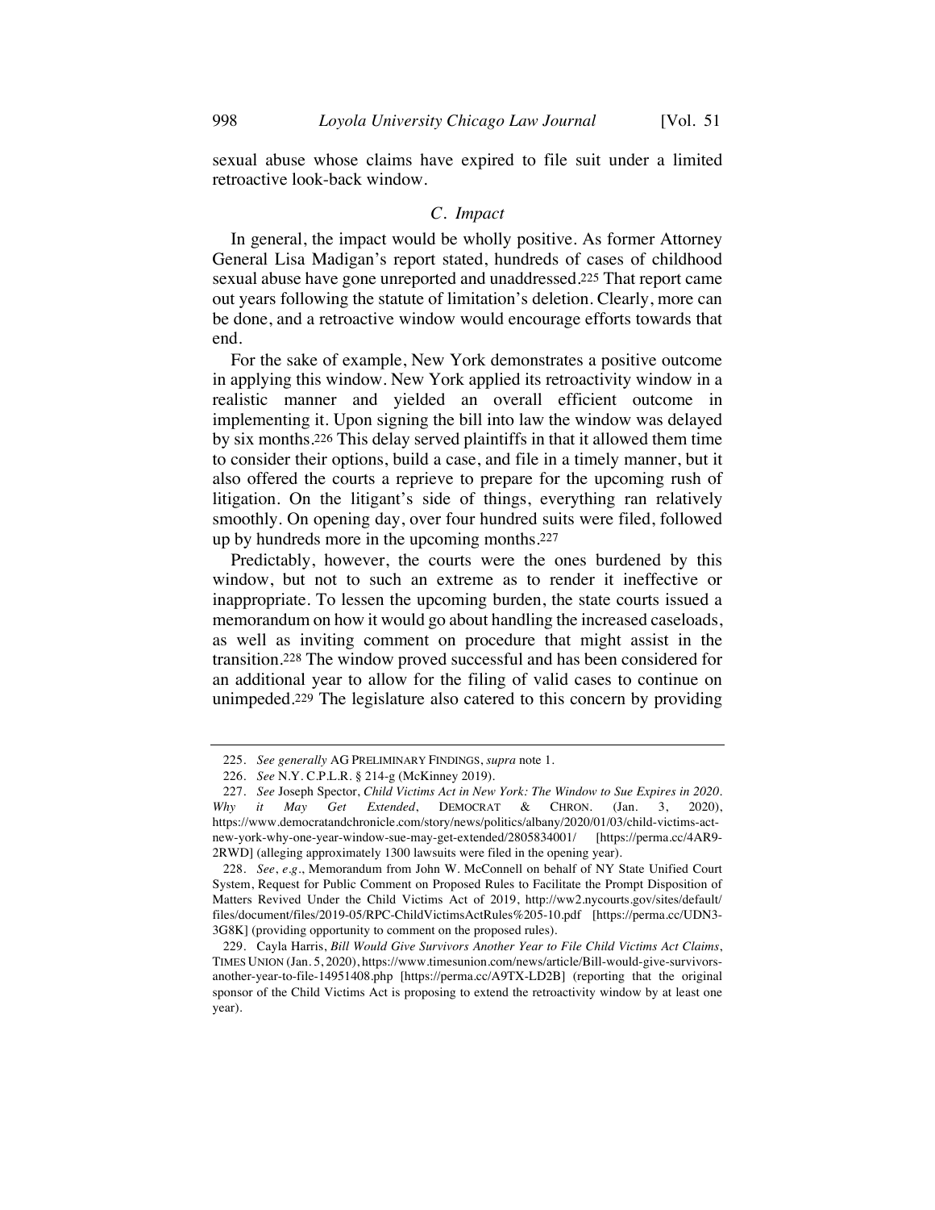sexual abuse whose claims have expired to file suit under a limited retroactive look-back window.

### *C. Impact*

In general, the impact would be wholly positive. As former Attorney General Lisa Madigan's report stated, hundreds of cases of childhood sexual abuse have gone unreported and unaddressed.[225] That report came out years following the statute of limitation's deletion. Clearly, more can be done, and a retroactive window would encourage efforts towards that end.

For the sake of example, New York demonstrates a positive outcome in applying this window. New York applied its retroactivity window in a realistic manner and yielded an overall efficient outcome in implementing it. Upon signing the bill into law the window was delayed by six months.[226] This delay served plaintiffs in that it allowed them time to consider their options, build a case, and file in a timely manner, but it also offered the courts a reprieve to prepare for the upcoming rush of litigation. On the litigant's side of things, everything ran relatively smoothly. On opening day, over four hundred suits were filed, followed up by hundreds more in the upcoming months.[227]

Predictably, however, the courts were the ones burdened by this window, but not to such an extreme as to render it ineffective or inappropriate. To lessen the upcoming burden, the state courts issued a memorandum on how it would go about handling the increased caseloads, as well as inviting comment on procedure that might assist in the transition.[228] The window proved successful and has been considered for an additional year to allow for the filing of valid cases to continue on unimpeded.[229] The legislature also catered to this concern by providing

---

225. *See generally* AG PRELIMINARY FINDINGS, *supra* note 1.

226. *See* N.Y. C.P.L.R. § 214-g (McKinney 2019).

227. *See* Joseph Spector, *Child Victims Act in New York: The Window to Sue Expires in 2020. Why it May Get Extended*, DEMOCRAT & CHRON. (Jan. 3, 2020), https://www.democratandchronicle.com/story/news/politics/albany/2020/01/03/child-victims-act-new-york-why-one-year-window-sue-may-get-extended/2805834001/ [https://perma.cc/4AR9-2RWD] (alleging approximately 1300 lawsuits were filed in the opening year).

228. *See, e.g.*, Memorandum from John W. McConnell on behalf of NY State Unified Court System, Request for Public Comment on Proposed Rules to Facilitate the Prompt Disposition of Matters Revived Under the Child Victims Act of 2019, http://ww2.nycourts.gov/sites/default/files/document/files/2019-05/RPC-ChildVictimsActRules%205-10.pdf [https://perma.cc/UDN3-3G8K] (providing opportunity to comment on the proposed rules).

229. Cayla Harris, *Bill Would Give Survivors Another Year to File Child Victims Act Claims*, TIMES UNION (Jan. 5, 2020), https://www.timesunion.com/news/article/Bill-would-give-survivors-another-year-to-file-14951408.php [https://perma.cc/A9TX-LD2B] (reporting that the original sponsor of the Child Victims Act is proposing to extend the retroactivity window by at least one year).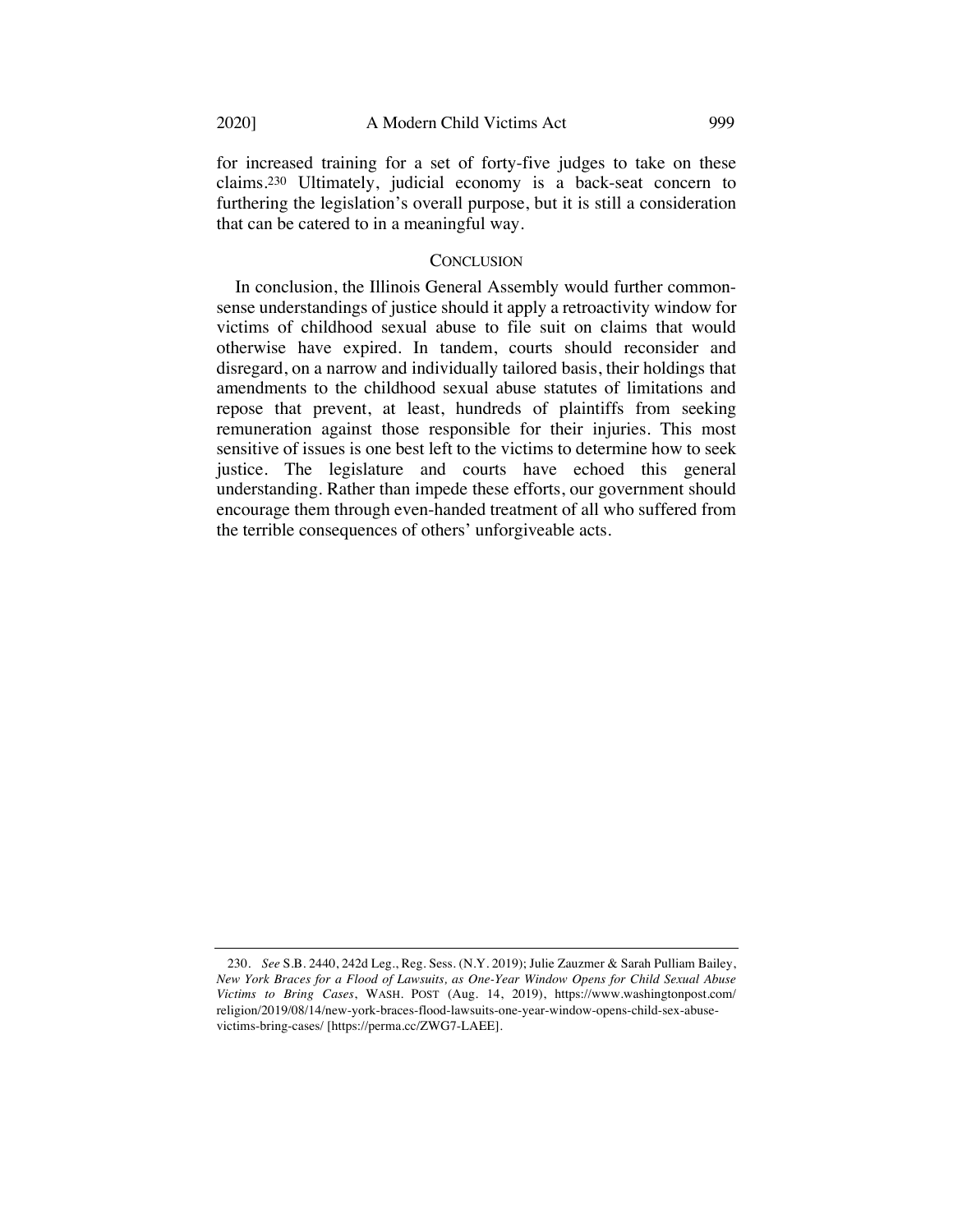for increased training for a set of forty-five judges to take on these claims.[230] Ultimately, judicial economy is a back-seat concern to furthering the legislation's overall purpose, but it is still a consideration that can be catered to in a meaningful way.

## CONCLUSION

In conclusion, the Illinois General Assembly would further common-sense understandings of justice should it apply a retroactivity window for victims of childhood sexual abuse to file suit on claims that would otherwise have expired. In tandem, courts should reconsider and disregard, on a narrow and individually tailored basis, their holdings that amendments to the childhood sexual abuse statutes of limitations and repose that prevent, at least, hundreds of plaintiffs from seeking remuneration against those responsible for their injuries. This most sensitive of issues is one best left to the victims to determine how to seek justice. The legislature and courts have echoed this general understanding. Rather than impede these efforts, our government should encourage them through even-handed treatment of all who suffered from the terrible consequences of others' unforgiveable acts.

---

230. *See* S.B. 2440, 242d Leg., Reg. Sess. (N.Y. 2019); Julie Zauzmer & Sarah Pulliam Bailey, *New York Braces for a Flood of Lawsuits, as One-Year Window Opens for Child Sexual Abuse Victims to Bring Cases*, WASH. POST (Aug. 14, 2019), https://www.washingtonpost.com/religion/2019/08/14/new-york-braces-flood-lawsuits-one-year-window-opens-child-sex-abuse-victims-bring-cases/ [https://perma.cc/ZWG7-LAEE].